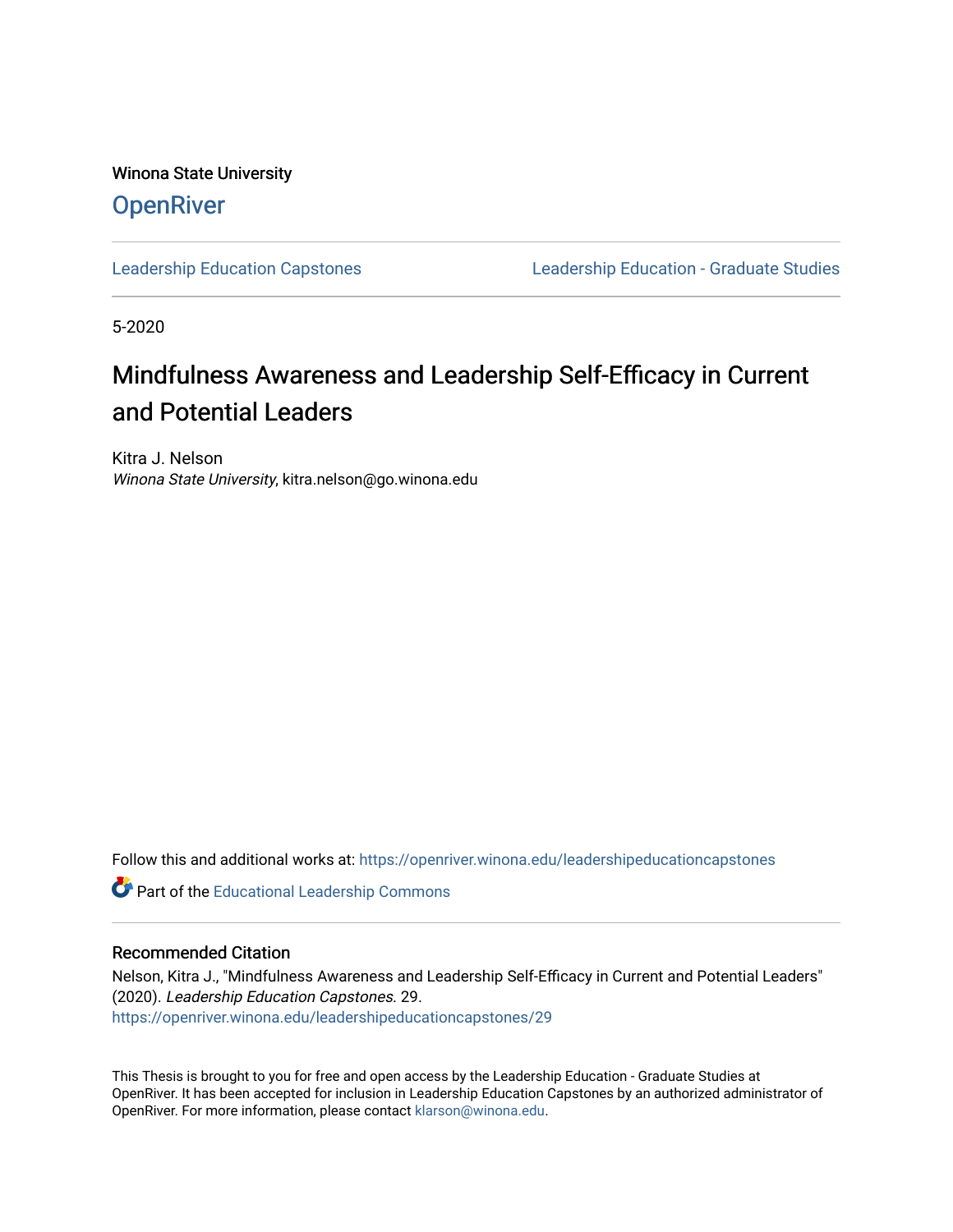Winona State University

**OpenRiver**

Leadership Education Capstones | Leadership Education - Graduate Studies

5-2020

# Mindfulness Awareness and Leadership Self-Efficacy in Current and Potential Leaders

Kitra J. Nelson
*Winona State University*, kitra.nelson@go.winona.edu

Follow this and additional works at: https://openriver.winona.edu/leadershipeducationcapstones

Part of the Educational Leadership Commons

## Recommended Citation

Nelson, Kitra J., "Mindfulness Awareness and Leadership Self-Efficacy in Current and Potential Leaders" (2020). *Leadership Education Capstones*. 29.
https://openriver.winona.edu/leadershipeducationcapstones/29

This Thesis is brought to you for free and open access by the Leadership Education - Graduate Studies at OpenRiver. It has been accepted for inclusion in Leadership Education Capstones by an authorized administrator of OpenRiver. For more information, please contact klarson@winona.edu.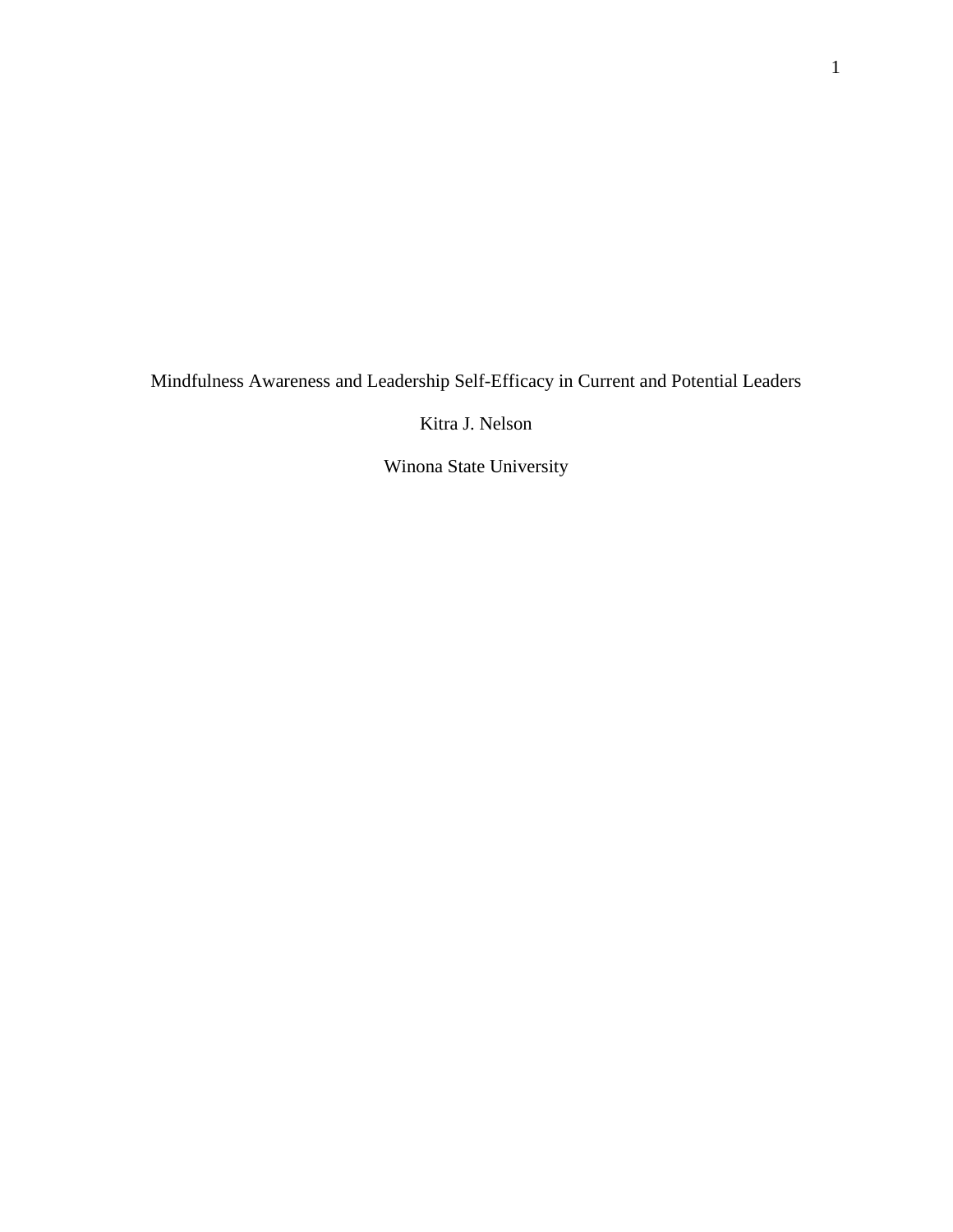Mindfulness Awareness and Leadership Self-Efficacy in Current and Potential Leaders

Kitra J. Nelson

Winona State University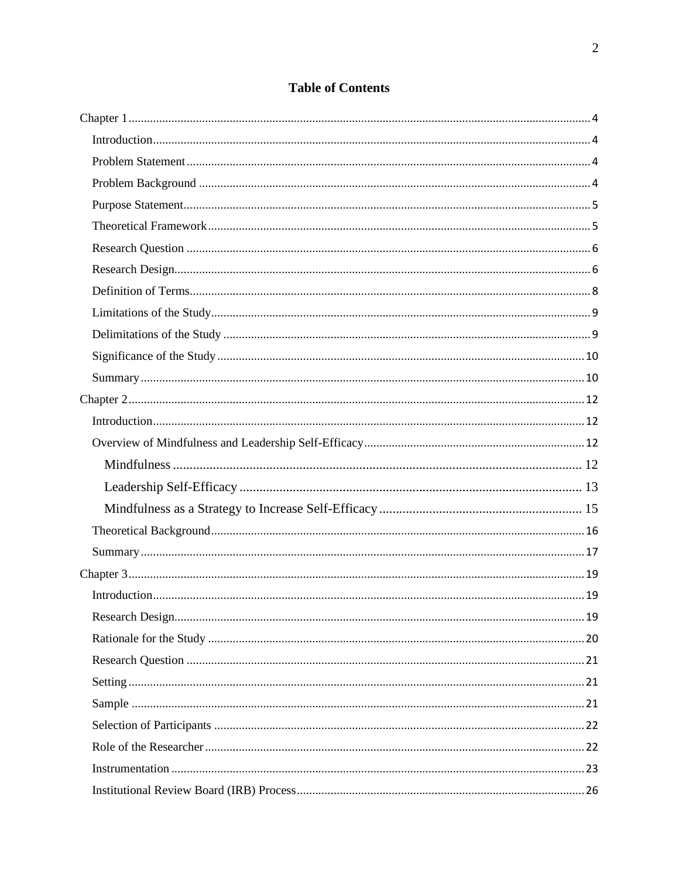# Table of Contents

Chapter 1 ........ 4

- Introduction ........ 4
- Problem Statement ........ 4
- Problem Background ........ 4
- Purpose Statement ........ 5
- Theoretical Framework ........ 5
- Research Question ........ 6
- Research Design ........ 6
- Definition of Terms ........ 8
- Limitations of the Study ........ 9
- Delimitations of the Study ........ 9
- Significance of the Study ........ 10
- Summary ........ 10

Chapter 2 ........ 12

- Introduction ........ 12
- Overview of Mindfulness and Leadership Self-Efficacy ........ 12
  - Mindfulness ........ 12
  - Leadership Self-Efficacy ........ 13
  - Mindfulness as a Strategy to Increase Self-Efficacy ........ 15
- Theoretical Background ........ 16
- Summary ........ 17

Chapter 3 ........ 19

- Introduction ........ 19
- Research Design ........ 19
- Rationale for the Study ........ 20
- Research Question ........ 21
- Setting ........ 21
- Sample ........ 21
- Selection of Participants ........ 22
- Role of the Researcher ........ 22
- Instrumentation ........ 23
- Institutional Review Board (IRB) Process ........ 26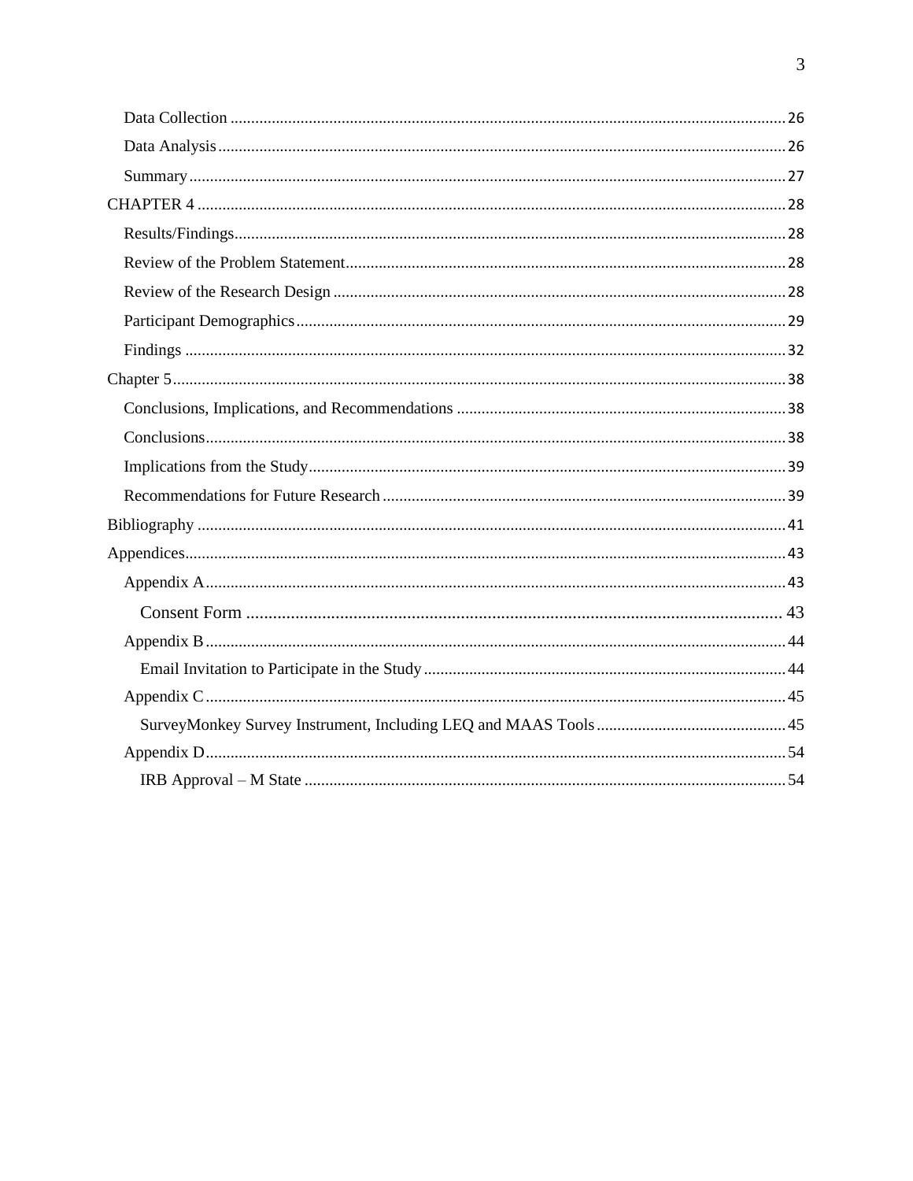Data Collection ........................................................................................................................ 26

Data Analysis ........................................................................................................................... 26

Summary .................................................................................................................................. 27

CHAPTER 4 ................................................................................................................................. 28

Results/Findings ....................................................................................................................... 28

Review of the Problem Statement ............................................................................................ 28

Review of the Research Design ............................................................................................... 28

Participant Demographics ......................................................................................................... 29

Findings ................................................................................................................................... 32

Chapter 5 ...................................................................................................................................... 38

Conclusions, Implications, and Recommendations ................................................................. 38

Conclusions .............................................................................................................................. 38

Implications from the Study ..................................................................................................... 39

Recommendations for Future Research ................................................................................... 39

Bibliography ................................................................................................................................ 41

Appendices ................................................................................................................................... 43

Appendix A ............................................................................................................................... 43

Consent Form ............................................................................................................................ 43

Appendix B ............................................................................................................................... 44

Email Invitation to Participate in the Study ............................................................................ 44

Appendix C ............................................................................................................................... 45

SurveyMonkey Survey Instrument, Including LEQ and MAAS Tools .................................. 45

Appendix D ............................................................................................................................... 54

IRB Approval – M State ........................................................................................................... 54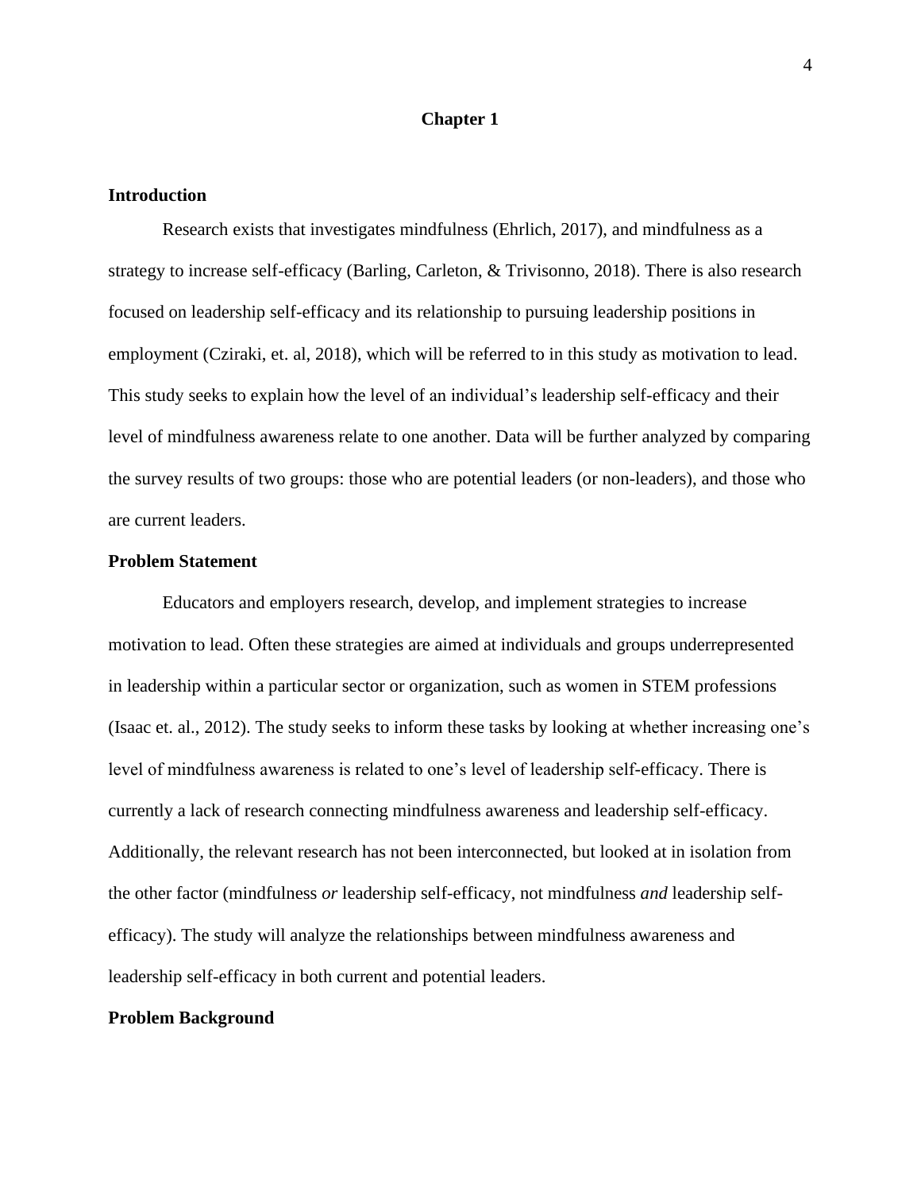# Chapter 1

## Introduction

Research exists that investigates mindfulness (Ehrlich, 2017), and mindfulness as a strategy to increase self-efficacy (Barling, Carleton, & Trivisonno, 2018). There is also research focused on leadership self-efficacy and its relationship to pursuing leadership positions in employment (Cziraki, et. al, 2018), which will be referred to in this study as motivation to lead. This study seeks to explain how the level of an individual's leadership self-efficacy and their level of mindfulness awareness relate to one another. Data will be further analyzed by comparing the survey results of two groups: those who are potential leaders (or non-leaders), and those who are current leaders.

## Problem Statement

Educators and employers research, develop, and implement strategies to increase motivation to lead. Often these strategies are aimed at individuals and groups underrepresented in leadership within a particular sector or organization, such as women in STEM professions (Isaac et. al., 2012). The study seeks to inform these tasks by looking at whether increasing one's level of mindfulness awareness is related to one's level of leadership self-efficacy. There is currently a lack of research connecting mindfulness awareness and leadership self-efficacy. Additionally, the relevant research has not been interconnected, but looked at in isolation from the other factor (mindfulness *or* leadership self-efficacy, not mindfulness *and* leadership self-efficacy). The study will analyze the relationships between mindfulness awareness and leadership self-efficacy in both current and potential leaders.

## Problem Background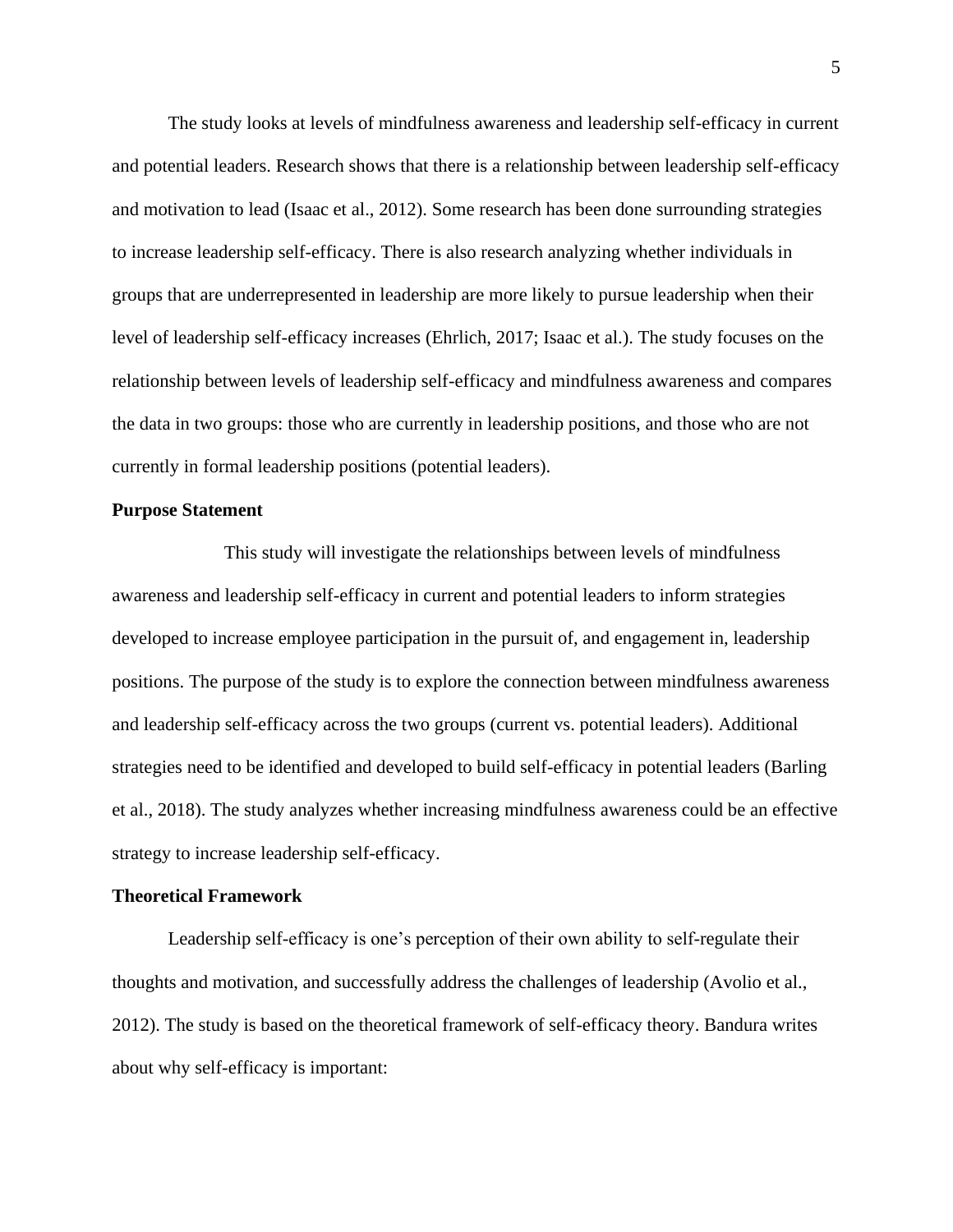The study looks at levels of mindfulness awareness and leadership self-efficacy in current and potential leaders. Research shows that there is a relationship between leadership self-efficacy and motivation to lead (Isaac et al., 2012). Some research has been done surrounding strategies to increase leadership self-efficacy. There is also research analyzing whether individuals in groups that are underrepresented in leadership are more likely to pursue leadership when their level of leadership self-efficacy increases (Ehrlich, 2017; Isaac et al.). The study focuses on the relationship between levels of leadership self-efficacy and mindfulness awareness and compares the data in two groups: those who are currently in leadership positions, and those who are not currently in formal leadership positions (potential leaders).

**Purpose Statement**

This study will investigate the relationships between levels of mindfulness awareness and leadership self-efficacy in current and potential leaders to inform strategies developed to increase employee participation in the pursuit of, and engagement in, leadership positions. The purpose of the study is to explore the connection between mindfulness awareness and leadership self-efficacy across the two groups (current vs. potential leaders). Additional strategies need to be identified and developed to build self-efficacy in potential leaders (Barling et al., 2018). The study analyzes whether increasing mindfulness awareness could be an effective strategy to increase leadership self-efficacy.

**Theoretical Framework**

Leadership self-efficacy is one's perception of their own ability to self-regulate their thoughts and motivation, and successfully address the challenges of leadership (Avolio et al., 2012). The study is based on the theoretical framework of self-efficacy theory. Bandura writes about why self-efficacy is important: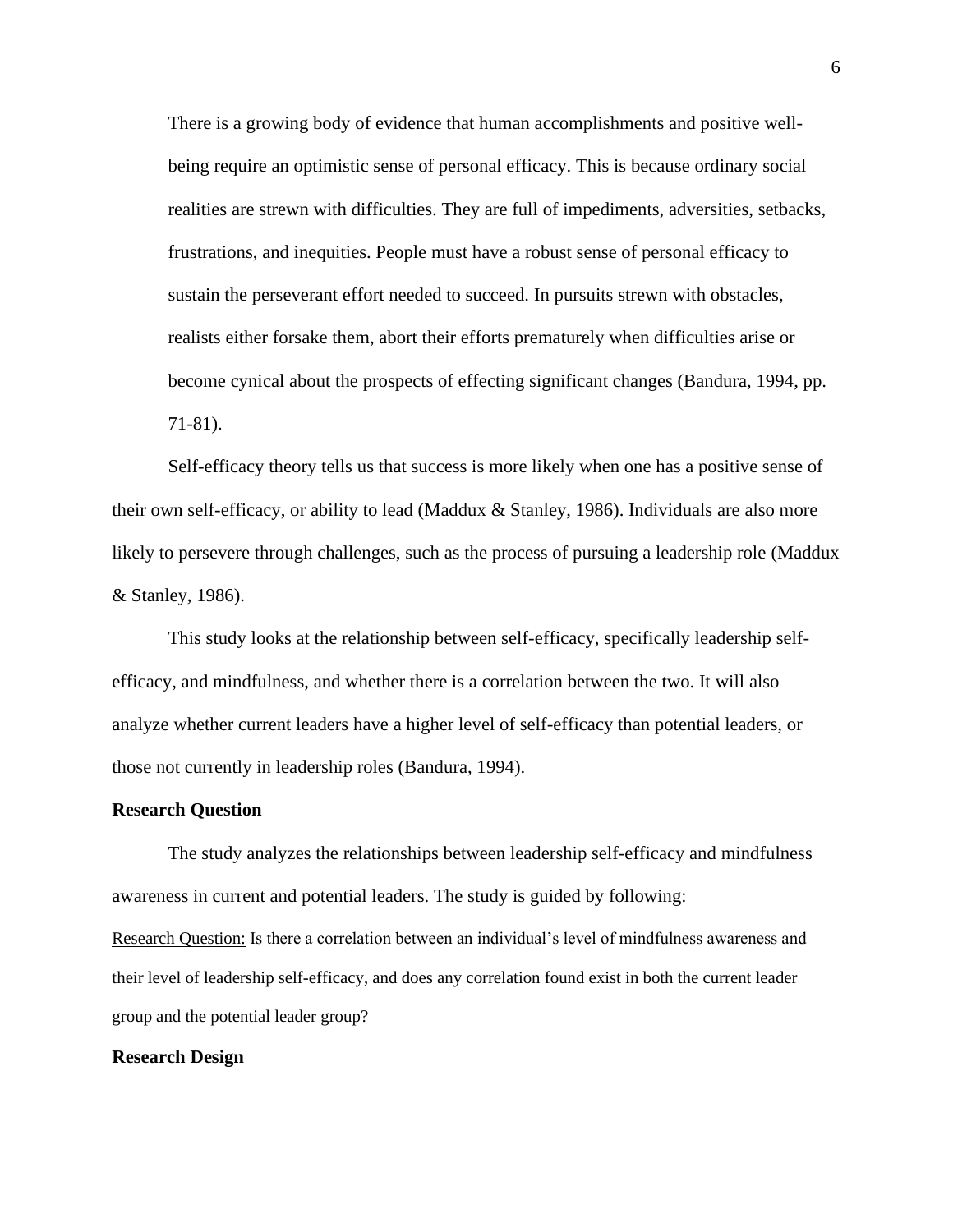> There is a growing body of evidence that human accomplishments and positive well-being require an optimistic sense of personal efficacy. This is because ordinary social realities are strewn with difficulties. They are full of impediments, adversities, setbacks, frustrations, and inequities. People must have a robust sense of personal efficacy to sustain the perseverant effort needed to succeed. In pursuits strewn with obstacles, realists either forsake them, abort their efforts prematurely when difficulties arise or become cynical about the prospects of effecting significant changes (Bandura, 1994, pp. 71-81).

Self-efficacy theory tells us that success is more likely when one has a positive sense of their own self-efficacy, or ability to lead (Maddux & Stanley, 1986). Individuals are also more likely to persevere through challenges, such as the process of pursuing a leadership role (Maddux & Stanley, 1986).

This study looks at the relationship between self-efficacy, specifically leadership self-efficacy, and mindfulness, and whether there is a correlation between the two. It will also analyze whether current leaders have a higher level of self-efficacy than potential leaders, or those not currently in leadership roles (Bandura, 1994).

**Research Question**

The study analyzes the relationships between leadership self-efficacy and mindfulness awareness in current and potential leaders. The study is guided by following:

Research Question: Is there a correlation between an individual's level of mindfulness awareness and their level of leadership self-efficacy, and does any correlation found exist in both the current leader group and the potential leader group?

**Research Design**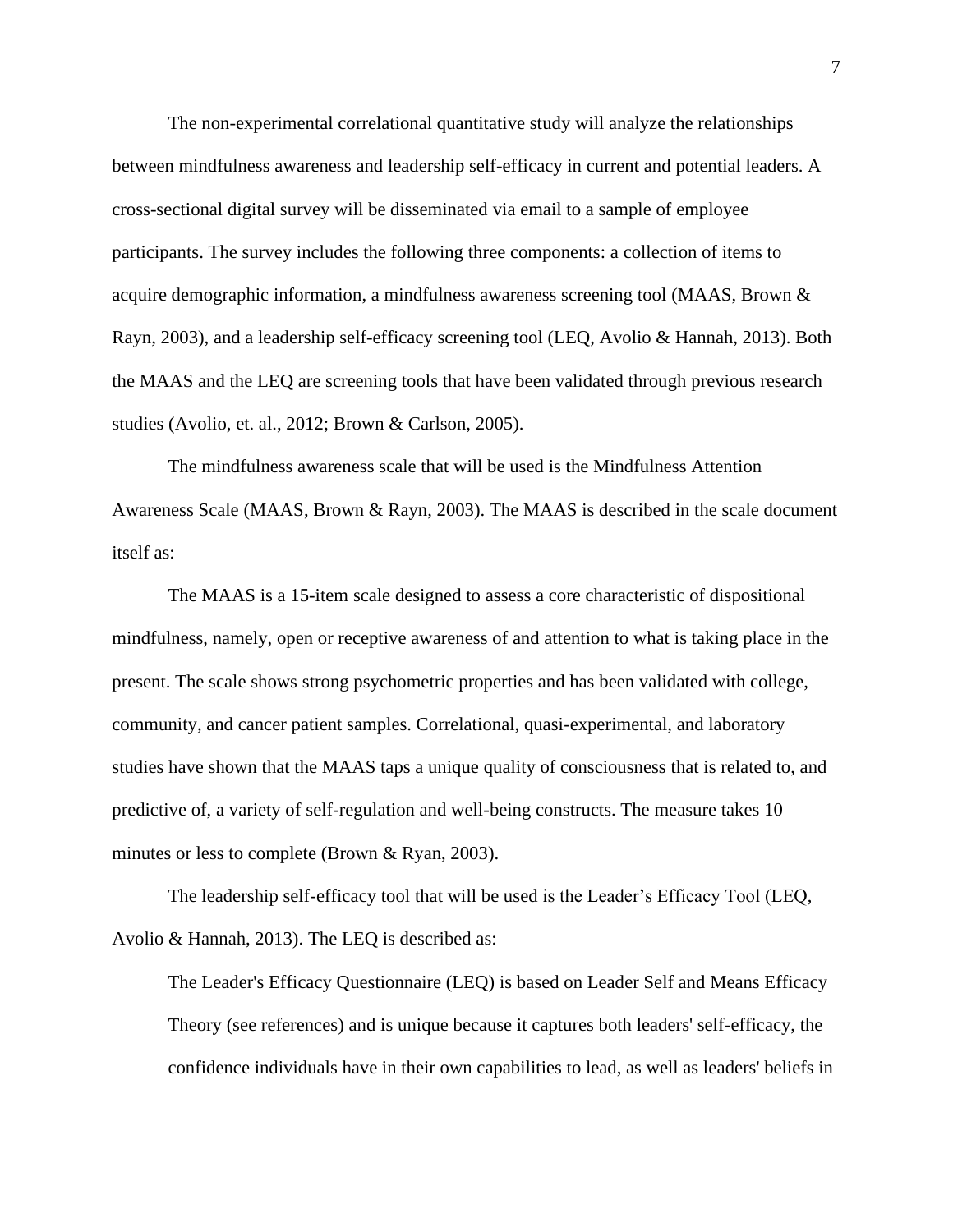The non-experimental correlational quantitative study will analyze the relationships between mindfulness awareness and leadership self-efficacy in current and potential leaders. A cross-sectional digital survey will be disseminated via email to a sample of employee participants. The survey includes the following three components: a collection of items to acquire demographic information, a mindfulness awareness screening tool (MAAS, Brown & Rayn, 2003), and a leadership self-efficacy screening tool (LEQ, Avolio & Hannah, 2013). Both the MAAS and the LEQ are screening tools that have been validated through previous research studies (Avolio, et. al., 2012; Brown & Carlson, 2005).

The mindfulness awareness scale that will be used is the Mindfulness Attention Awareness Scale (MAAS, Brown & Rayn, 2003). The MAAS is described in the scale document itself as:

The MAAS is a 15-item scale designed to assess a core characteristic of dispositional mindfulness, namely, open or receptive awareness of and attention to what is taking place in the present. The scale shows strong psychometric properties and has been validated with college, community, and cancer patient samples. Correlational, quasi-experimental, and laboratory studies have shown that the MAAS taps a unique quality of consciousness that is related to, and predictive of, a variety of self-regulation and well-being constructs. The measure takes 10 minutes or less to complete (Brown & Ryan, 2003).

The leadership self-efficacy tool that will be used is the Leader's Efficacy Tool (LEQ, Avolio & Hannah, 2013). The LEQ is described as:

> The Leader's Efficacy Questionnaire (LEQ) is based on Leader Self and Means Efficacy Theory (see references) and is unique because it captures both leaders' self-efficacy, the confidence individuals have in their own capabilities to lead, as well as leaders' beliefs in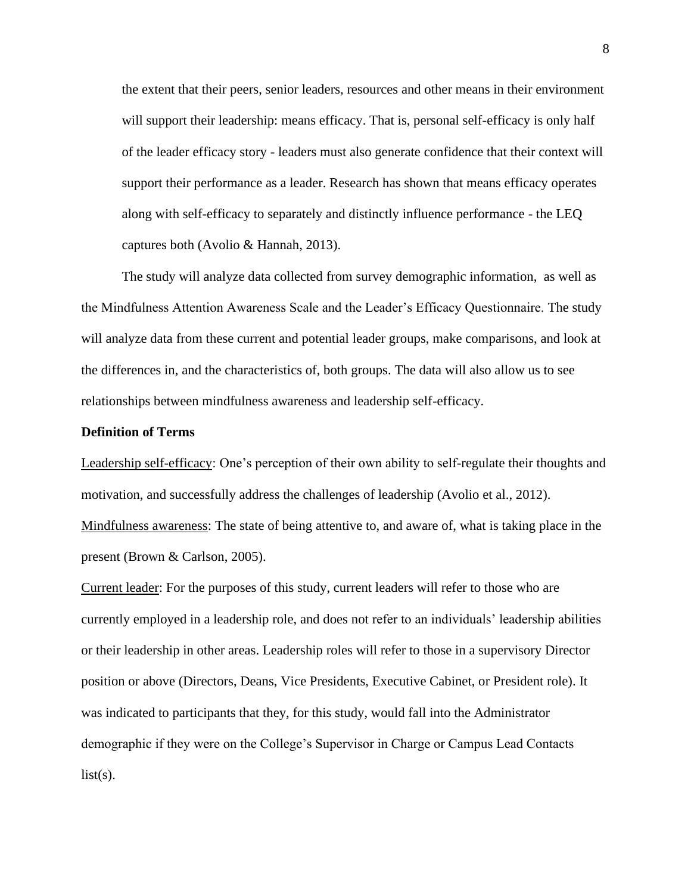the extent that their peers, senior leaders, resources and other means in their environment will support their leadership: means efficacy. That is, personal self-efficacy is only half of the leader efficacy story - leaders must also generate confidence that their context will support their performance as a leader. Research has shown that means efficacy operates along with self-efficacy to separately and distinctly influence performance - the LEQ captures both (Avolio & Hannah, 2013).

The study will analyze data collected from survey demographic information,  as well as the Mindfulness Attention Awareness Scale and the Leader's Efficacy Questionnaire. The study will analyze data from these current and potential leader groups, make comparisons, and look at the differences in, and the characteristics of, both groups. The data will also allow us to see relationships between mindfulness awareness and leadership self-efficacy.

**Definition of Terms**

<u>Leadership self-efficacy</u>: One's perception of their own ability to self-regulate their thoughts and motivation, and successfully address the challenges of leadership (Avolio et al., 2012).

<u>Mindfulness awareness</u>: The state of being attentive to, and aware of, what is taking place in the present (Brown & Carlson, 2005).

<u>Current leader</u>: For the purposes of this study, current leaders will refer to those who are currently employed in a leadership role, and does not refer to an individuals' leadership abilities or their leadership in other areas. Leadership roles will refer to those in a supervisory Director position or above (Directors, Deans, Vice Presidents, Executive Cabinet, or President role). It was indicated to participants that they, for this study, would fall into the Administrator demographic if they were on the College's Supervisor in Charge or Campus Lead Contacts list(s).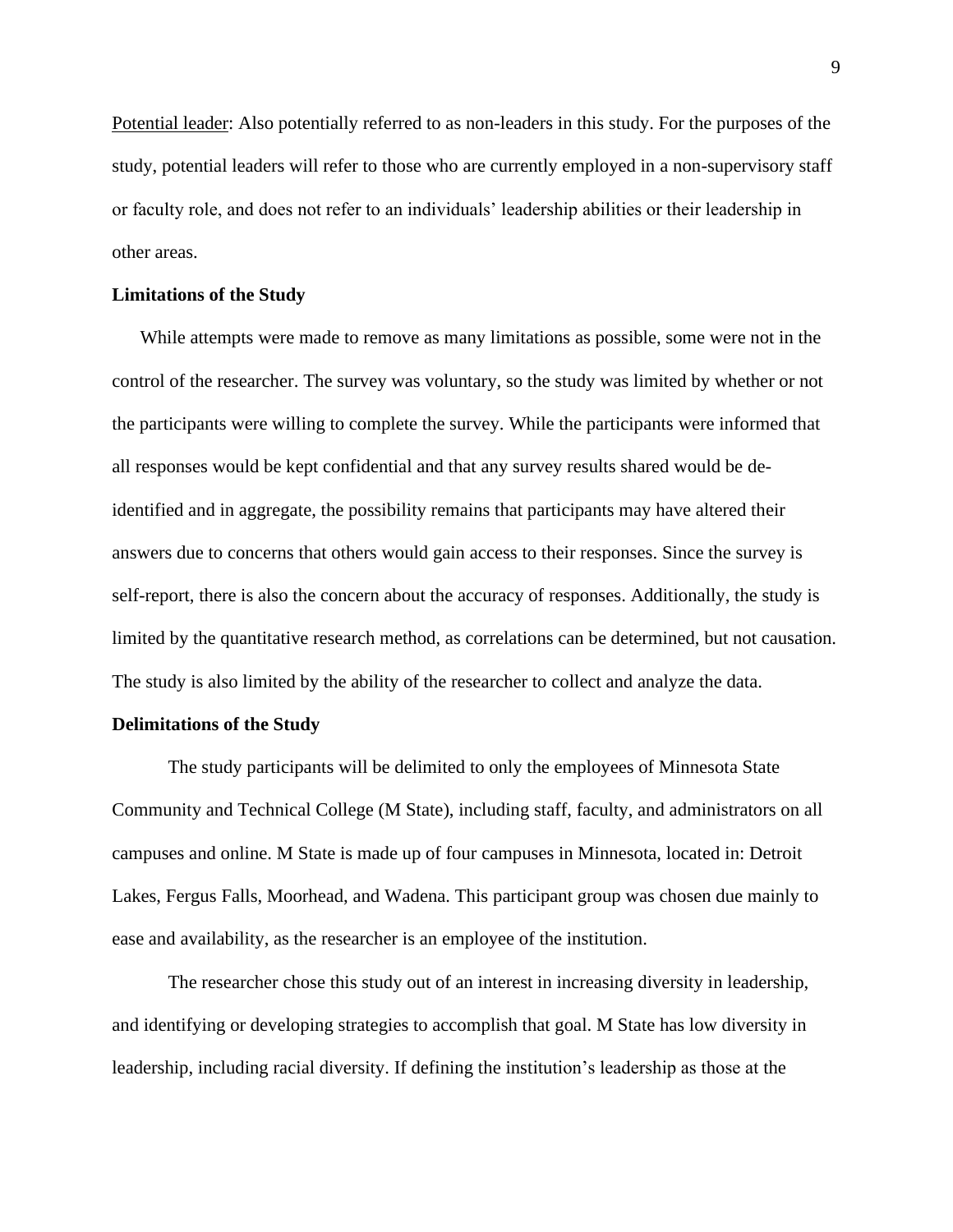Potential leader: Also potentially referred to as non-leaders in this study. For the purposes of the study, potential leaders will refer to those who are currently employed in a non-supervisory staff or faculty role, and does not refer to an individuals' leadership abilities or their leadership in other areas.

### Limitations of the Study

While attempts were made to remove as many limitations as possible, some were not in the control of the researcher. The survey was voluntary, so the study was limited by whether or not the participants were willing to complete the survey. While the participants were informed that all responses would be kept confidential and that any survey results shared would be de-identified and in aggregate, the possibility remains that participants may have altered their answers due to concerns that others would gain access to their responses. Since the survey is self-report, there is also the concern about the accuracy of responses. Additionally, the study is limited by the quantitative research method, as correlations can be determined, but not causation. The study is also limited by the ability of the researcher to collect and analyze the data.

### Delimitations of the Study

The study participants will be delimited to only the employees of Minnesota State Community and Technical College (M State), including staff, faculty, and administrators on all campuses and online. M State is made up of four campuses in Minnesota, located in: Detroit Lakes, Fergus Falls, Moorhead, and Wadena. This participant group was chosen due mainly to ease and availability, as the researcher is an employee of the institution.

The researcher chose this study out of an interest in increasing diversity in leadership, and identifying or developing strategies to accomplish that goal. M State has low diversity in leadership, including racial diversity. If defining the institution's leadership as those at the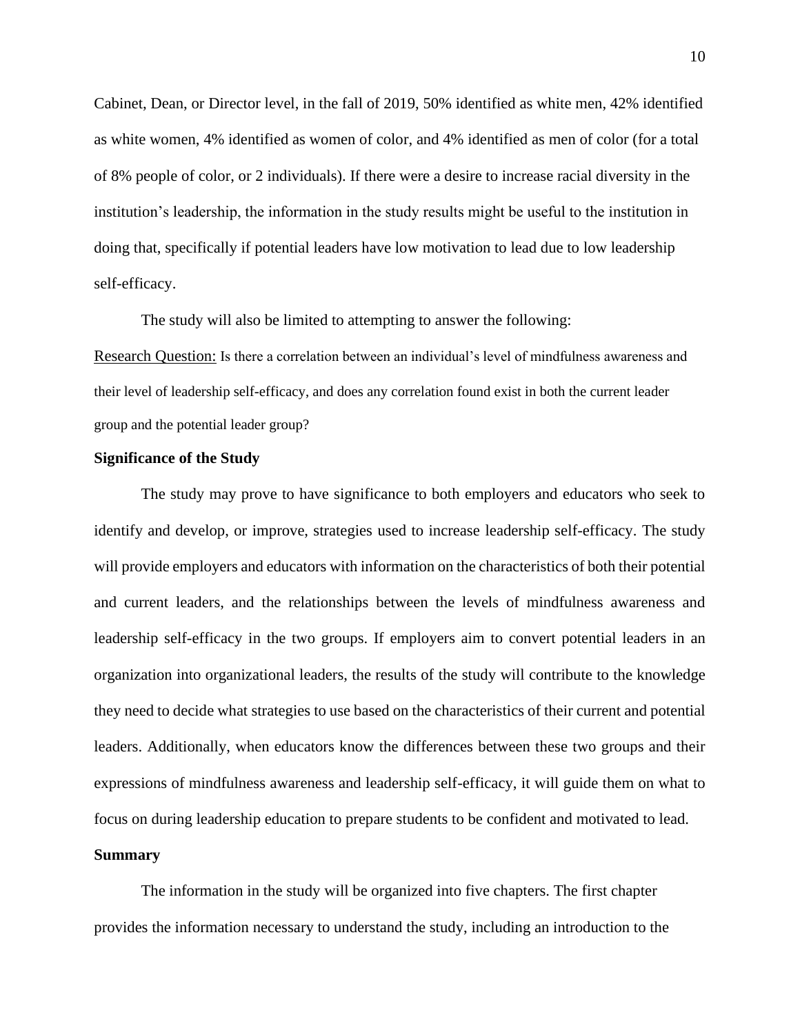Cabinet, Dean, or Director level, in the fall of 2019, 50% identified as white men, 42% identified as white women, 4% identified as women of color, and 4% identified as men of color (for a total of 8% people of color, or 2 individuals). If there were a desire to increase racial diversity in the institution's leadership, the information in the study results might be useful to the institution in doing that, specifically if potential leaders have low motivation to lead due to low leadership self-efficacy.

The study will also be limited to attempting to answer the following:

Research Question: Is there a correlation between an individual's level of mindfulness awareness and their level of leadership self-efficacy, and does any correlation found exist in both the current leader group and the potential leader group?

**Significance of the Study**

The study may prove to have significance to both employers and educators who seek to identify and develop, or improve, strategies used to increase leadership self-efficacy. The study will provide employers and educators with information on the characteristics of both their potential and current leaders, and the relationships between the levels of mindfulness awareness and leadership self-efficacy in the two groups. If employers aim to convert potential leaders in an organization into organizational leaders, the results of the study will contribute to the knowledge they need to decide what strategies to use based on the characteristics of their current and potential leaders. Additionally, when educators know the differences between these two groups and their expressions of mindfulness awareness and leadership self-efficacy, it will guide them on what to focus on during leadership education to prepare students to be confident and motivated to lead.

**Summary**

The information in the study will be organized into five chapters. The first chapter provides the information necessary to understand the study, including an introduction to the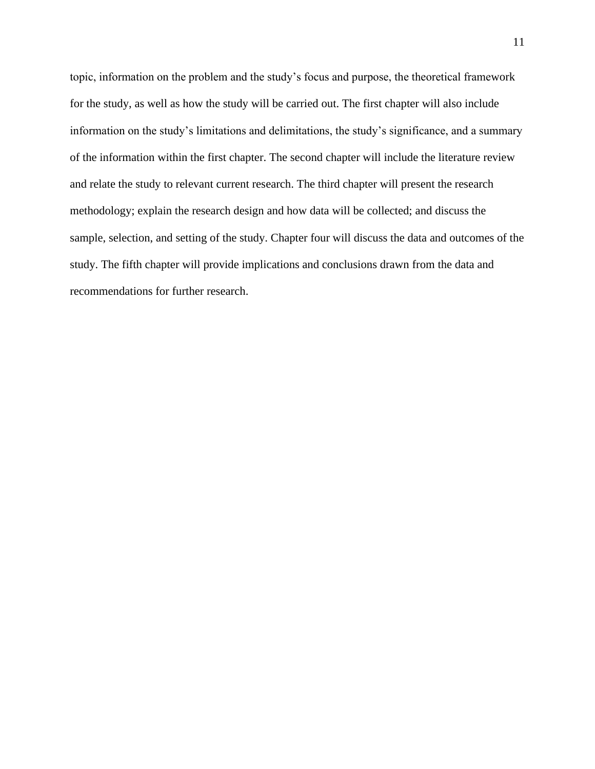topic, information on the problem and the study's focus and purpose, the theoretical framework for the study, as well as how the study will be carried out. The first chapter will also include information on the study's limitations and delimitations, the study's significance, and a summary of the information within the first chapter. The second chapter will include the literature review and relate the study to relevant current research. The third chapter will present the research methodology; explain the research design and how data will be collected; and discuss the sample, selection, and setting of the study. Chapter four will discuss the data and outcomes of the study. The fifth chapter will provide implications and conclusions drawn from the data and recommendations for further research.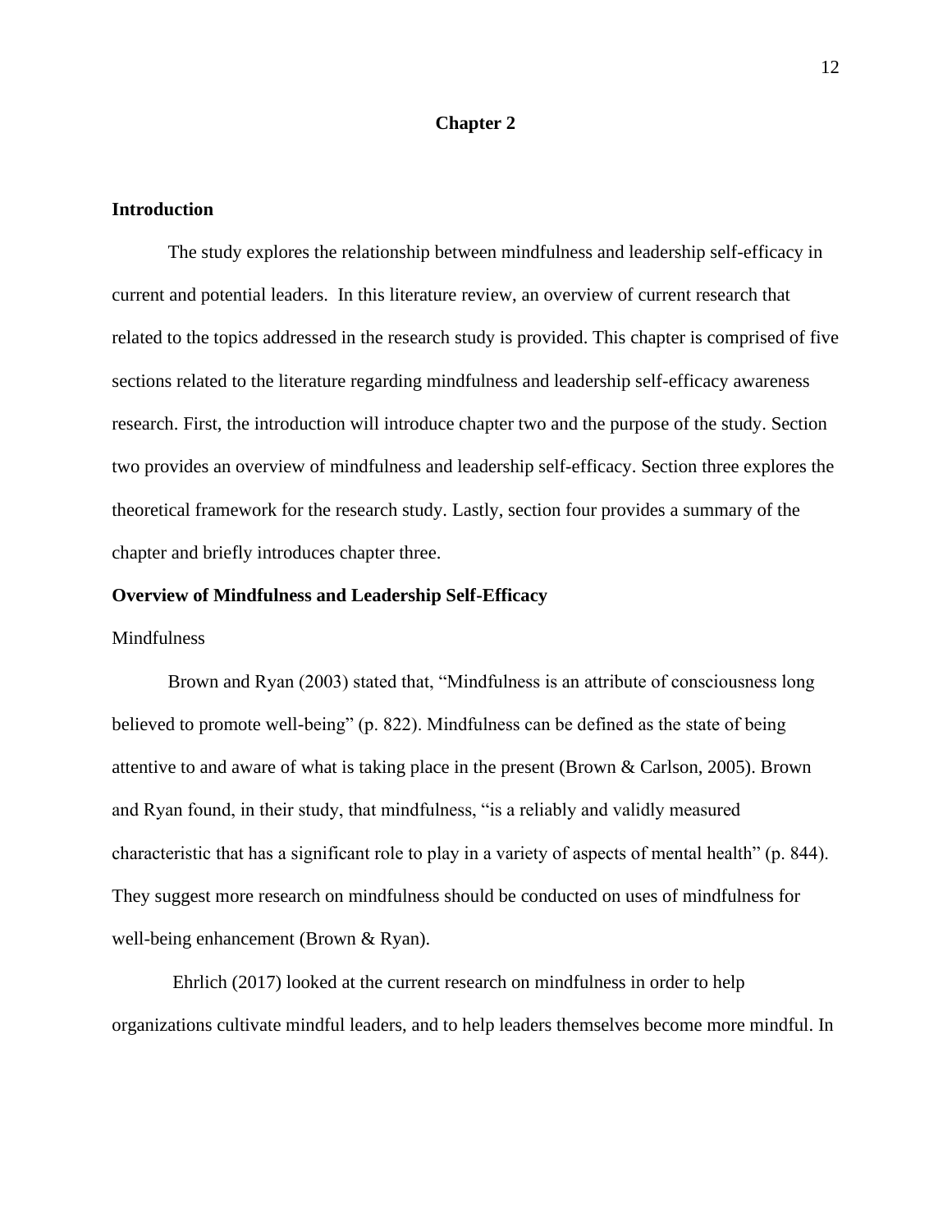# Chapter 2

## Introduction

The study explores the relationship between mindfulness and leadership self-efficacy in current and potential leaders. In this literature review, an overview of current research that related to the topics addressed in the research study is provided. This chapter is comprised of five sections related to the literature regarding mindfulness and leadership self-efficacy awareness research. First, the introduction will introduce chapter two and the purpose of the study. Section two provides an overview of mindfulness and leadership self-efficacy. Section three explores the theoretical framework for the research study. Lastly, section four provides a summary of the chapter and briefly introduces chapter three.

## Overview of Mindfulness and Leadership Self-Efficacy

### Mindfulness

Brown and Ryan (2003) stated that, "Mindfulness is an attribute of consciousness long believed to promote well-being" (p. 822). Mindfulness can be defined as the state of being attentive to and aware of what is taking place in the present (Brown & Carlson, 2005). Brown and Ryan found, in their study, that mindfulness, "is a reliably and validly measured characteristic that has a significant role to play in a variety of aspects of mental health" (p. 844). They suggest more research on mindfulness should be conducted on uses of mindfulness for well-being enhancement (Brown & Ryan).

Ehrlich (2017) looked at the current research on mindfulness in order to help organizations cultivate mindful leaders, and to help leaders themselves become more mindful. In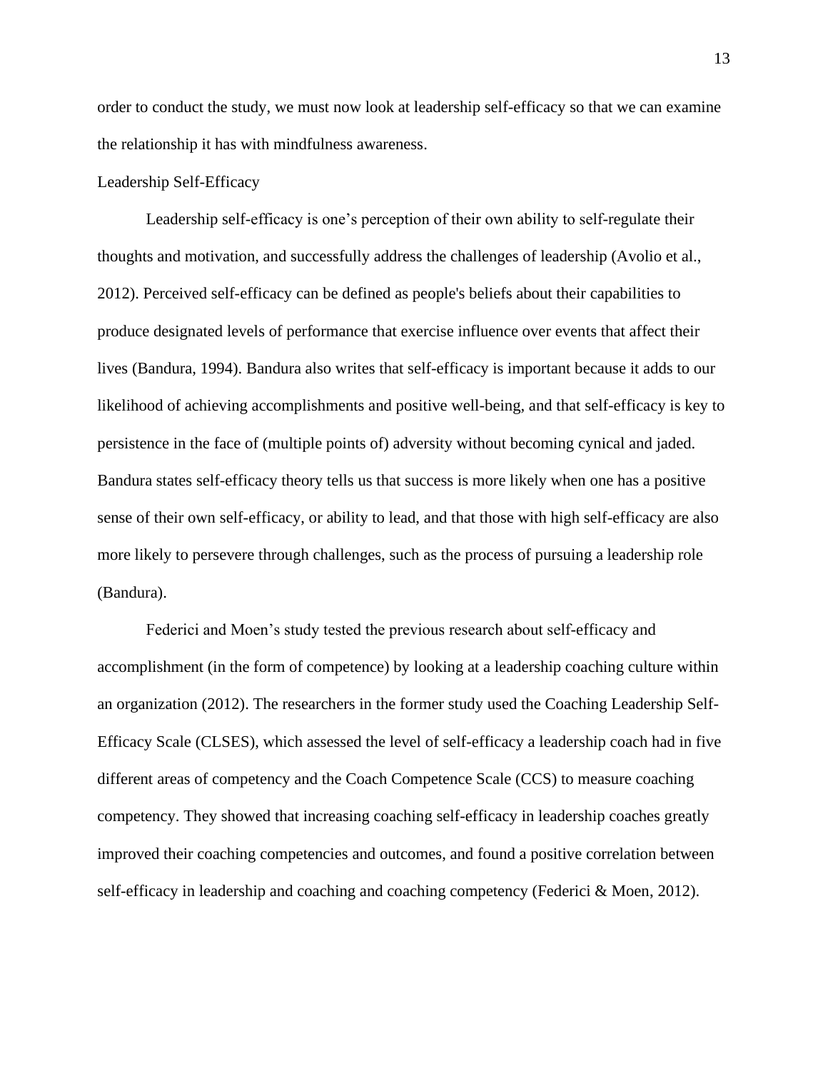order to conduct the study, we must now look at leadership self-efficacy so that we can examine the relationship it has with mindfulness awareness.

## Leadership Self-Efficacy

Leadership self-efficacy is one's perception of their own ability to self-regulate their thoughts and motivation, and successfully address the challenges of leadership (Avolio et al., 2012). Perceived self-efficacy can be defined as people's beliefs about their capabilities to produce designated levels of performance that exercise influence over events that affect their lives (Bandura, 1994). Bandura also writes that self-efficacy is important because it adds to our likelihood of achieving accomplishments and positive well-being, and that self-efficacy is key to persistence in the face of (multiple points of) adversity without becoming cynical and jaded. Bandura states self-efficacy theory tells us that success is more likely when one has a positive sense of their own self-efficacy, or ability to lead, and that those with high self-efficacy are also more likely to persevere through challenges, such as the process of pursuing a leadership role (Bandura).

Federici and Moen's study tested the previous research about self-efficacy and accomplishment (in the form of competence) by looking at a leadership coaching culture within an organization (2012). The researchers in the former study used the Coaching Leadership Self-Efficacy Scale (CLSES), which assessed the level of self-efficacy a leadership coach had in five different areas of competency and the Coach Competence Scale (CCS) to measure coaching competency. They showed that increasing coaching self-efficacy in leadership coaches greatly improved their coaching competencies and outcomes, and found a positive correlation between self-efficacy in leadership and coaching and coaching competency (Federici & Moen, 2012).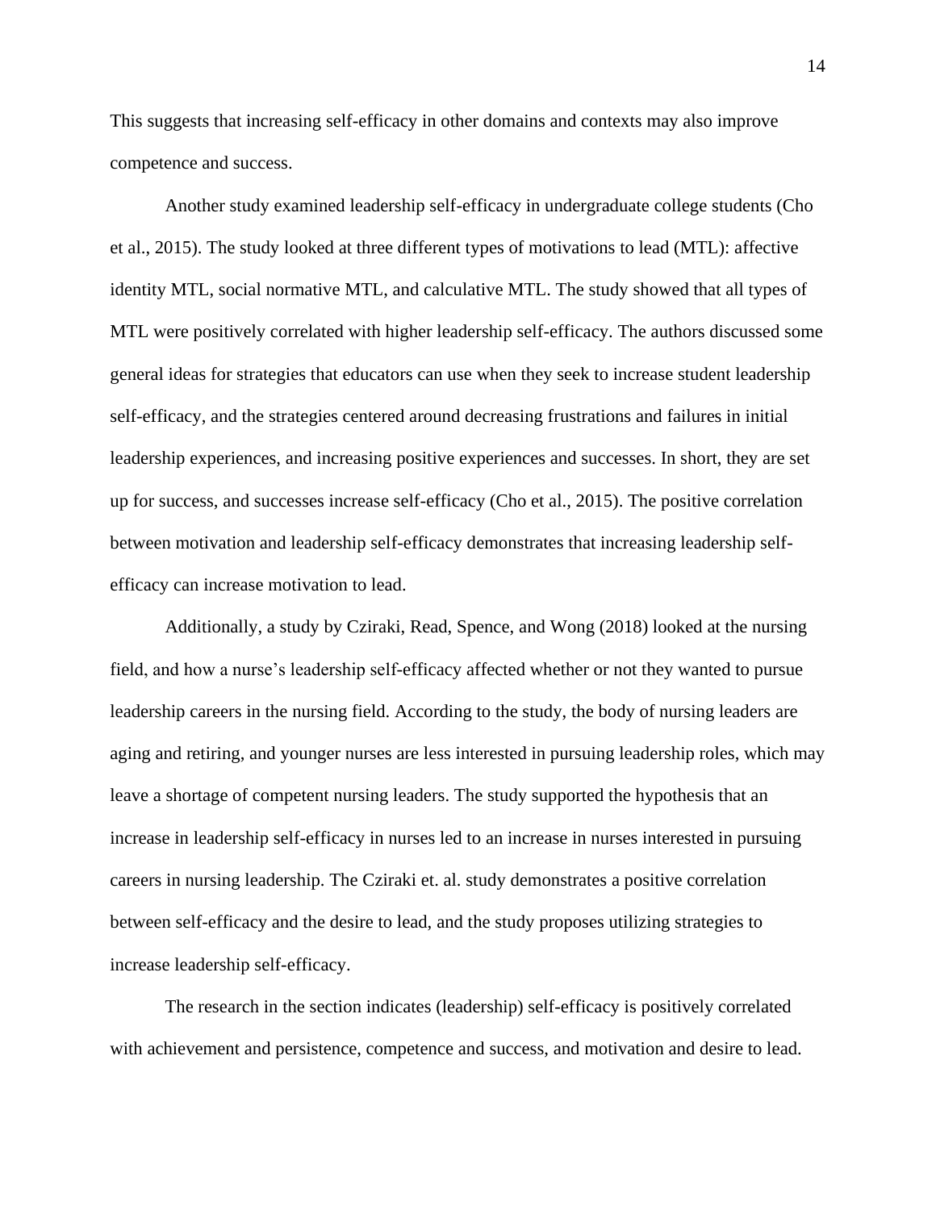This suggests that increasing self-efficacy in other domains and contexts may also improve competence and success.

Another study examined leadership self-efficacy in undergraduate college students (Cho et al., 2015). The study looked at three different types of motivations to lead (MTL): affective identity MTL, social normative MTL, and calculative MTL. The study showed that all types of MTL were positively correlated with higher leadership self-efficacy. The authors discussed some general ideas for strategies that educators can use when they seek to increase student leadership self-efficacy, and the strategies centered around decreasing frustrations and failures in initial leadership experiences, and increasing positive experiences and successes. In short, they are set up for success, and successes increase self-efficacy (Cho et al., 2015). The positive correlation between motivation and leadership self-efficacy demonstrates that increasing leadership self-efficacy can increase motivation to lead.

Additionally, a study by Cziraki, Read, Spence, and Wong (2018) looked at the nursing field, and how a nurse's leadership self-efficacy affected whether or not they wanted to pursue leadership careers in the nursing field. According to the study, the body of nursing leaders are aging and retiring, and younger nurses are less interested in pursuing leadership roles, which may leave a shortage of competent nursing leaders. The study supported the hypothesis that an increase in leadership self-efficacy in nurses led to an increase in nurses interested in pursuing careers in nursing leadership. The Cziraki et. al. study demonstrates a positive correlation between self-efficacy and the desire to lead, and the study proposes utilizing strategies to increase leadership self-efficacy.

The research in the section indicates (leadership) self-efficacy is positively correlated with achievement and persistence, competence and success, and motivation and desire to lead.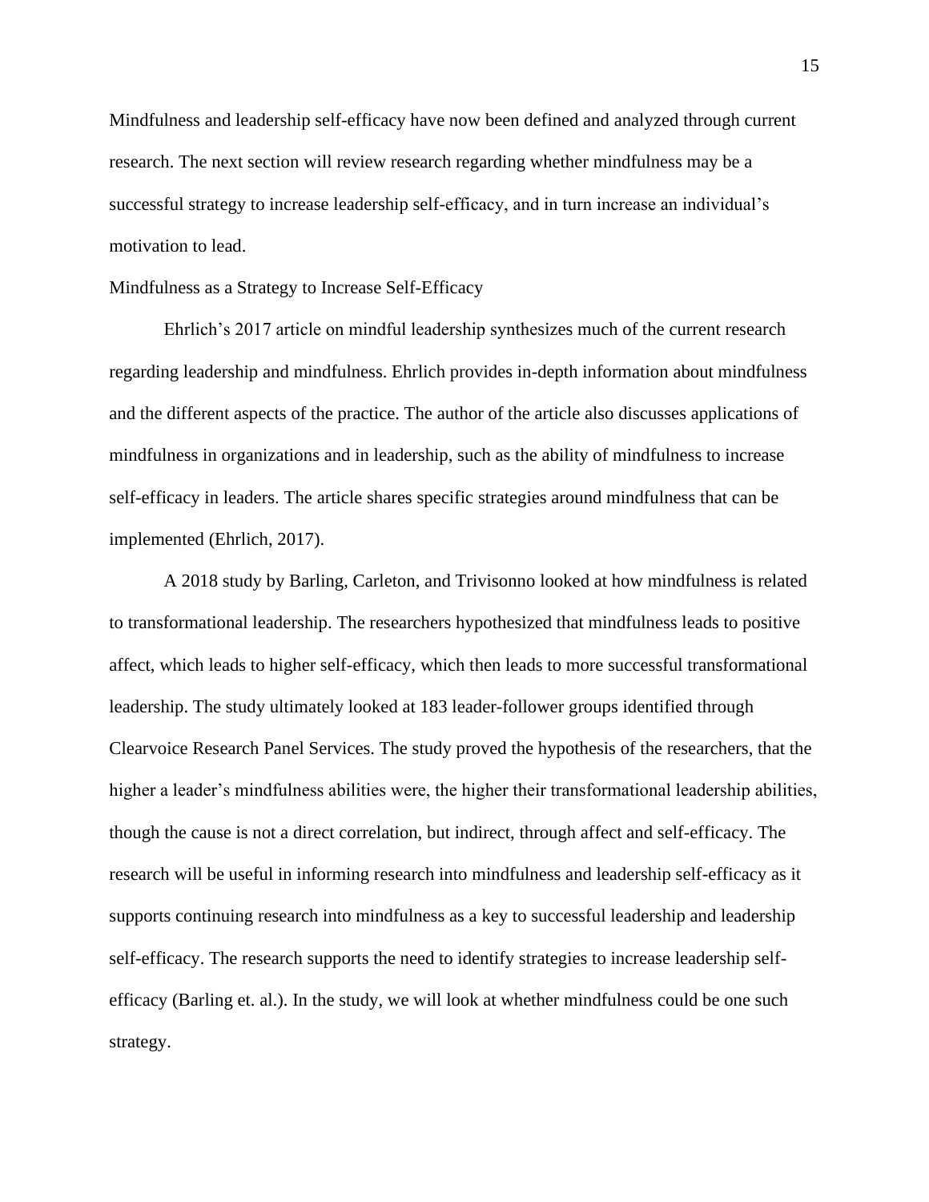Mindfulness and leadership self-efficacy have now been defined and analyzed through current research. The next section will review research regarding whether mindfulness may be a successful strategy to increase leadership self-efficacy, and in turn increase an individual's motivation to lead.

## Mindfulness as a Strategy to Increase Self-Efficacy

Ehrlich's 2017 article on mindful leadership synthesizes much of the current research regarding leadership and mindfulness. Ehrlich provides in-depth information about mindfulness and the different aspects of the practice. The author of the article also discusses applications of mindfulness in organizations and in leadership, such as the ability of mindfulness to increase self-efficacy in leaders. The article shares specific strategies around mindfulness that can be implemented (Ehrlich, 2017).

A 2018 study by Barling, Carleton, and Trivisonno looked at how mindfulness is related to transformational leadership. The researchers hypothesized that mindfulness leads to positive affect, which leads to higher self-efficacy, which then leads to more successful transformational leadership. The study ultimately looked at 183 leader-follower groups identified through Clearvoice Research Panel Services. The study proved the hypothesis of the researchers, that the higher a leader's mindfulness abilities were, the higher their transformational leadership abilities, though the cause is not a direct correlation, but indirect, through affect and self-efficacy. The research will be useful in informing research into mindfulness and leadership self-efficacy as it supports continuing research into mindfulness as a key to successful leadership and leadership self-efficacy. The research supports the need to identify strategies to increase leadership self-efficacy (Barling et. al.). In the study, we will look at whether mindfulness could be one such strategy.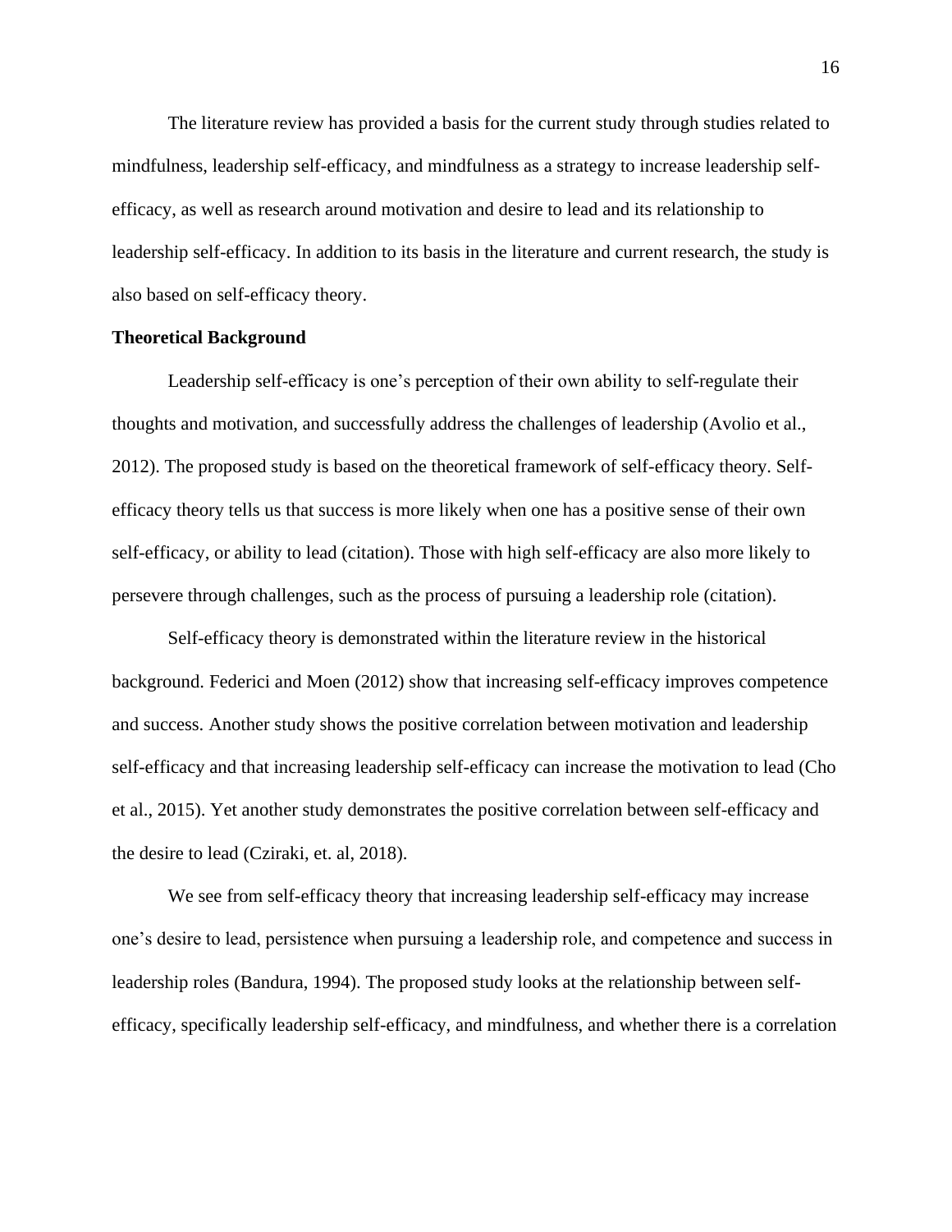The literature review has provided a basis for the current study through studies related to mindfulness, leadership self-efficacy, and mindfulness as a strategy to increase leadership self-efficacy, as well as research around motivation and desire to lead and its relationship to leadership self-efficacy. In addition to its basis in the literature and current research, the study is also based on self-efficacy theory.

**Theoretical Background**

Leadership self-efficacy is one's perception of their own ability to self-regulate their thoughts and motivation, and successfully address the challenges of leadership (Avolio et al., 2012). The proposed study is based on the theoretical framework of self-efficacy theory. Self-efficacy theory tells us that success is more likely when one has a positive sense of their own self-efficacy, or ability to lead (citation). Those with high self-efficacy are also more likely to persevere through challenges, such as the process of pursuing a leadership role (citation).

Self-efficacy theory is demonstrated within the literature review in the historical background. Federici and Moen (2012) show that increasing self-efficacy improves competence and success. Another study shows the positive correlation between motivation and leadership self-efficacy and that increasing leadership self-efficacy can increase the motivation to lead (Cho et al., 2015). Yet another study demonstrates the positive correlation between self-efficacy and the desire to lead (Cziraki, et. al, 2018).

We see from self-efficacy theory that increasing leadership self-efficacy may increase one's desire to lead, persistence when pursuing a leadership role, and competence and success in leadership roles (Bandura, 1994). The proposed study looks at the relationship between self-efficacy, specifically leadership self-efficacy, and mindfulness, and whether there is a correlation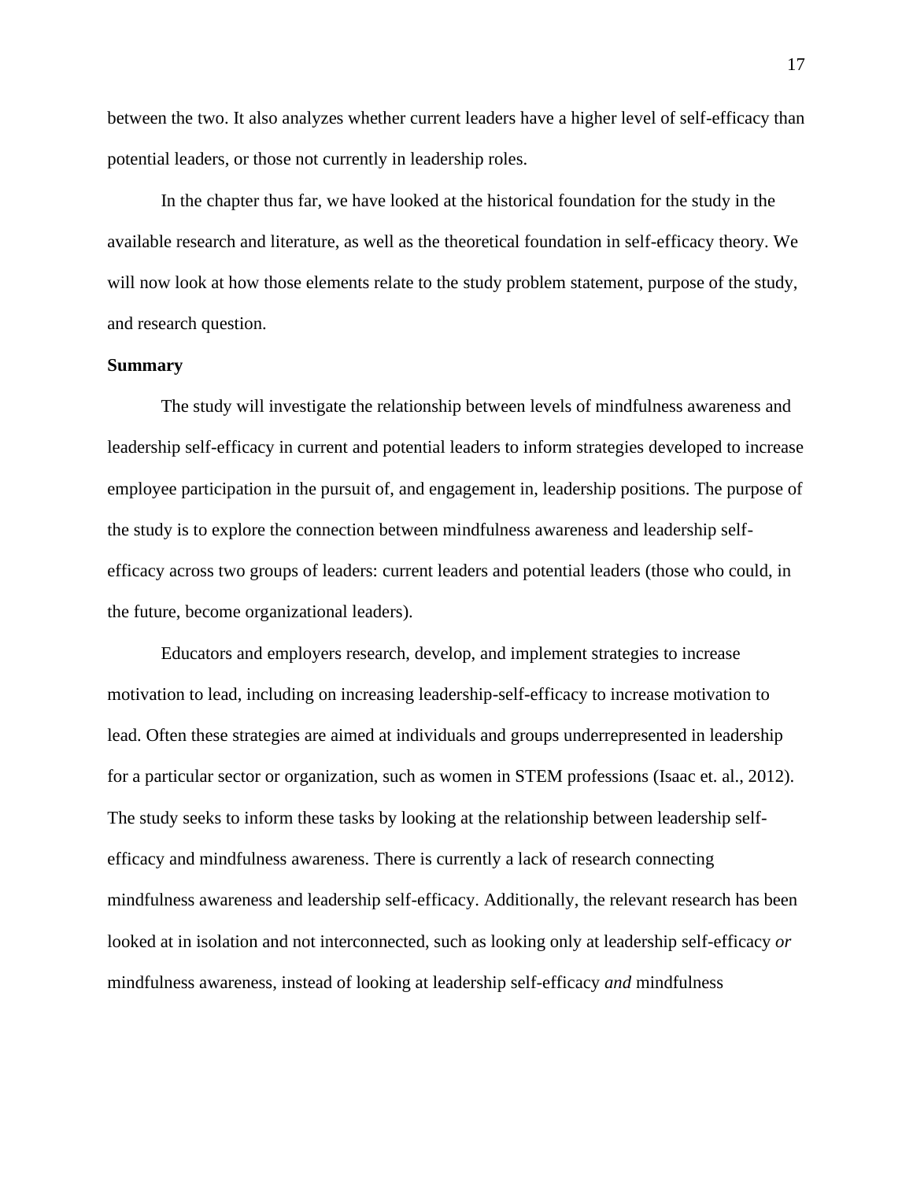between the two. It also analyzes whether current leaders have a higher level of self-efficacy than potential leaders, or those not currently in leadership roles.

In the chapter thus far, we have looked at the historical foundation for the study in the available research and literature, as well as the theoretical foundation in self-efficacy theory. We will now look at how those elements relate to the study problem statement, purpose of the study, and research question.

**Summary**

The study will investigate the relationship between levels of mindfulness awareness and leadership self-efficacy in current and potential leaders to inform strategies developed to increase employee participation in the pursuit of, and engagement in, leadership positions. The purpose of the study is to explore the connection between mindfulness awareness and leadership self-efficacy across two groups of leaders: current leaders and potential leaders (those who could, in the future, become organizational leaders).

Educators and employers research, develop, and implement strategies to increase motivation to lead, including on increasing leadership-self-efficacy to increase motivation to lead. Often these strategies are aimed at individuals and groups underrepresented in leadership for a particular sector or organization, such as women in STEM professions (Isaac et. al., 2012). The study seeks to inform these tasks by looking at the relationship between leadership self-efficacy and mindfulness awareness. There is currently a lack of research connecting mindfulness awareness and leadership self-efficacy. Additionally, the relevant research has been looked at in isolation and not interconnected, such as looking only at leadership self-efficacy *or* mindfulness awareness, instead of looking at leadership self-efficacy *and* mindfulness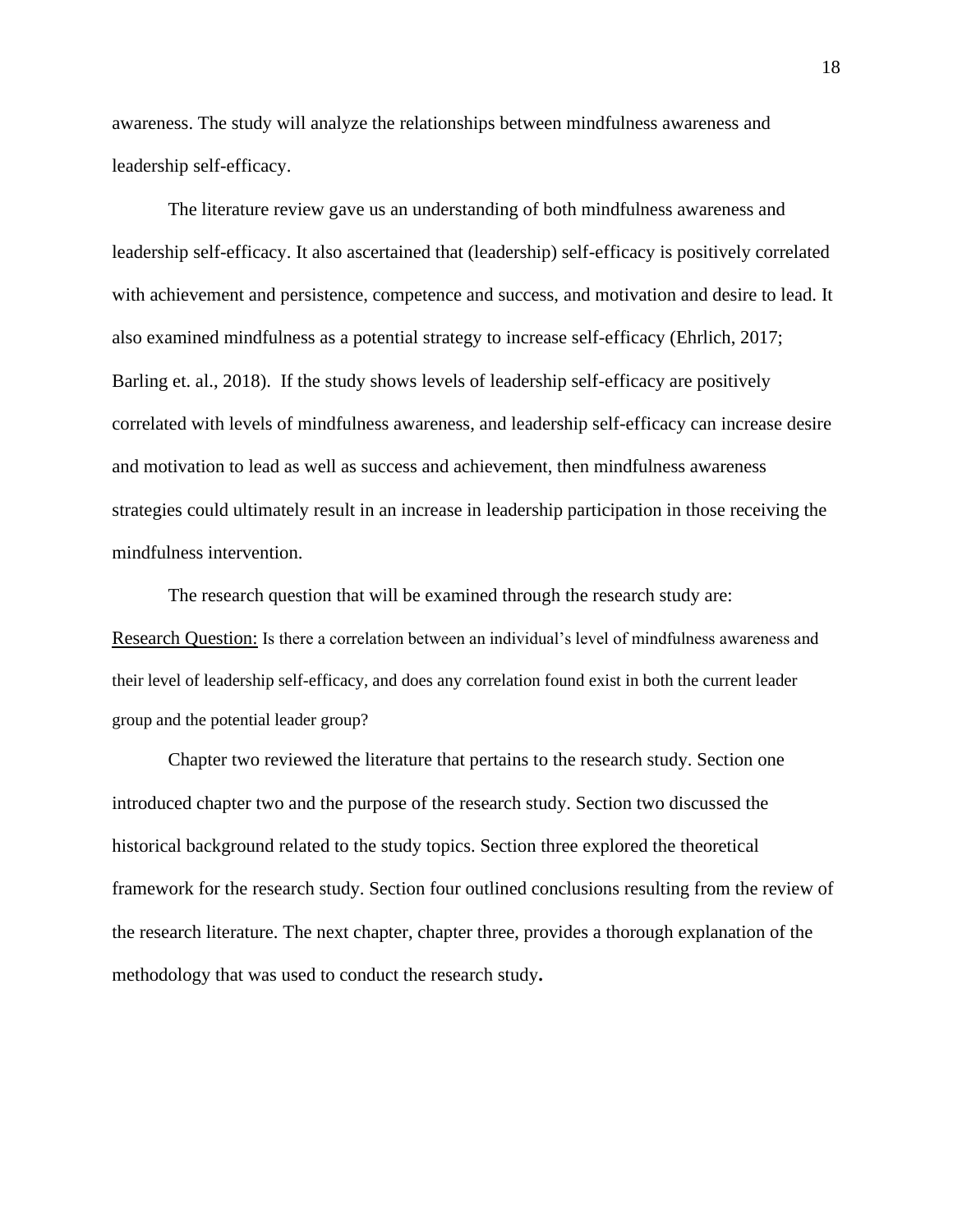awareness. The study will analyze the relationships between mindfulness awareness and leadership self-efficacy.

The literature review gave us an understanding of both mindfulness awareness and leadership self-efficacy. It also ascertained that (leadership) self-efficacy is positively correlated with achievement and persistence, competence and success, and motivation and desire to lead. It also examined mindfulness as a potential strategy to increase self-efficacy (Ehrlich, 2017; Barling et. al., 2018). If the study shows levels of leadership self-efficacy are positively correlated with levels of mindfulness awareness, and leadership self-efficacy can increase desire and motivation to lead as well as success and achievement, then mindfulness awareness strategies could ultimately result in an increase in leadership participation in those receiving the mindfulness intervention.

The research question that will be examined through the research study are:

<u>Research Question:</u> Is there a correlation between an individual's level of mindfulness awareness and their level of leadership self-efficacy, and does any correlation found exist in both the current leader group and the potential leader group?

Chapter two reviewed the literature that pertains to the research study. Section one introduced chapter two and the purpose of the research study. Section two discussed the historical background related to the study topics. Section three explored the theoretical framework for the research study. Section four outlined conclusions resulting from the review of the research literature. The next chapter, chapter three, provides a thorough explanation of the methodology that was used to conduct the research study**.**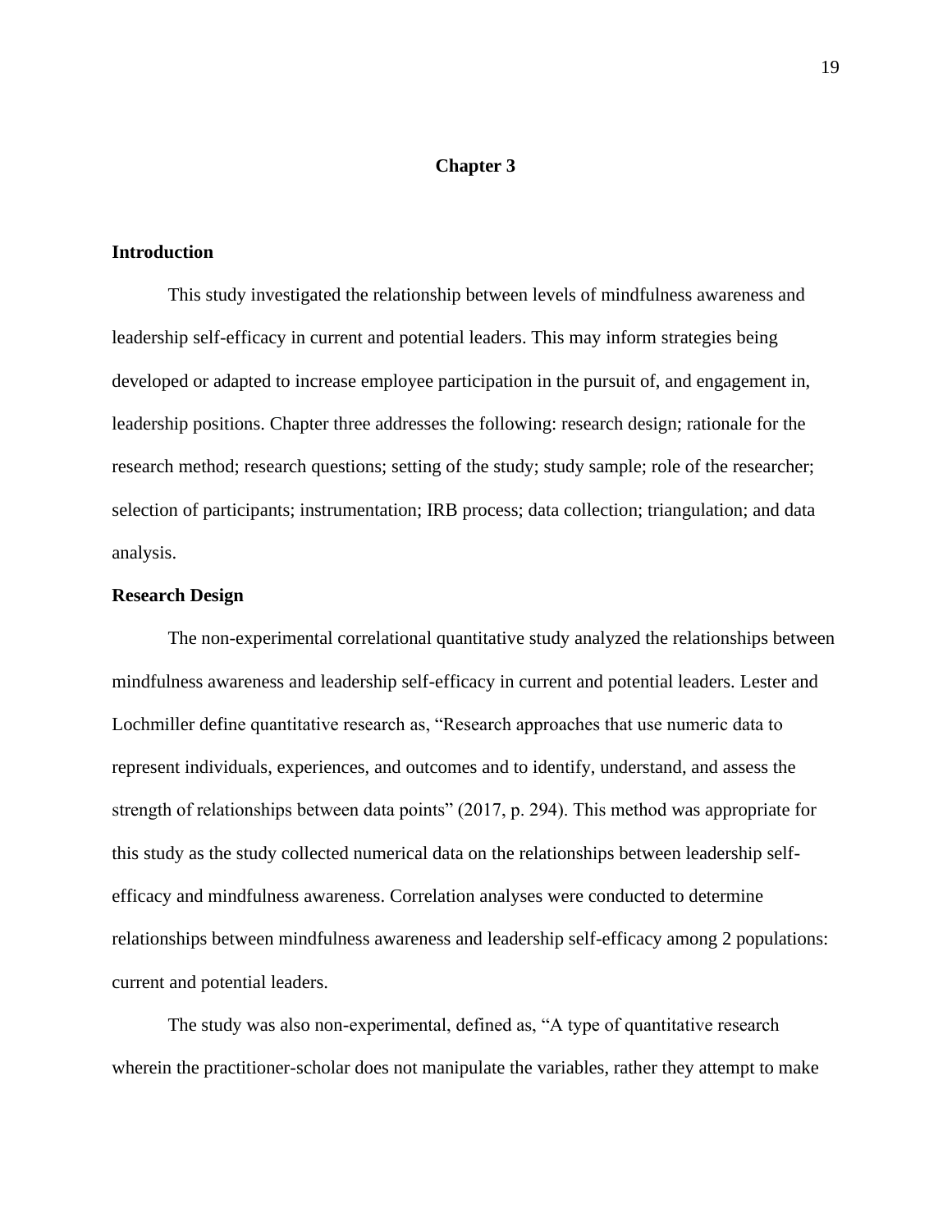# Chapter 3

## Introduction

This study investigated the relationship between levels of mindfulness awareness and leadership self-efficacy in current and potential leaders. This may inform strategies being developed or adapted to increase employee participation in the pursuit of, and engagement in, leadership positions. Chapter three addresses the following: research design; rationale for the research method; research questions; setting of the study; study sample; role of the researcher; selection of participants; instrumentation; IRB process; data collection; triangulation; and data analysis.

## Research Design

The non-experimental correlational quantitative study analyzed the relationships between mindfulness awareness and leadership self-efficacy in current and potential leaders. Lester and Lochmiller define quantitative research as, "Research approaches that use numeric data to represent individuals, experiences, and outcomes and to identify, understand, and assess the strength of relationships between data points" (2017, p. 294). This method was appropriate for this study as the study collected numerical data on the relationships between leadership self-efficacy and mindfulness awareness. Correlation analyses were conducted to determine relationships between mindfulness awareness and leadership self-efficacy among 2 populations: current and potential leaders.

The study was also non-experimental, defined as, "A type of quantitative research wherein the practitioner-scholar does not manipulate the variables, rather they attempt to make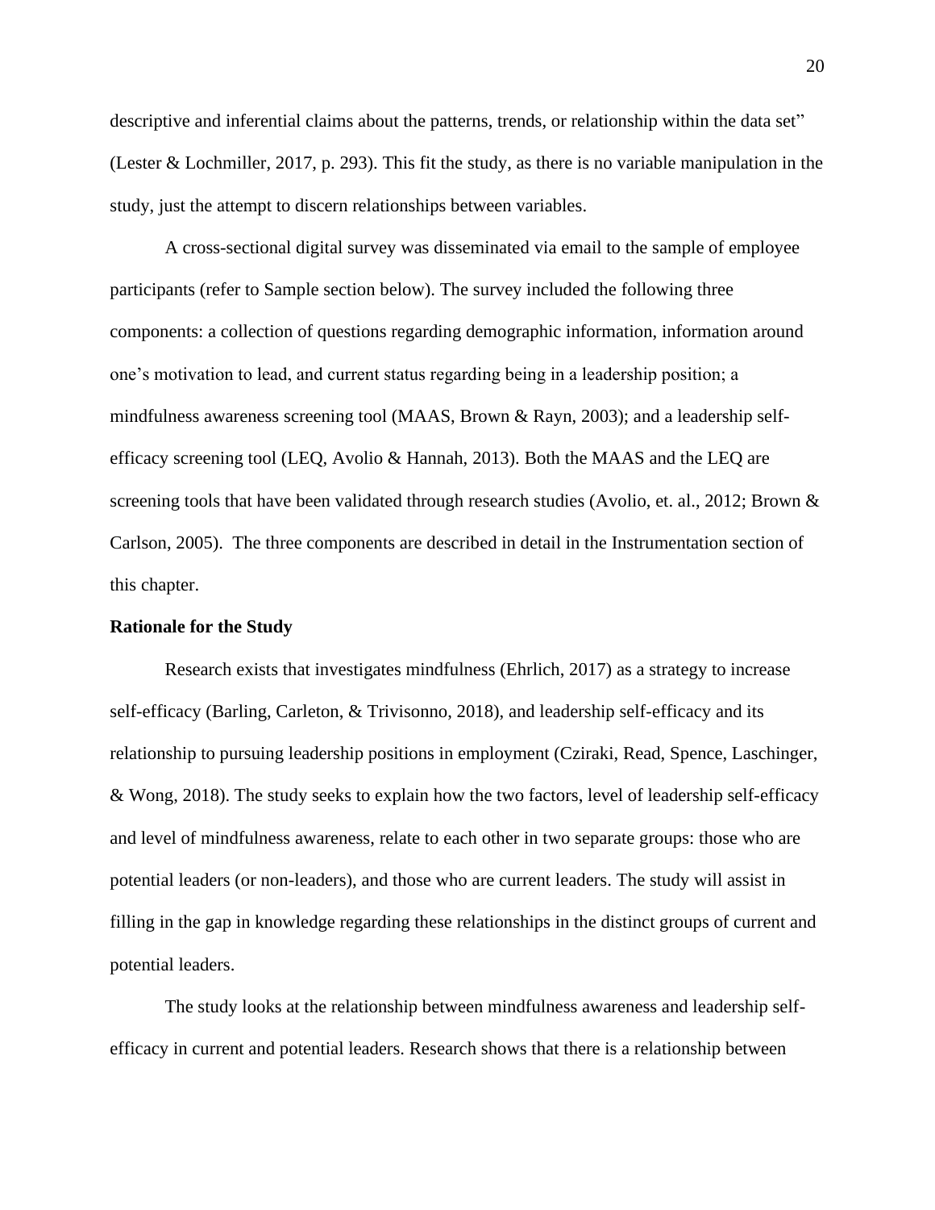descriptive and inferential claims about the patterns, trends, or relationship within the data set" (Lester & Lochmiller, 2017, p. 293). This fit the study, as there is no variable manipulation in the study, just the attempt to discern relationships between variables.

A cross-sectional digital survey was disseminated via email to the sample of employee participants (refer to Sample section below). The survey included the following three components: a collection of questions regarding demographic information, information around one's motivation to lead, and current status regarding being in a leadership position; a mindfulness awareness screening tool (MAAS, Brown & Rayn, 2003); and a leadership self-efficacy screening tool (LEQ, Avolio & Hannah, 2013). Both the MAAS and the LEQ are screening tools that have been validated through research studies (Avolio, et. al., 2012; Brown & Carlson, 2005). The three components are described in detail in the Instrumentation section of this chapter.

**Rationale for the Study**

Research exists that investigates mindfulness (Ehrlich, 2017) as a strategy to increase self-efficacy (Barling, Carleton, & Trivisonno, 2018), and leadership self-efficacy and its relationship to pursuing leadership positions in employment (Cziraki, Read, Spence, Laschinger, & Wong, 2018). The study seeks to explain how the two factors, level of leadership self-efficacy and level of mindfulness awareness, relate to each other in two separate groups: those who are potential leaders (or non-leaders), and those who are current leaders. The study will assist in filling in the gap in knowledge regarding these relationships in the distinct groups of current and potential leaders.

The study looks at the relationship between mindfulness awareness and leadership self-efficacy in current and potential leaders. Research shows that there is a relationship between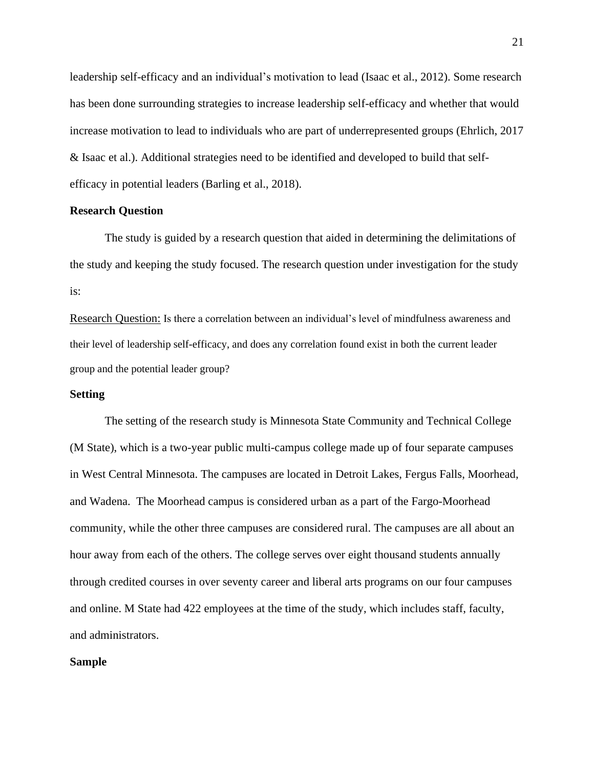leadership self-efficacy and an individual's motivation to lead (Isaac et al., 2012). Some research has been done surrounding strategies to increase leadership self-efficacy and whether that would increase motivation to lead to individuals who are part of underrepresented groups (Ehrlich, 2017 & Isaac et al.). Additional strategies need to be identified and developed to build that self-efficacy in potential leaders (Barling et al., 2018).

**Research Question**

The study is guided by a research question that aided in determining the delimitations of the study and keeping the study focused. The research question under investigation for the study is:

<u>Research Question:</u> Is there a correlation between an individual's level of mindfulness awareness and their level of leadership self-efficacy, and does any correlation found exist in both the current leader group and the potential leader group?

**Setting**

The setting of the research study is Minnesota State Community and Technical College (M State), which is a two-year public multi-campus college made up of four separate campuses in West Central Minnesota. The campuses are located in Detroit Lakes, Fergus Falls, Moorhead, and Wadena. The Moorhead campus is considered urban as a part of the Fargo-Moorhead community, while the other three campuses are considered rural. The campuses are all about an hour away from each of the others. The college serves over eight thousand students annually through credited courses in over seventy career and liberal arts programs on our four campuses and online. M State had 422 employees at the time of the study, which includes staff, faculty, and administrators.

**Sample**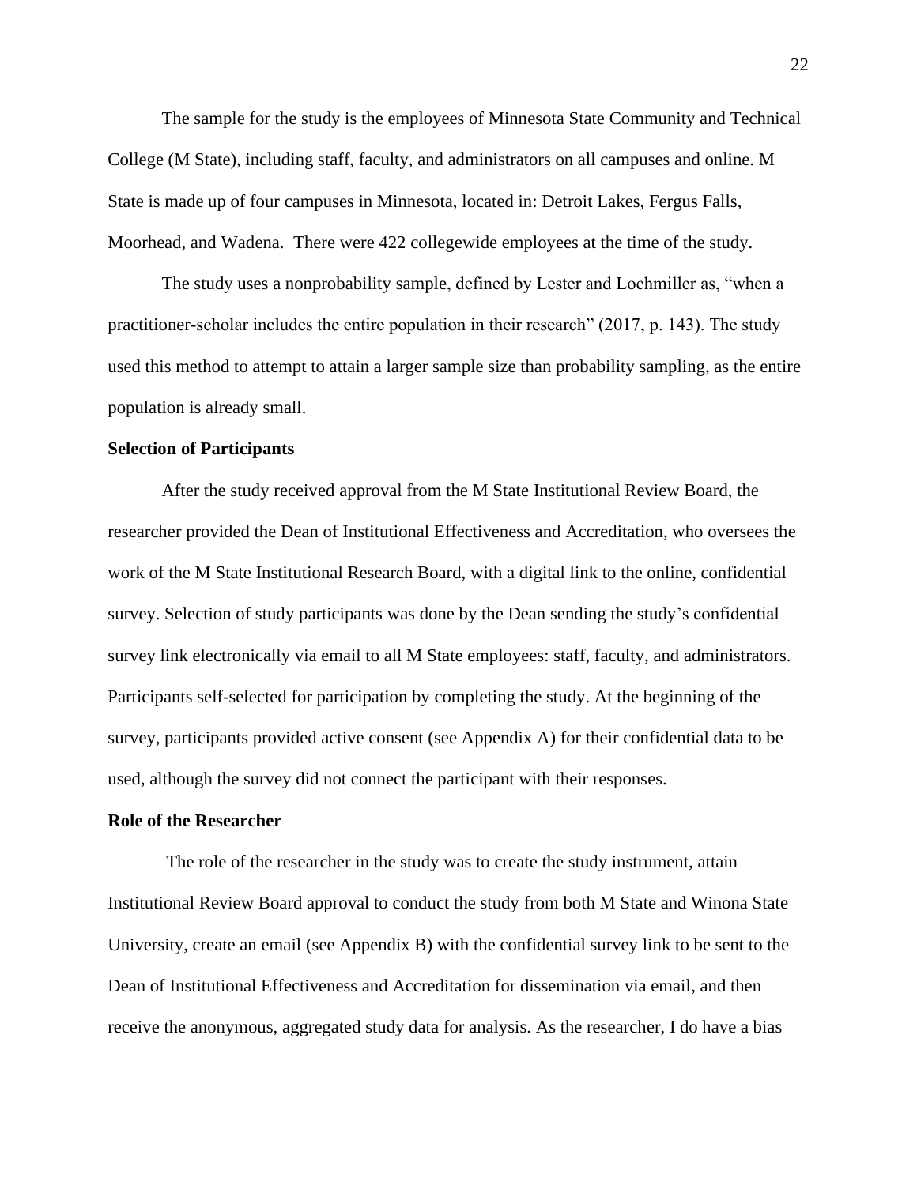The sample for the study is the employees of Minnesota State Community and Technical College (M State), including staff, faculty, and administrators on all campuses and online. M State is made up of four campuses in Minnesota, located in: Detroit Lakes, Fergus Falls, Moorhead, and Wadena. There were 422 collegewide employees at the time of the study.

The study uses a nonprobability sample, defined by Lester and Lochmiller as, "when a practitioner-scholar includes the entire population in their research" (2017, p. 143). The study used this method to attempt to attain a larger sample size than probability sampling, as the entire population is already small.

## Selection of Participants

After the study received approval from the M State Institutional Review Board, the researcher provided the Dean of Institutional Effectiveness and Accreditation, who oversees the work of the M State Institutional Research Board, with a digital link to the online, confidential survey. Selection of study participants was done by the Dean sending the study's confidential survey link electronically via email to all M State employees: staff, faculty, and administrators. Participants self-selected for participation by completing the study. At the beginning of the survey, participants provided active consent (see Appendix A) for their confidential data to be used, although the survey did not connect the participant with their responses.

## Role of the Researcher

The role of the researcher in the study was to create the study instrument, attain Institutional Review Board approval to conduct the study from both M State and Winona State University, create an email (see Appendix B) with the confidential survey link to be sent to the Dean of Institutional Effectiveness and Accreditation for dissemination via email, and then receive the anonymous, aggregated study data for analysis. As the researcher, I do have a bias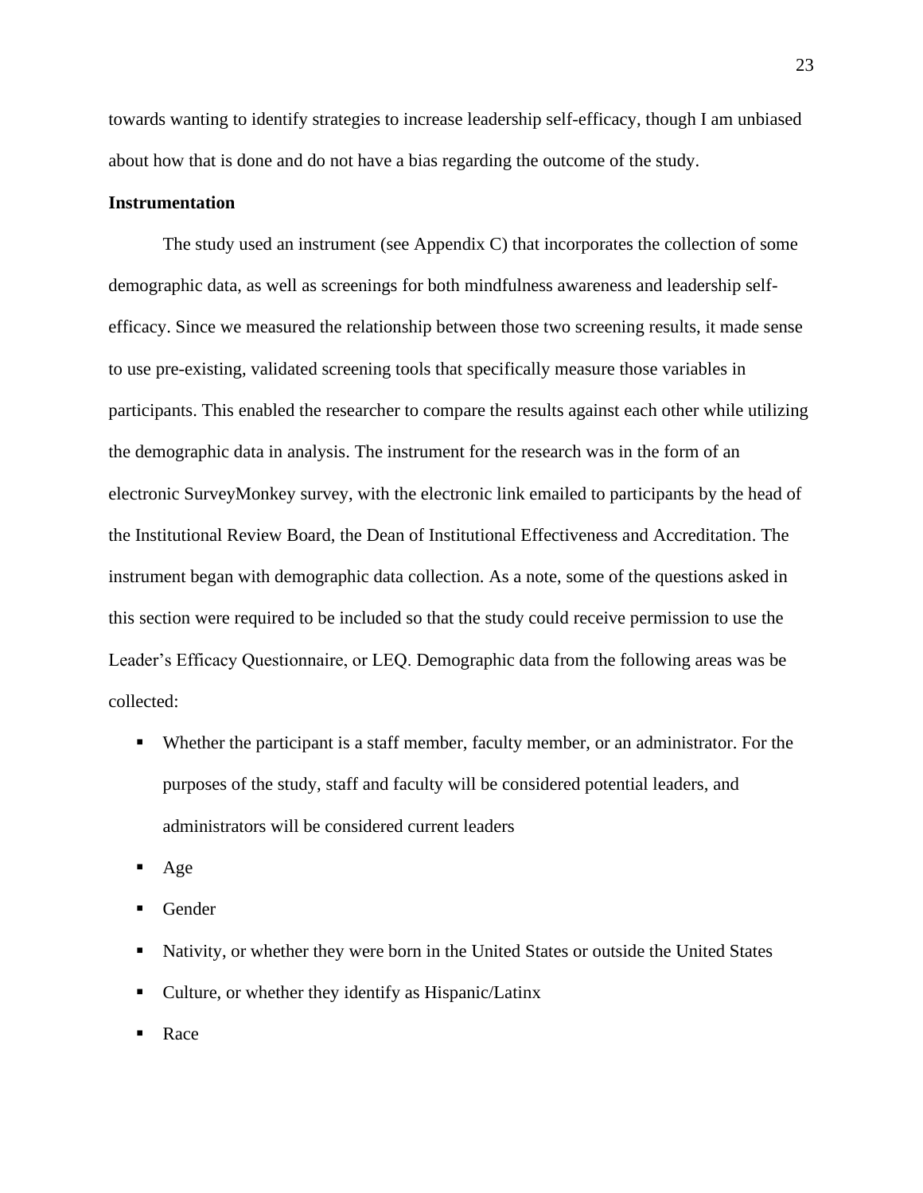towards wanting to identify strategies to increase leadership self-efficacy, though I am unbiased about how that is done and do not have a bias regarding the outcome of the study.

**Instrumentation**

The study used an instrument (see Appendix C) that incorporates the collection of some demographic data, as well as screenings for both mindfulness awareness and leadership self-efficacy. Since we measured the relationship between those two screening results, it made sense to use pre-existing, validated screening tools that specifically measure those variables in participants. This enabled the researcher to compare the results against each other while utilizing the demographic data in analysis. The instrument for the research was in the form of an electronic SurveyMonkey survey, with the electronic link emailed to participants by the head of the Institutional Review Board, the Dean of Institutional Effectiveness and Accreditation. The instrument began with demographic data collection. As a note, some of the questions asked in this section were required to be included so that the study could receive permission to use the Leader's Efficacy Questionnaire, or LEQ. Demographic data from the following areas was be collected:

- Whether the participant is a staff member, faculty member, or an administrator. For the purposes of the study, staff and faculty will be considered potential leaders, and administrators will be considered current leaders
- Age
- Gender
- Nativity, or whether they were born in the United States or outside the United States
- Culture, or whether they identify as Hispanic/Latinx
- Race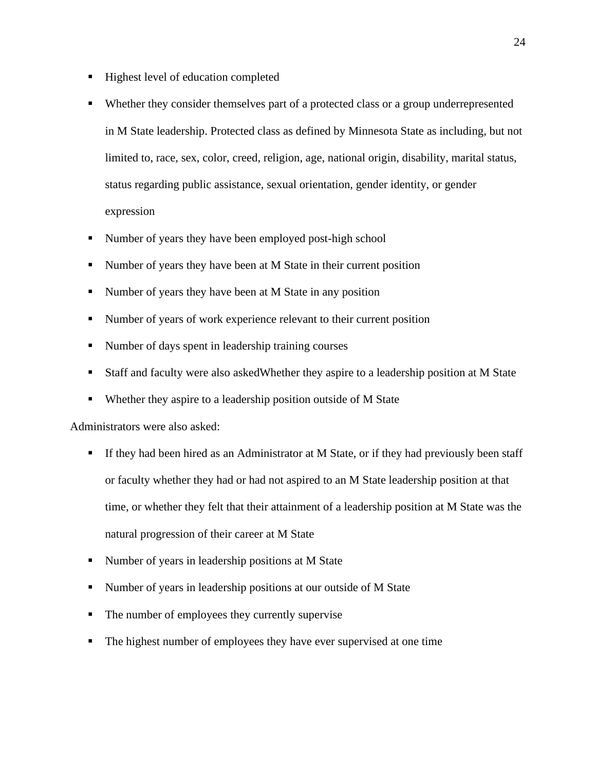- Highest level of education completed
- Whether they consider themselves part of a protected class or a group underrepresented in M State leadership. Protected class as defined by Minnesota State as including, but not limited to, race, sex, color, creed, religion, age, national origin, disability, marital status, status regarding public assistance, sexual orientation, gender identity, or gender expression
- Number of years they have been employed post-high school
- Number of years they have been at M State in their current position
- Number of years they have been at M State in any position
- Number of years of work experience relevant to their current position
- Number of days spent in leadership training courses
- Staff and faculty were also askedWhether they aspire to a leadership position at M State
- Whether they aspire to a leadership position outside of M State

Administrators were also asked:

- If they had been hired as an Administrator at M State, or if they had previously been staff or faculty whether they had or had not aspired to an M State leadership position at that time, or whether they felt that their attainment of a leadership position at M State was the natural progression of their career at M State
- Number of years in leadership positions at M State
- Number of years in leadership positions at our outside of M State
- The number of employees they currently supervise
- The highest number of employees they have ever supervised at one time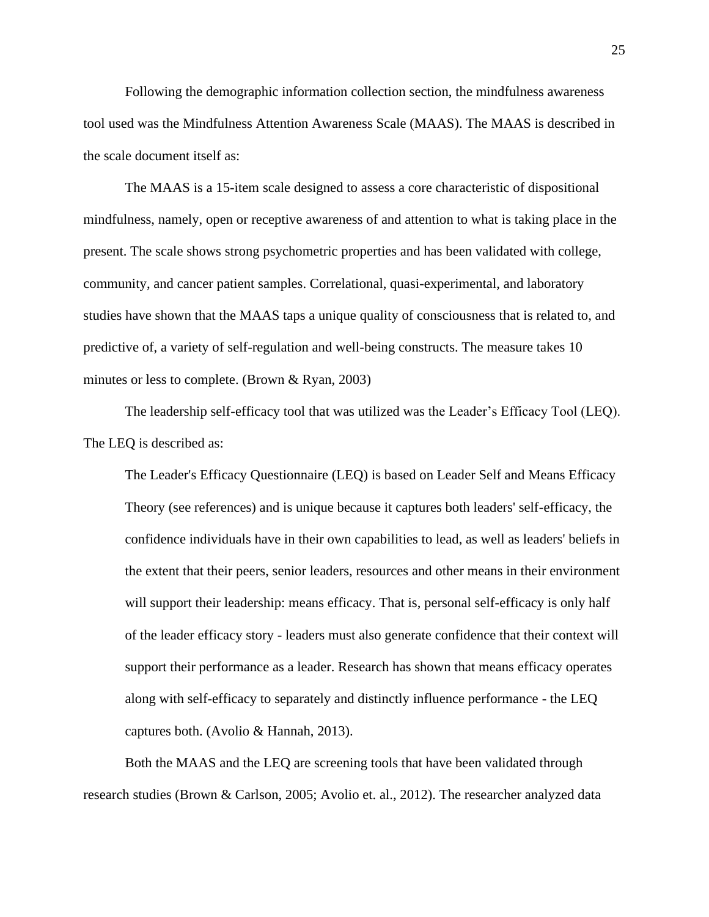Following the demographic information collection section, the mindfulness awareness tool used was the Mindfulness Attention Awareness Scale (MAAS). The MAAS is described in the scale document itself as:

The MAAS is a 15-item scale designed to assess a core characteristic of dispositional mindfulness, namely, open or receptive awareness of and attention to what is taking place in the present. The scale shows strong psychometric properties and has been validated with college, community, and cancer patient samples. Correlational, quasi-experimental, and laboratory studies have shown that the MAAS taps a unique quality of consciousness that is related to, and predictive of, a variety of self-regulation and well-being constructs. The measure takes 10 minutes or less to complete. (Brown & Ryan, 2003)

The leadership self-efficacy tool that was utilized was the Leader's Efficacy Tool (LEQ). The LEQ is described as:

> The Leader's Efficacy Questionnaire (LEQ) is based on Leader Self and Means Efficacy Theory (see references) and is unique because it captures both leaders' self-efficacy, the confidence individuals have in their own capabilities to lead, as well as leaders' beliefs in the extent that their peers, senior leaders, resources and other means in their environment will support their leadership: means efficacy. That is, personal self-efficacy is only half of the leader efficacy story - leaders must also generate confidence that their context will support their performance as a leader. Research has shown that means efficacy operates along with self-efficacy to separately and distinctly influence performance - the LEQ captures both. (Avolio & Hannah, 2013).

Both the MAAS and the LEQ are screening tools that have been validated through research studies (Brown & Carlson, 2005; Avolio et. al., 2012). The researcher analyzed data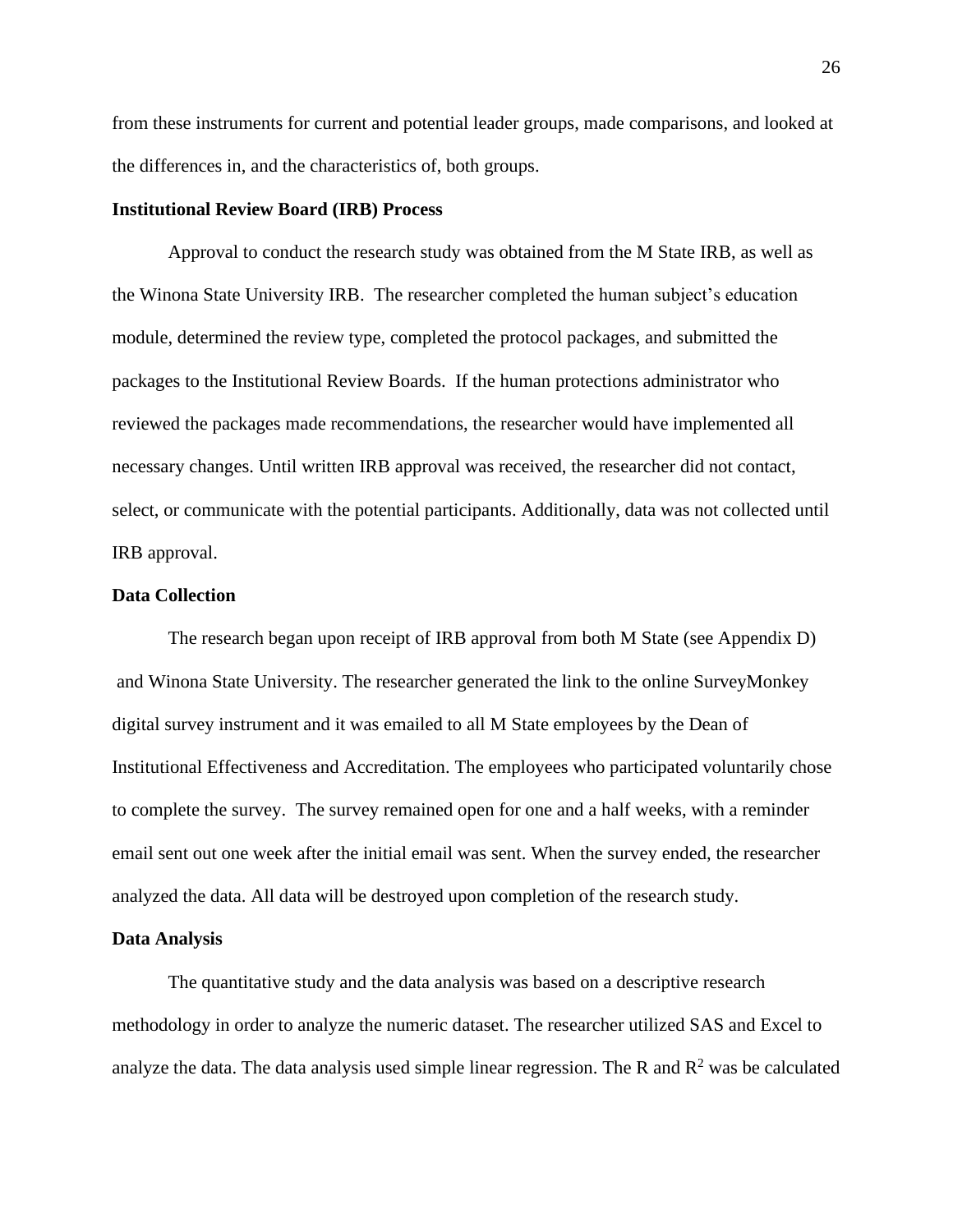from these instruments for current and potential leader groups, made comparisons, and looked at the differences in, and the characteristics of, both groups.

**Institutional Review Board (IRB) Process**

Approval to conduct the research study was obtained from the M State IRB, as well as the Winona State University IRB. The researcher completed the human subject's education module, determined the review type, completed the protocol packages, and submitted the packages to the Institutional Review Boards. If the human protections administrator who reviewed the packages made recommendations, the researcher would have implemented all necessary changes. Until written IRB approval was received, the researcher did not contact, select, or communicate with the potential participants. Additionally, data was not collected until IRB approval.

**Data Collection**

The research began upon receipt of IRB approval from both M State (see Appendix D) and Winona State University. The researcher generated the link to the online SurveyMonkey digital survey instrument and it was emailed to all M State employees by the Dean of Institutional Effectiveness and Accreditation. The employees who participated voluntarily chose to complete the survey. The survey remained open for one and a half weeks, with a reminder email sent out one week after the initial email was sent. When the survey ended, the researcher analyzed the data. All data will be destroyed upon completion of the research study.

**Data Analysis**

The quantitative study and the data analysis was based on a descriptive research methodology in order to analyze the numeric dataset. The researcher utilized SAS and Excel to analyze the data. The data analysis used simple linear regression. The R and $R^2$ was be calculated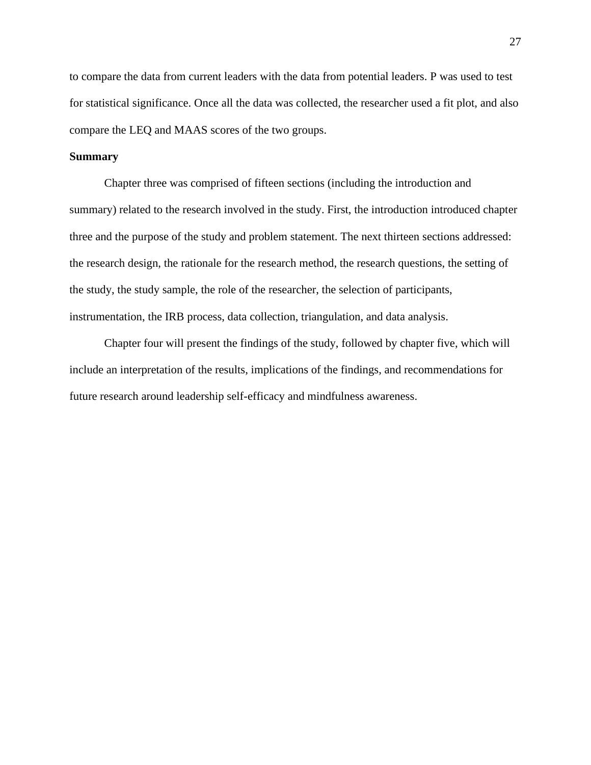to compare the data from current leaders with the data from potential leaders. P was used to test for statistical significance. Once all the data was collected, the researcher used a fit plot, and also compare the LEQ and MAAS scores of the two groups.

**Summary**

Chapter three was comprised of fifteen sections (including the introduction and summary) related to the research involved in the study. First, the introduction introduced chapter three and the purpose of the study and problem statement. The next thirteen sections addressed: the research design, the rationale for the research method, the research questions, the setting of the study, the study sample, the role of the researcher, the selection of participants, instrumentation, the IRB process, data collection, triangulation, and data analysis.

Chapter four will present the findings of the study, followed by chapter five, which will include an interpretation of the results, implications of the findings, and recommendations for future research around leadership self-efficacy and mindfulness awareness.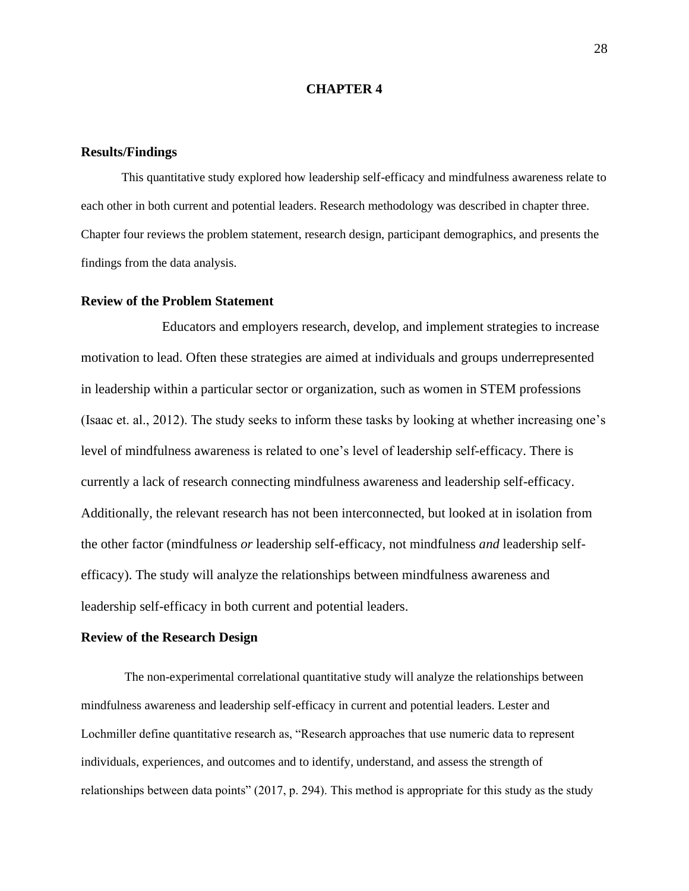# CHAPTER 4

## Results/Findings

This quantitative study explored how leadership self-efficacy and mindfulness awareness relate to each other in both current and potential leaders. Research methodology was described in chapter three. Chapter four reviews the problem statement, research design, participant demographics, and presents the findings from the data analysis.

## Review of the Problem Statement

Educators and employers research, develop, and implement strategies to increase motivation to lead. Often these strategies are aimed at individuals and groups underrepresented in leadership within a particular sector or organization, such as women in STEM professions (Isaac et. al., 2012). The study seeks to inform these tasks by looking at whether increasing one's level of mindfulness awareness is related to one's level of leadership self-efficacy. There is currently a lack of research connecting mindfulness awareness and leadership self-efficacy. Additionally, the relevant research has not been interconnected, but looked at in isolation from the other factor (mindfulness *or* leadership self-efficacy, not mindfulness *and* leadership self-efficacy). The study will analyze the relationships between mindfulness awareness and leadership self-efficacy in both current and potential leaders.

## Review of the Research Design

The non-experimental correlational quantitative study will analyze the relationships between mindfulness awareness and leadership self-efficacy in current and potential leaders. Lester and Lochmiller define quantitative research as, "Research approaches that use numeric data to represent individuals, experiences, and outcomes and to identify, understand, and assess the strength of relationships between data points" (2017, p. 294). This method is appropriate for this study as the study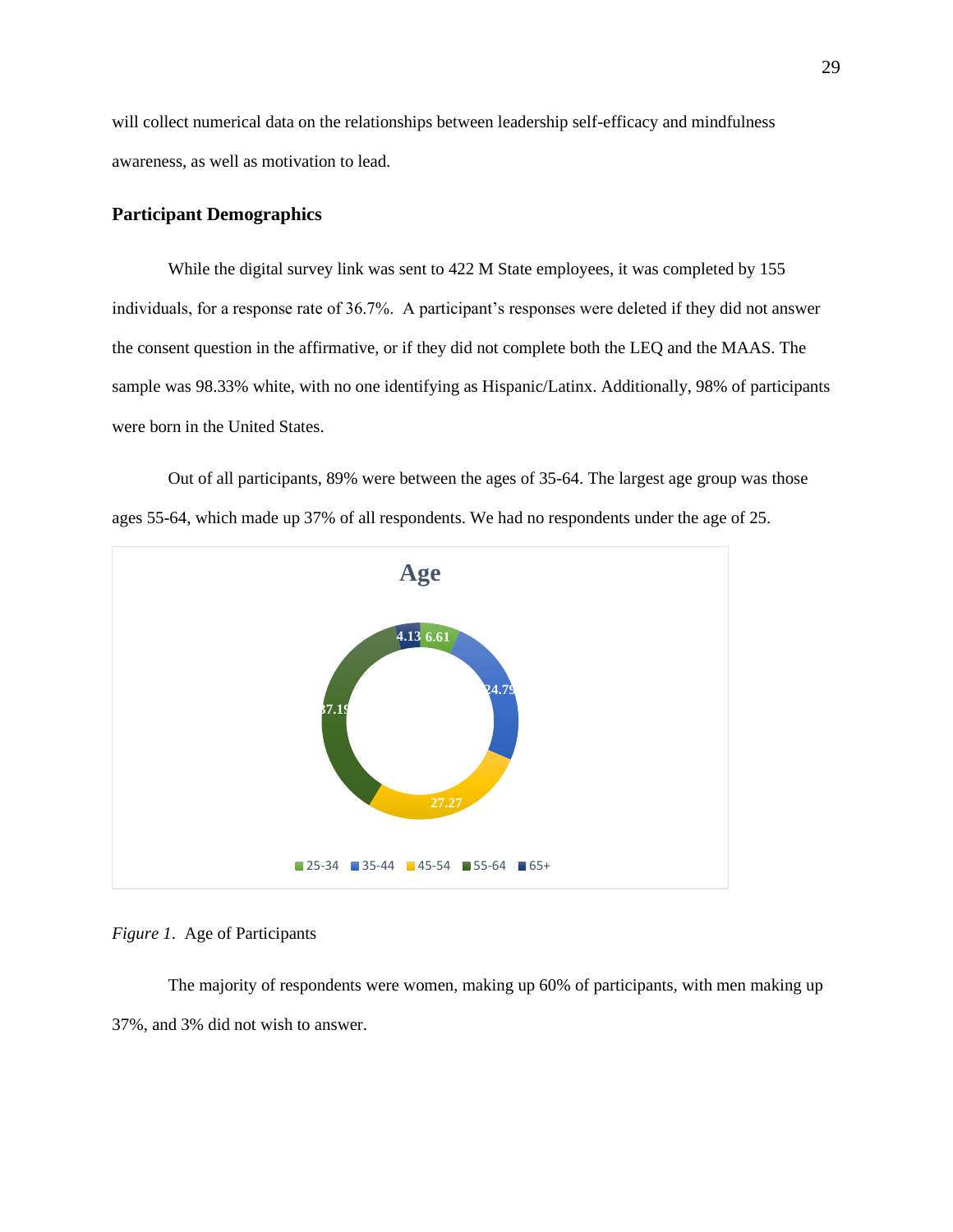will collect numerical data on the relationships between leadership self-efficacy and mindfulness awareness, as well as motivation to lead.

### Participant Demographics

While the digital survey link was sent to 422 M State employees, it was completed by 155 individuals, for a response rate of 36.7%. A participant's responses were deleted if they did not answer the consent question in the affirmative, or if they did not complete both the LEQ and the MAAS. The sample was 98.33% white, with no one identifying as Hispanic/Latinx. Additionally, 98% of participants were born in the United States.

Out of all participants, 89% were between the ages of 35-64. The largest age group was those ages 55-64, which made up 37% of all respondents. We had no respondents under the age of 25.

*Figure 1*. Age of Participants

The majority of respondents were women, making up 60% of participants, with men making up 37%, and 3% did not wish to answer.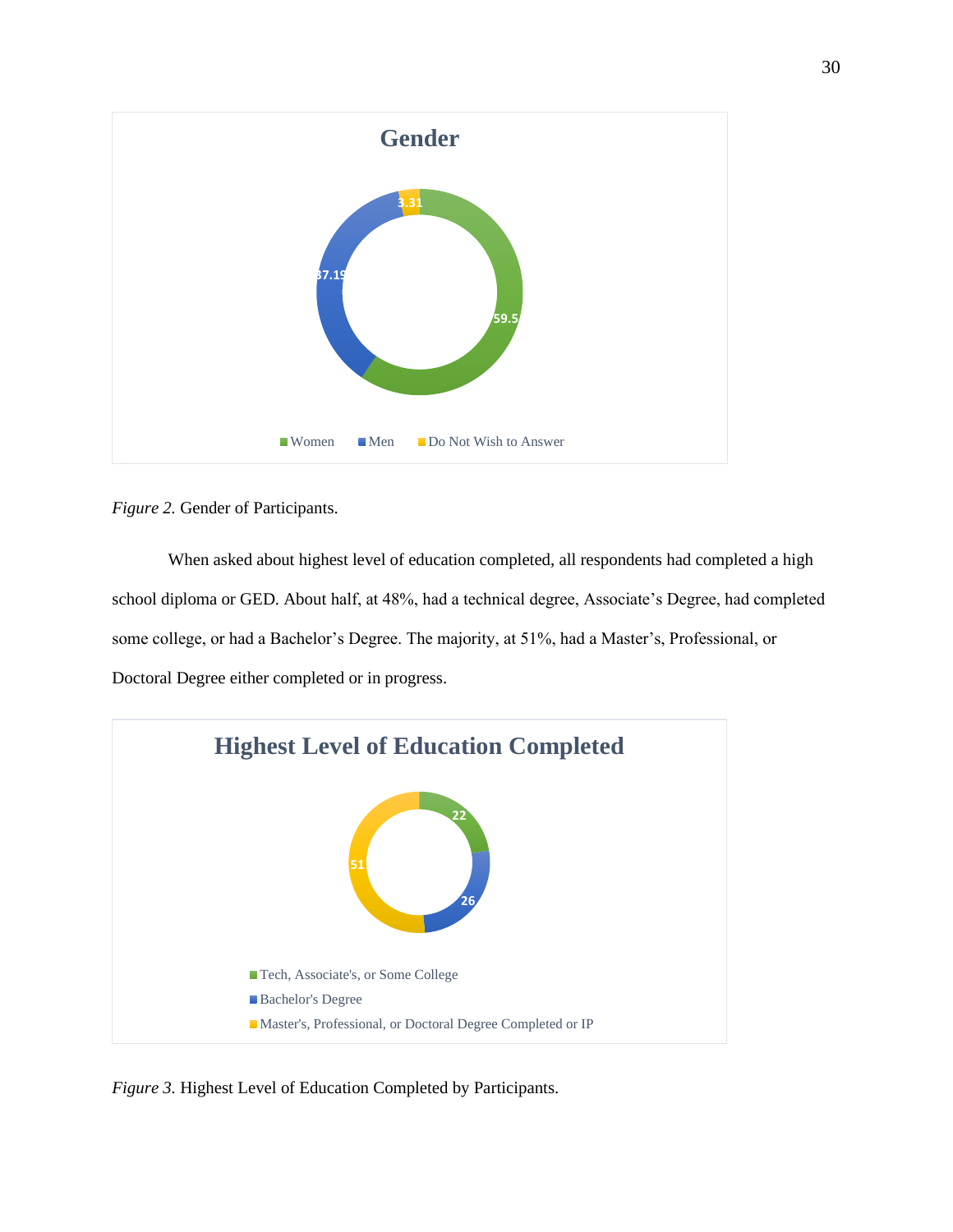*Figure 2.* Gender of Participants.

When asked about highest level of education completed, all respondents had completed a high school diploma or GED. About half, at 48%, had a technical degree, Associate's Degree, had completed some college, or had a Bachelor's Degree. The majority, at 51%, had a Master's, Professional, or Doctoral Degree either completed or in progress.

*Figure 3.* Highest Level of Education Completed by Participants.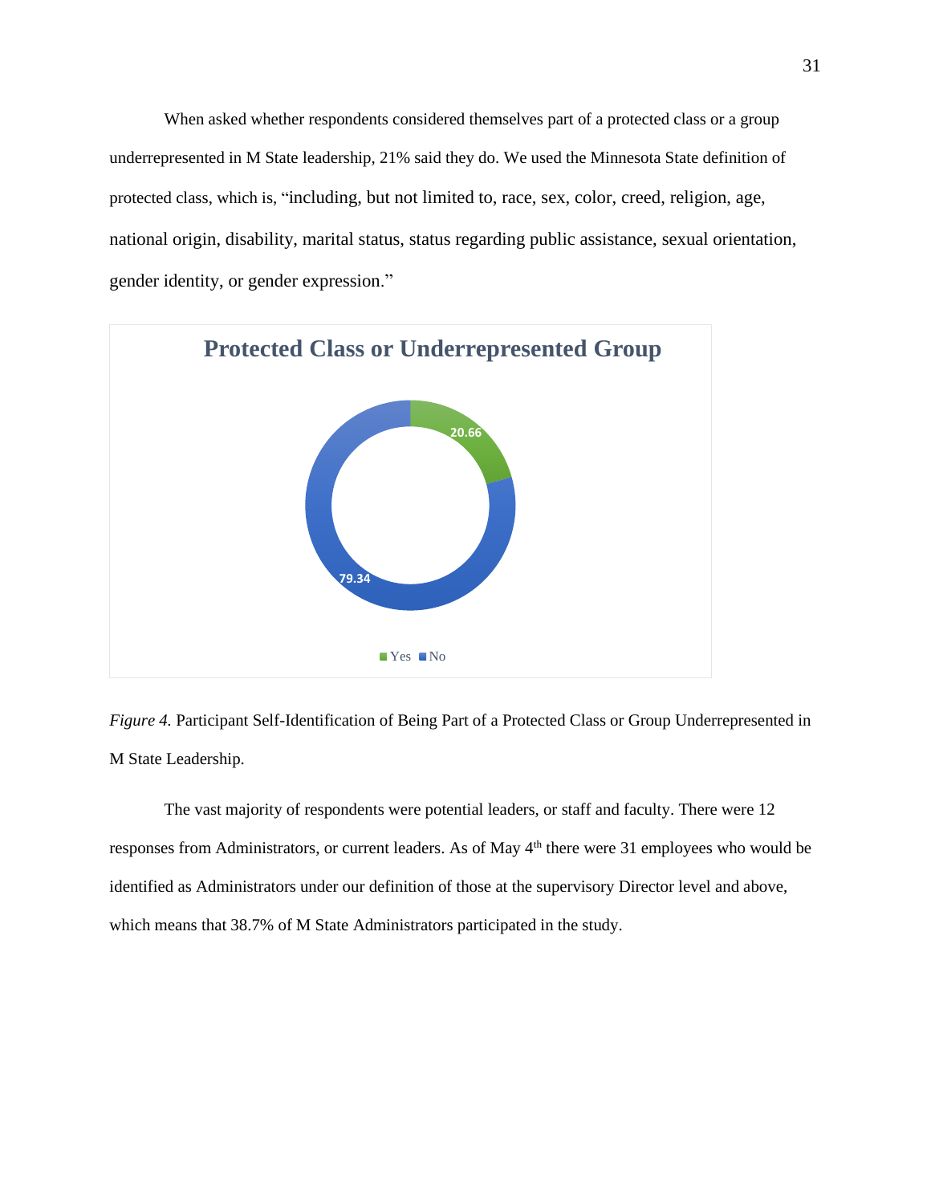When asked whether respondents considered themselves part of a protected class or a group underrepresented in M State leadership, 21% said they do. We used the Minnesota State definition of protected class, which is, "including, but not limited to, race, sex, color, creed, religion, age, national origin, disability, marital status, status regarding public assistance, sexual orientation, gender identity, or gender expression."

*Figure 4.* Participant Self-Identification of Being Part of a Protected Class or Group Underrepresented in M State Leadership.

The vast majority of respondents were potential leaders, or staff and faculty. There were 12 responses from Administrators, or current leaders. As of May 4th there were 31 employees who would be identified as Administrators under our definition of those at the supervisory Director level and above, which means that 38.7% of M State Administrators participated in the study.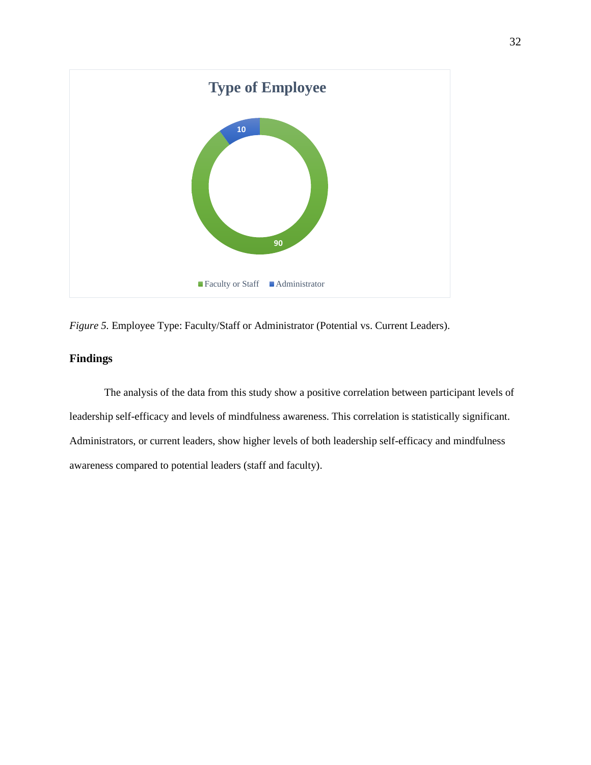**Type of Employee**

10

90

Faculty or Staff   Administrator

*Figure 5.* Employee Type: Faculty/Staff or Administrator (Potential vs. Current Leaders).

## Findings

The analysis of the data from this study show a positive correlation between participant levels of leadership self-efficacy and levels of mindfulness awareness. This correlation is statistically significant. Administrators, or current leaders, show higher levels of both leadership self-efficacy and mindfulness awareness compared to potential leaders (staff and faculty).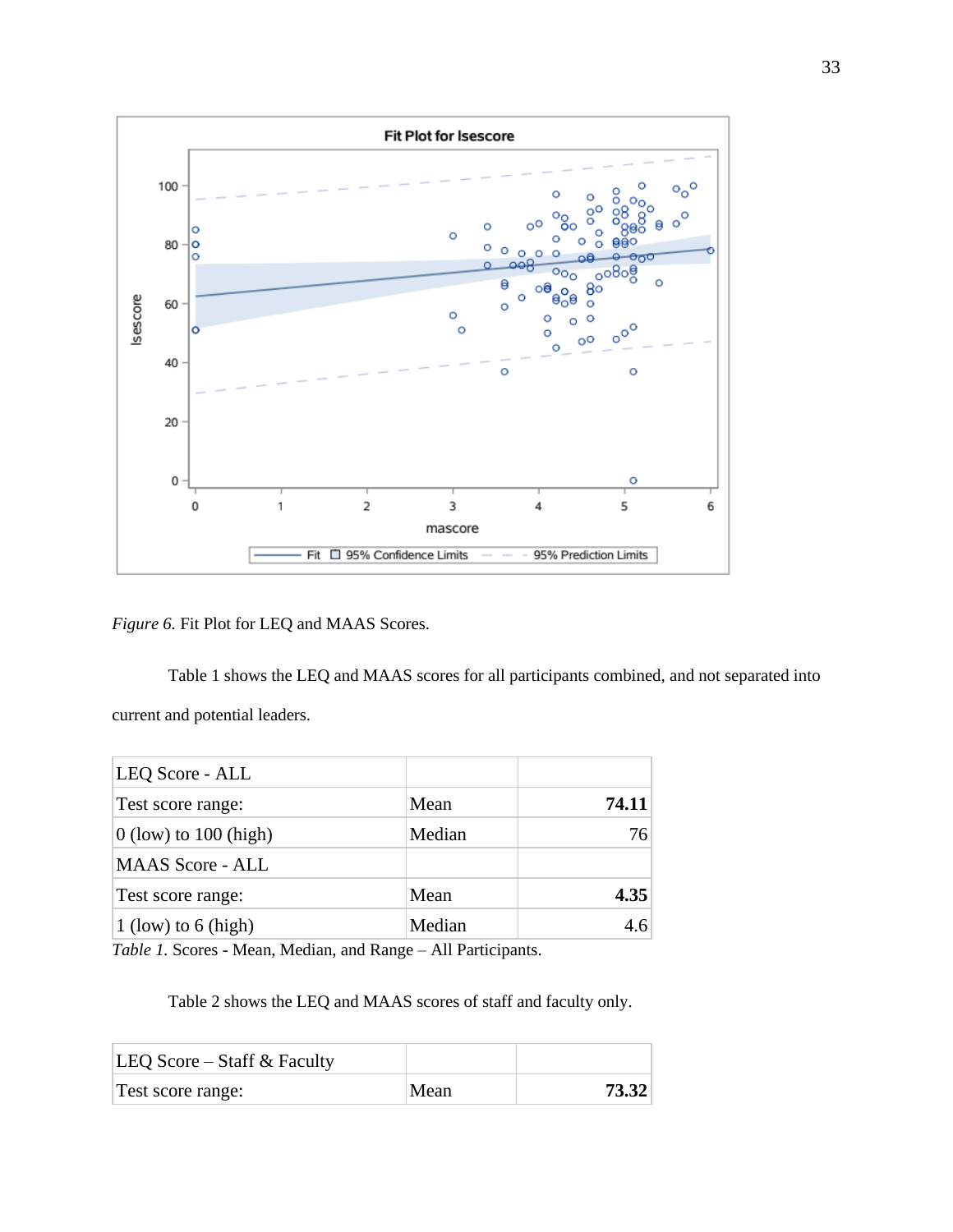*Figure 6.* Fit Plot for LEQ and MAAS Scores.

Table 1 shows the LEQ and MAAS scores for all participants combined, and not separated into current and potential leaders.

| LEQ Score - ALL | | |
|---|---|---|
| Test score range: | Mean | **74.11** |
| 0 (low) to 100 (high) | Median | 76 |
| MAAS Score - ALL | | |
| Test score range: | Mean | **4.35** |
| 1 (low) to 6 (high) | Median | 4.6 |

*Table 1.* Scores - Mean, Median, and Range – All Participants.

Table 2 shows the LEQ and MAAS scores of staff and faculty only.

| LEQ Score – Staff & Faculty | | |
|---|---|---|
| Test score range: | Mean | **73.32** |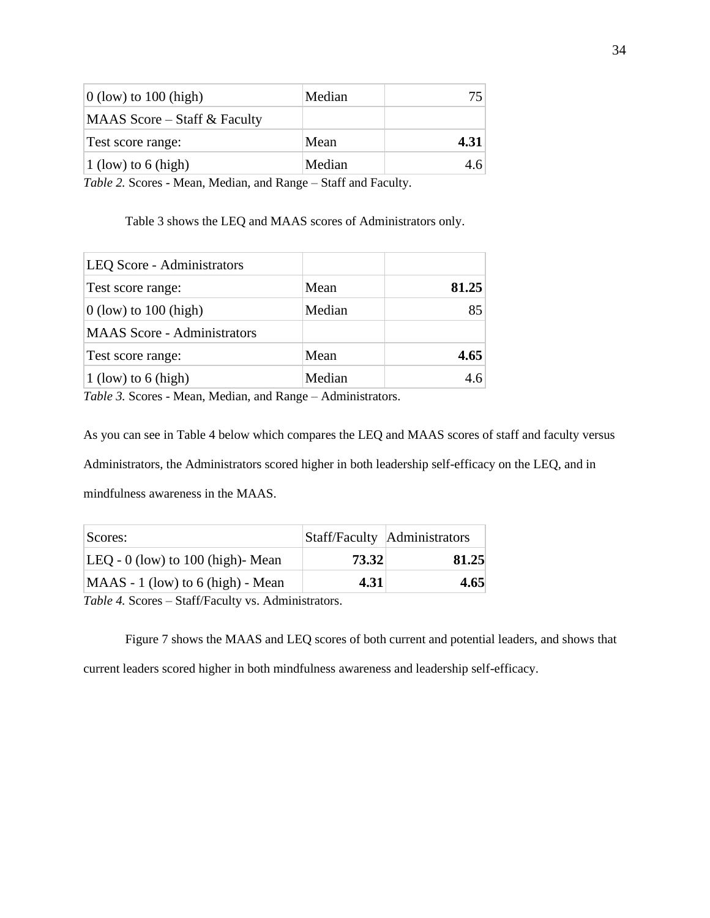| | | |
|---|---|---|
| 0 (low) to 100 (high) | Median | 75 |
| MAAS Score – Staff & Faculty | | |
| Test score range: | Mean | **4.31** |
| 1 (low) to 6 (high) | Median | 4.6 |

*Table 2.* Scores - Mean, Median, and Range – Staff and Faculty.

Table 3 shows the LEQ and MAAS scores of Administrators only.

| LEQ Score - Administrators | | |
|---|---|---|
| Test score range: | Mean | **81.25** |
| 0 (low) to 100 (high) | Median | 85 |
| MAAS Score - Administrators | | |
| Test score range: | Mean | **4.65** |
| 1 (low) to 6 (high) | Median | 4.6 |

*Table 3.* Scores - Mean, Median, and Range – Administrators.

As you can see in Table 4 below which compares the LEQ and MAAS scores of staff and faculty versus Administrators, the Administrators scored higher in both leadership self-efficacy on the LEQ, and in mindfulness awareness in the MAAS.

| Scores: | Staff/Faculty | Administrators |
|---|---|---|
| LEQ - 0 (low) to 100 (high)- Mean | **73.32** | **81.25** |
| MAAS - 1 (low) to 6 (high) - Mean | **4.31** | **4.65** |

*Table 4.* Scores – Staff/Faculty vs. Administrators.

Figure 7 shows the MAAS and LEQ scores of both current and potential leaders, and shows that current leaders scored higher in both mindfulness awareness and leadership self-efficacy.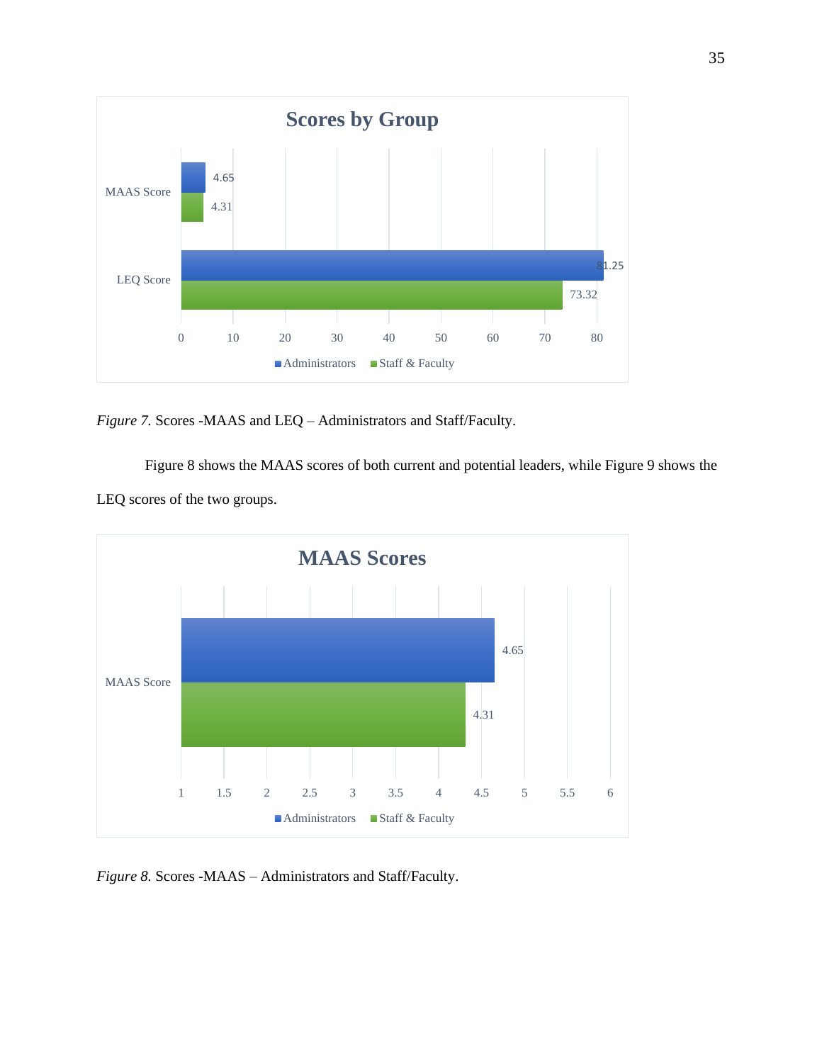*Figure 7.* Scores -MAAS and LEQ – Administrators and Staff/Faculty.

Figure 8 shows the MAAS scores of both current and potential leaders, while Figure 9 shows the LEQ scores of the two groups.

*Figure 8.* Scores -MAAS – Administrators and Staff/Faculty.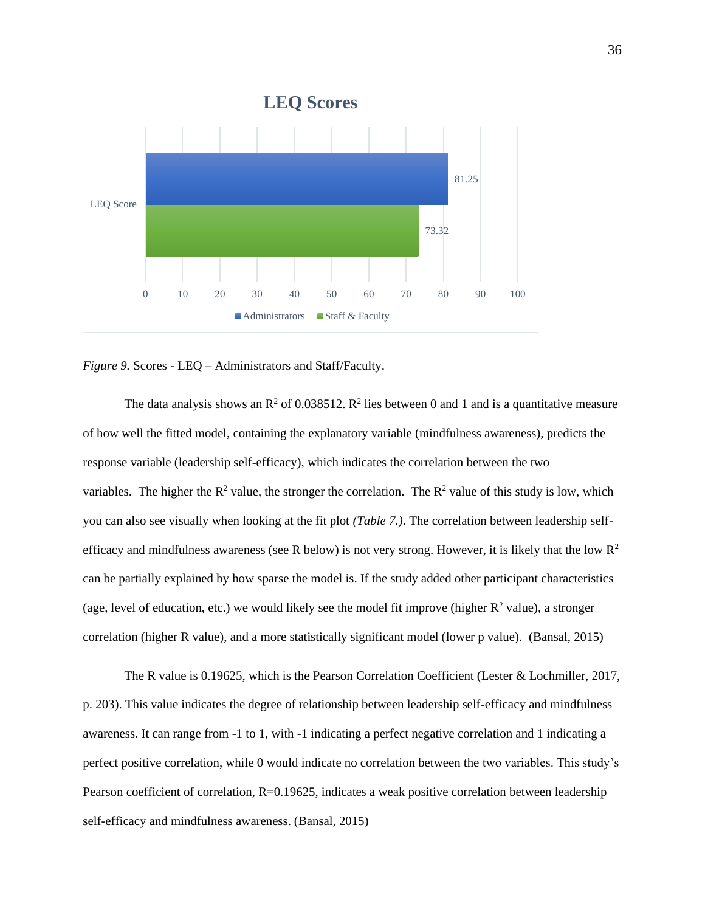*Figure 9.* Scores - LEQ – Administrators and Staff/Faculty.

The data analysis shows an $R^2$ of 0.038512. $R^2$ lies between 0 and 1 and is a quantitative measure of how well the fitted model, containing the explanatory variable (mindfulness awareness), predicts the response variable (leadership self-efficacy), which indicates the correlation between the two variables. The higher the $R^2$ value, the stronger the correlation. The $R^2$ value of this study is low, which you can also see visually when looking at the fit plot *(Table 7.)*. The correlation between leadership self-efficacy and mindfulness awareness (see R below) is not very strong. However, it is likely that the low $R^2$ can be partially explained by how sparse the model is. If the study added other participant characteristics (age, level of education, etc.) we would likely see the model fit improve (higher $R^2$ value), a stronger correlation (higher R value), and a more statistically significant model (lower p value). (Bansal, 2015)

The R value is 0.19625, which is the Pearson Correlation Coefficient (Lester & Lochmiller, 2017, p. 203). This value indicates the degree of relationship between leadership self-efficacy and mindfulness awareness. It can range from -1 to 1, with -1 indicating a perfect negative correlation and 1 indicating a perfect positive correlation, while 0 would indicate no correlation between the two variables. This study's Pearson coefficient of correlation, R=0.19625, indicates a weak positive correlation between leadership self-efficacy and mindfulness awareness. (Bansal, 2015)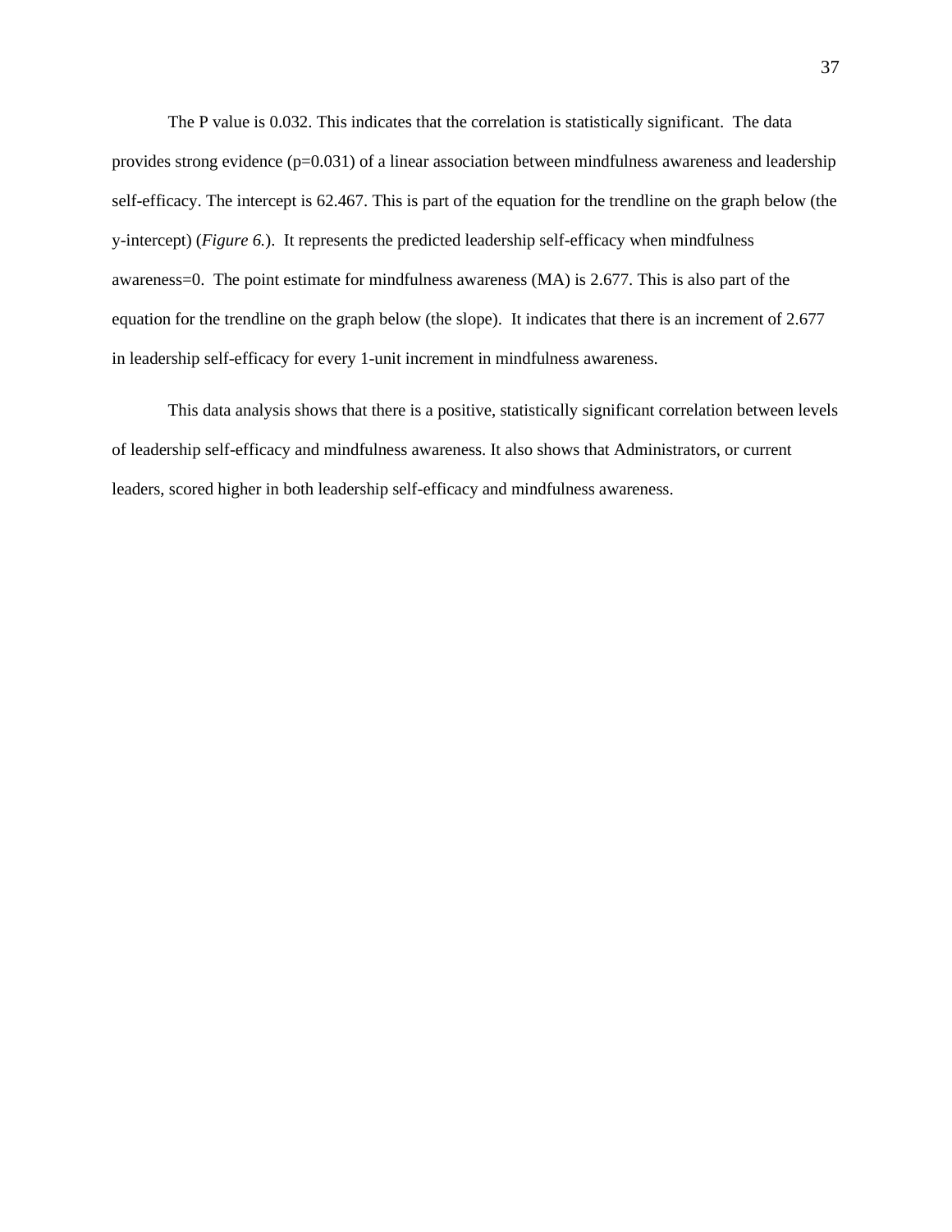The P value is 0.032. This indicates that the correlation is statistically significant. The data provides strong evidence ($p=0.031$) of a linear association between mindfulness awareness and leadership self-efficacy. The intercept is 62.467. This is part of the equation for the trendline on the graph below (the y-intercept) (*Figure 6.*). It represents the predicted leadership self-efficacy when mindfulness awareness=0. The point estimate for mindfulness awareness (MA) is 2.677. This is also part of the equation for the trendline on the graph below (the slope). It indicates that there is an increment of 2.677 in leadership self-efficacy for every 1-unit increment in mindfulness awareness.

This data analysis shows that there is a positive, statistically significant correlation between levels of leadership self-efficacy and mindfulness awareness. It also shows that Administrators, or current leaders, scored higher in both leadership self-efficacy and mindfulness awareness.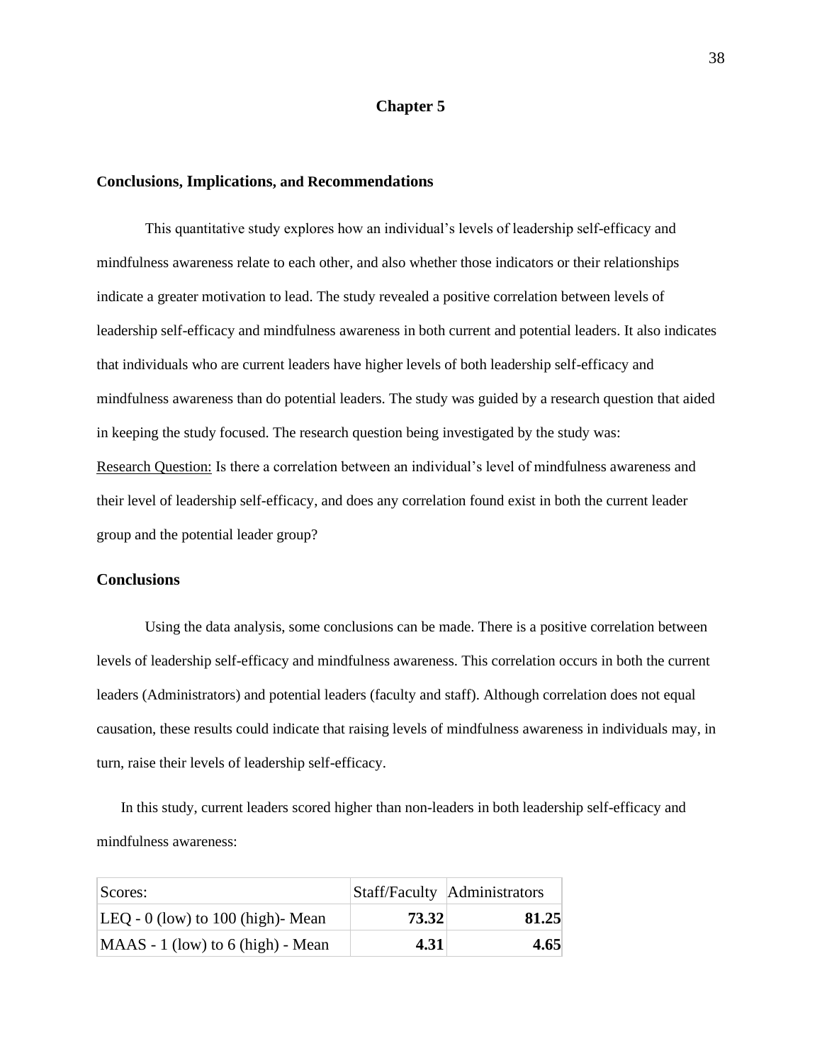# Chapter 5

## Conclusions, Implications, and Recommendations

This quantitative study explores how an individual's levels of leadership self-efficacy and mindfulness awareness relate to each other, and also whether those indicators or their relationships indicate a greater motivation to lead. The study revealed a positive correlation between levels of leadership self-efficacy and mindfulness awareness in both current and potential leaders. It also indicates that individuals who are current leaders have higher levels of both leadership self-efficacy and mindfulness awareness than do potential leaders. The study was guided by a research question that aided in keeping the study focused. The research question being investigated by the study was:

Research Question: Is there a correlation between an individual's level of mindfulness awareness and their level of leadership self-efficacy, and does any correlation found exist in both the current leader group and the potential leader group?

## Conclusions

Using the data analysis, some conclusions can be made. There is a positive correlation between levels of leadership self-efficacy and mindfulness awareness. This correlation occurs in both the current leaders (Administrators) and potential leaders (faculty and staff). Although correlation does not equal causation, these results could indicate that raising levels of mindfulness awareness in individuals may, in turn, raise their levels of leadership self-efficacy.

In this study, current leaders scored higher than non-leaders in both leadership self-efficacy and mindfulness awareness:

| Scores: | Staff/Faculty | Administrators |
|---|---:|---:|
| LEQ - 0 (low) to 100 (high)- Mean | **73.32** | **81.25** |
| MAAS - 1 (low) to 6 (high) - Mean | **4.31** | **4.65** |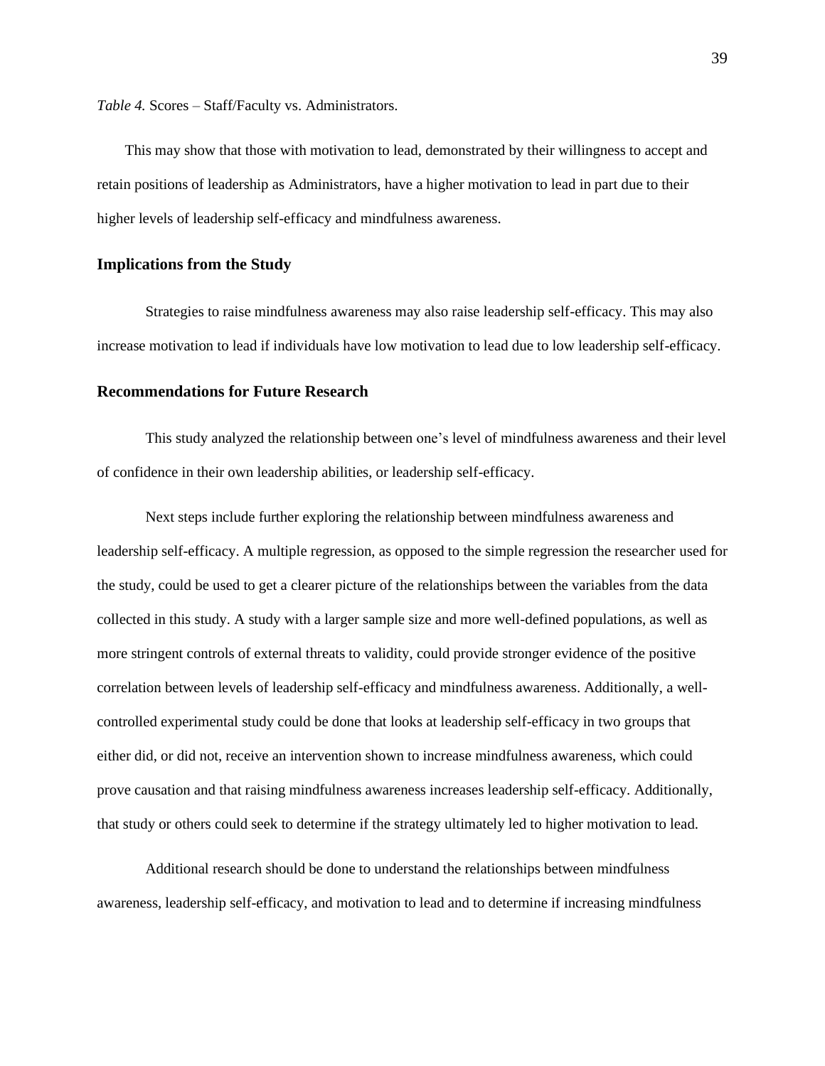*Table 4.* Scores – Staff/Faculty vs. Administrators.

This may show that those with motivation to lead, demonstrated by their willingness to accept and retain positions of leadership as Administrators, have a higher motivation to lead in part due to their higher levels of leadership self-efficacy and mindfulness awareness.

### Implications from the Study

Strategies to raise mindfulness awareness may also raise leadership self-efficacy. This may also increase motivation to lead if individuals have low motivation to lead due to low leadership self-efficacy.

### Recommendations for Future Research

This study analyzed the relationship between one's level of mindfulness awareness and their level of confidence in their own leadership abilities, or leadership self-efficacy.

Next steps include further exploring the relationship between mindfulness awareness and leadership self-efficacy. A multiple regression, as opposed to the simple regression the researcher used for the study, could be used to get a clearer picture of the relationships between the variables from the data collected in this study. A study with a larger sample size and more well-defined populations, as well as more stringent controls of external threats to validity, could provide stronger evidence of the positive correlation between levels of leadership self-efficacy and mindfulness awareness. Additionally, a well-controlled experimental study could be done that looks at leadership self-efficacy in two groups that either did, or did not, receive an intervention shown to increase mindfulness awareness, which could prove causation and that raising mindfulness awareness increases leadership self-efficacy. Additionally, that study or others could seek to determine if the strategy ultimately led to higher motivation to lead.

Additional research should be done to understand the relationships between mindfulness awareness, leadership self-efficacy, and motivation to lead and to determine if increasing mindfulness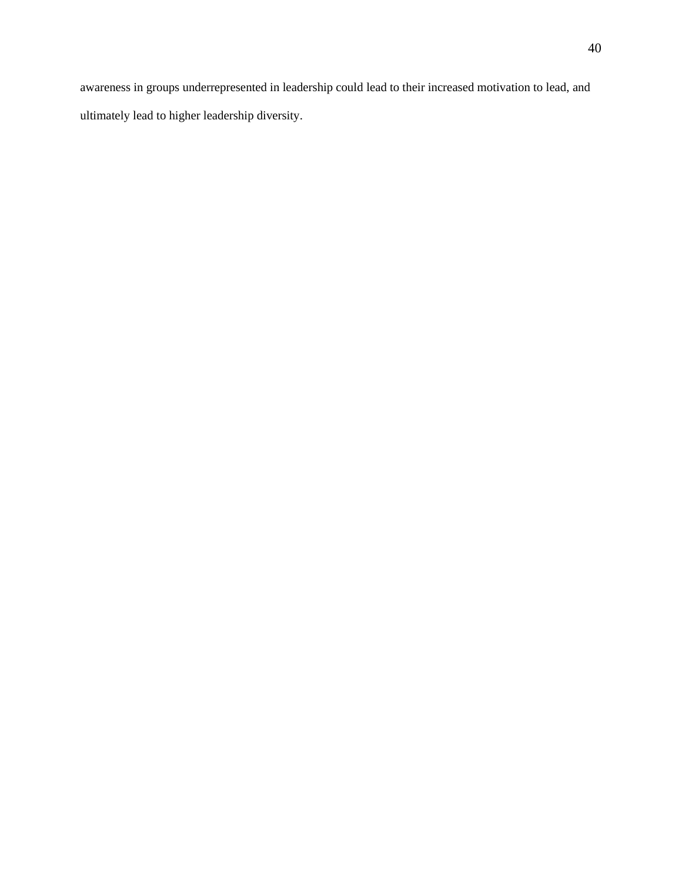awareness in groups underrepresented in leadership could lead to their increased motivation to lead, and ultimately lead to higher leadership diversity.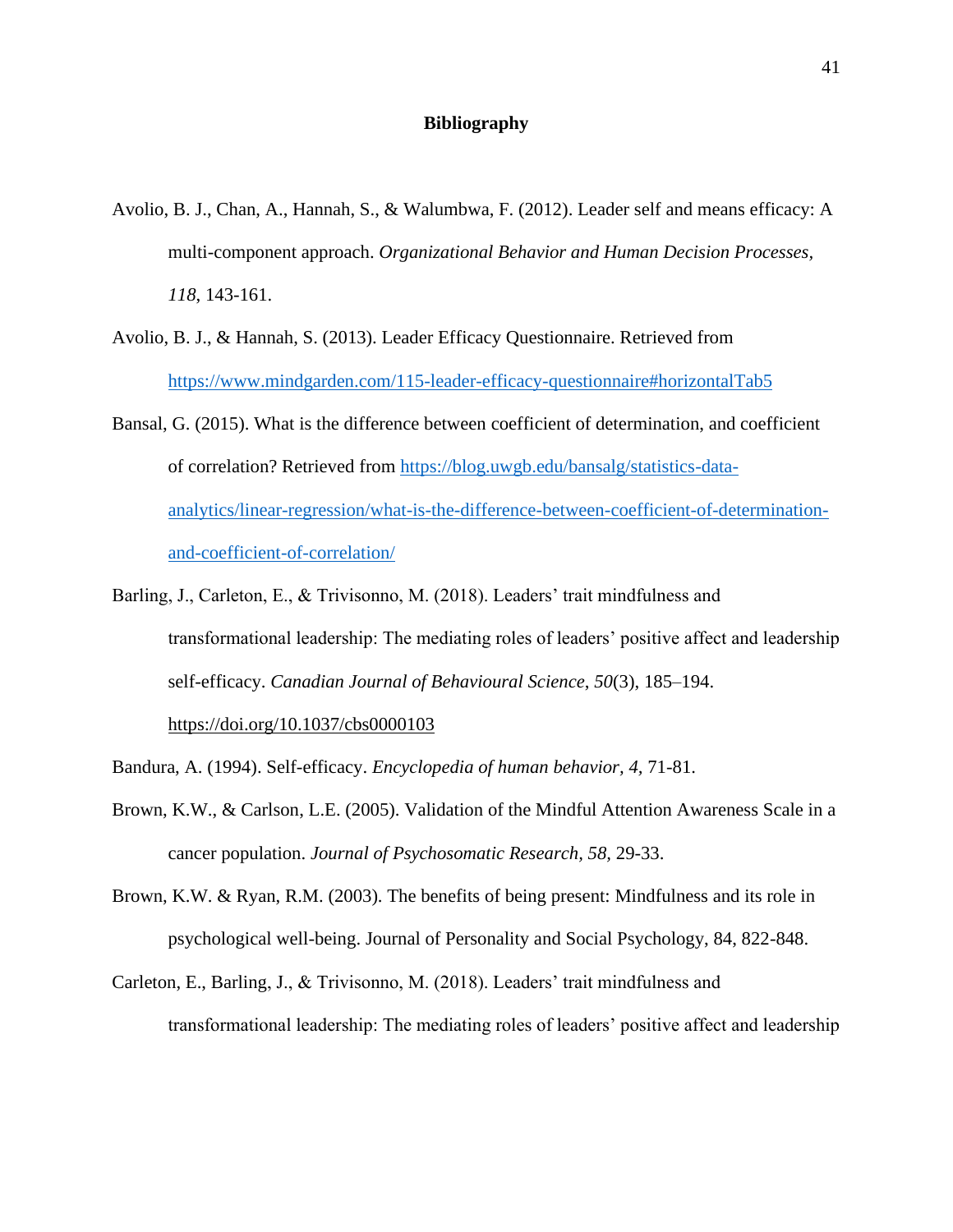**Bibliography**

Avolio, B. J., Chan, A., Hannah, S., & Walumbwa, F. (2012). Leader self and means efficacy: A multi-component approach. *Organizational Behavior and Human Decision Processes, 118*, 143-161.

Avolio, B. J., & Hannah, S. (2013). Leader Efficacy Questionnaire. Retrieved from https://www.mindgarden.com/115-leader-efficacy-questionnaire#horizontalTab5

Bansal, G. (2015). What is the difference between coefficient of determination, and coefficient of correlation? Retrieved from https://blog.uwgb.edu/bansalg/statistics-data-analytics/linear-regression/what-is-the-difference-between-coefficient-of-determination-and-coefficient-of-correlation/

Barling, J., Carleton, E., & Trivisonno, M. (2018). Leaders' trait mindfulness and transformational leadership: The mediating roles of leaders' positive affect and leadership self-efficacy. *Canadian Journal of Behavioural Science, 50*(3), 185–194. https://doi.org/10.1037/cbs0000103

Bandura, A. (1994). Self-efficacy. *Encyclopedia of human behavior, 4,* 71-81.

Brown, K.W., & Carlson, L.E. (2005). Validation of the Mindful Attention Awareness Scale in a cancer population. *Journal of Psychosomatic Research, 58,* 29-33.

Brown, K.W. & Ryan, R.M. (2003). The benefits of being present: Mindfulness and its role in psychological well-being. Journal of Personality and Social Psychology, 84, 822-848.

Carleton, E., Barling, J., & Trivisonno, M. (2018). Leaders' trait mindfulness and transformational leadership: The mediating roles of leaders' positive affect and leadership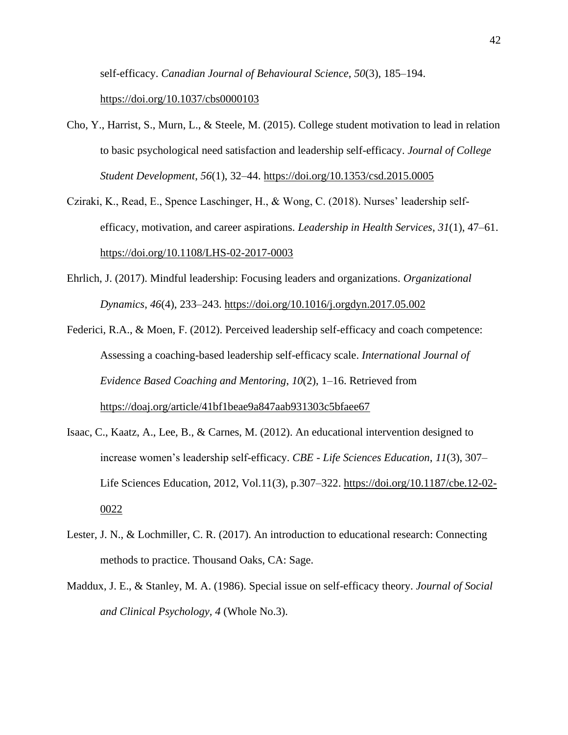self-efficacy. *Canadian Journal of Behavioural Science*, *50*(3), 185–194. https://doi.org/10.1037/cbs0000103

Cho, Y., Harrist, S., Murn, L., & Steele, M. (2015). College student motivation to lead in relation to basic psychological need satisfaction and leadership self-efficacy. *Journal of College Student Development*, *56*(1), 32–44. https://doi.org/10.1353/csd.2015.0005

Cziraki, K., Read, E., Spence Laschinger, H., & Wong, C. (2018). Nurses' leadership self-efficacy, motivation, and career aspirations. *Leadership in Health Services*, *31*(1), 47–61. https://doi.org/10.1108/LHS-02-2017-0003

Ehrlich, J. (2017). Mindful leadership: Focusing leaders and organizations. *Organizational Dynamics*, *46*(4), 233–243. https://doi.org/10.1016/j.orgdyn.2017.05.002

Federici, R.A., & Moen, F. (2012). Perceived leadership self-efficacy and coach competence: Assessing a coaching-based leadership self-efficacy scale. *International Journal of Evidence Based Coaching and Mentoring*, *10*(2), 1–16. Retrieved from https://doaj.org/article/41bf1beae9a847aab931303c5bfaee67

Isaac, C., Kaatz, A., Lee, B., & Carnes, M. (2012). An educational intervention designed to increase women's leadership self-efficacy. *CBE - Life Sciences Education*, *11*(3), 307–Life Sciences Education, 2012, Vol.11(3), p.307–322. https://doi.org/10.1187/cbe.12-02-0022

Lester, J. N., & Lochmiller, C. R. (2017). An introduction to educational research: Connecting methods to practice. Thousand Oaks, CA: Sage.

Maddux, J. E., & Stanley, M. A. (1986). Special issue on self-efficacy theory. *Journal of Social and Clinical Psychology, 4* (Whole No.3).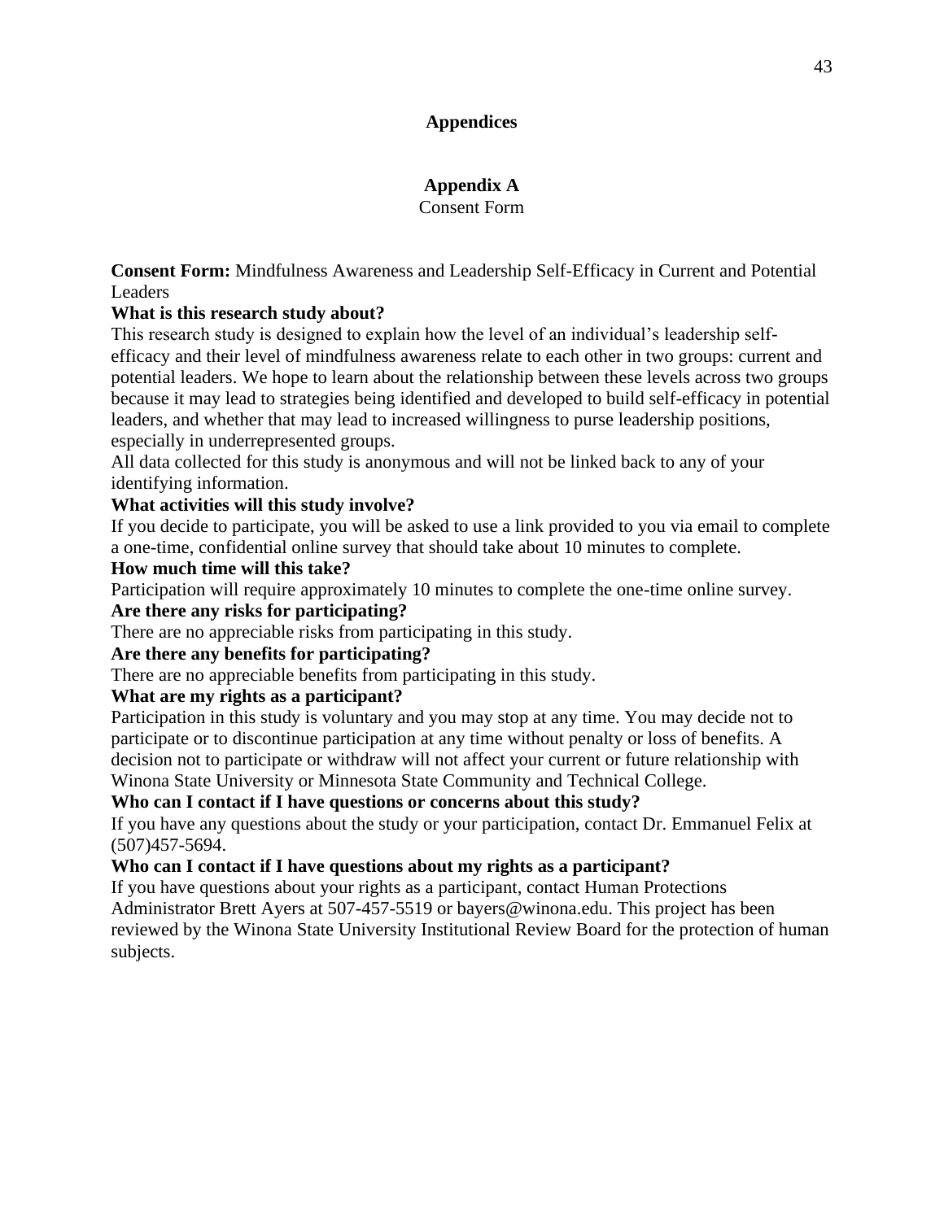# Appendices

## Appendix A

Consent Form

**Consent Form:** Mindfulness Awareness and Leadership Self-Efficacy in Current and Potential Leaders

**What is this research study about?**

This research study is designed to explain how the level of an individual's leadership self-efficacy and their level of mindfulness awareness relate to each other in two groups: current and potential leaders. We hope to learn about the relationship between these levels across two groups because it may lead to strategies being identified and developed to build self-efficacy in potential leaders, and whether that may lead to increased willingness to purse leadership positions, especially in underrepresented groups.

All data collected for this study is anonymous and will not be linked back to any of your identifying information.

**What activities will this study involve?**

If you decide to participate, you will be asked to use a link provided to you via email to complete a one-time, confidential online survey that should take about 10 minutes to complete.

**How much time will this take?**

Participation will require approximately 10 minutes to complete the one-time online survey.

**Are there any risks for participating?**

There are no appreciable risks from participating in this study.

**Are there any benefits for participating?**

There are no appreciable benefits from participating in this study.

**What are my rights as a participant?**

Participation in this study is voluntary and you may stop at any time. You may decide not to participate or to discontinue participation at any time without penalty or loss of benefits. A decision not to participate or withdraw will not affect your current or future relationship with Winona State University or Minnesota State Community and Technical College.

**Who can I contact if I have questions or concerns about this study?**

If you have any questions about the study or your participation, contact Dr. Emmanuel Felix at (507)457-5694.

**Who can I contact if I have questions about my rights as a participant?**

If you have questions about your rights as a participant, contact Human Protections Administrator Brett Ayers at 507-457-5519 or bayers@winona.edu. This project has been reviewed by the Winona State University Institutional Review Board for the protection of human subjects.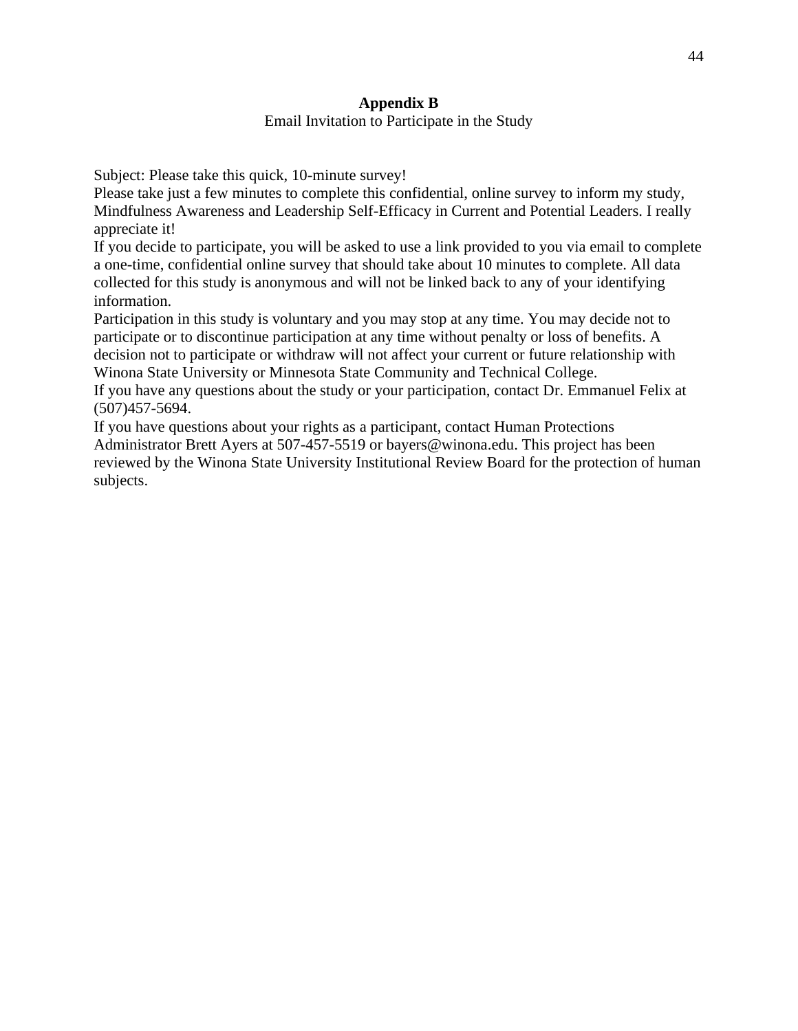## Appendix B

Email Invitation to Participate in the Study

Subject: Please take this quick, 10-minute survey!

Please take just a few minutes to complete this confidential, online survey to inform my study, Mindfulness Awareness and Leadership Self-Efficacy in Current and Potential Leaders. I really appreciate it!

If you decide to participate, you will be asked to use a link provided to you via email to complete a one-time, confidential online survey that should take about 10 minutes to complete. All data collected for this study is anonymous and will not be linked back to any of your identifying information.

Participation in this study is voluntary and you may stop at any time. You may decide not to participate or to discontinue participation at any time without penalty or loss of benefits. A decision not to participate or withdraw will not affect your current or future relationship with Winona State University or Minnesota State Community and Technical College.

If you have any questions about the study or your participation, contact Dr. Emmanuel Felix at (507)457-5694.

If you have questions about your rights as a participant, contact Human Protections Administrator Brett Ayers at 507-457-5519 or bayers@winona.edu. This project has been reviewed by the Winona State University Institutional Review Board for the protection of human subjects.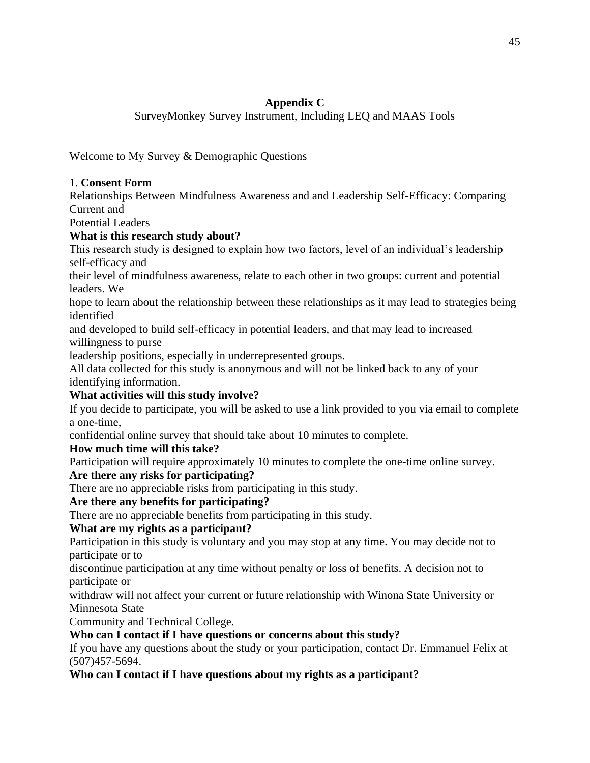## Appendix C

SurveyMonkey Survey Instrument, Including LEQ and MAAS Tools

Welcome to My Survey & Demographic Questions

1. **Consent Form**

Relationships Between Mindfulness Awareness and and Leadership Self-Efficacy: Comparing Current and Potential Leaders

**What is this research study about?**

This research study is designed to explain how two factors, level of an individual's leadership self-efficacy and their level of mindfulness awareness, relate to each other in two groups: current and potential leaders. We hope to learn about the relationship between these relationships as it may lead to strategies being identified and developed to build self-efficacy in potential leaders, and that may lead to increased willingness to purse leadership positions, especially in underrepresented groups.

All data collected for this study is anonymous and will not be linked back to any of your identifying information.

**What activities will this study involve?**

If you decide to participate, you will be asked to use a link provided to you via email to complete a one-time, confidential online survey that should take about 10 minutes to complete.

**How much time will this take?**

Participation will require approximately 10 minutes to complete the one-time online survey.

**Are there any risks for participating?**

There are no appreciable risks from participating in this study.

**Are there any benefits for participating?**

There are no appreciable benefits from participating in this study.

**What are my rights as a participant?**

Participation in this study is voluntary and you may stop at any time. You may decide not to participate or to discontinue participation at any time without penalty or loss of benefits. A decision not to participate or withdraw will not affect your current or future relationship with Winona State University or Minnesota State Community and Technical College.

**Who can I contact if I have questions or concerns about this study?**

If you have any questions about the study or your participation, contact Dr. Emmanuel Felix at (507)457-5694.

**Who can I contact if I have questions about my rights as a participant?**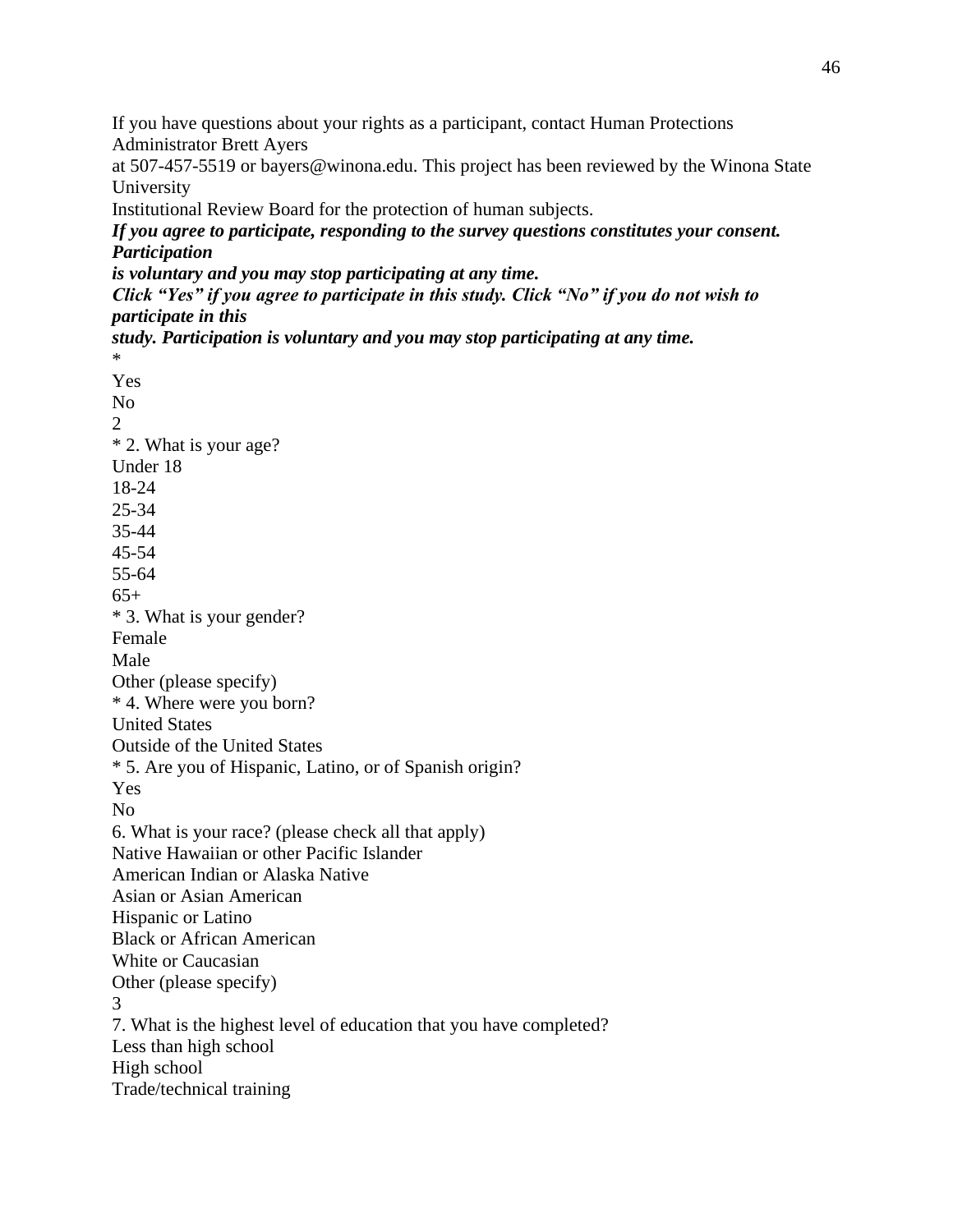If you have questions about your rights as a participant, contact Human Protections Administrator Brett Ayers
at 507-457-5519 or bayers@winona.edu. This project has been reviewed by the Winona State University
Institutional Review Board for the protection of human subjects.

***If you agree to participate, responding to the survey questions constitutes your consent. Participation***
***is voluntary and you may stop participating at any time.***
***Click "Yes" if you agree to participate in this study. Click "No" if you do not wish to participate in this***
***study. Participation is voluntary and you may stop participating at any time.***

*
Yes
No

2

* 2. What is your age?
Under 18
18-24
25-34
35-44
45-54
55-64
65+

* 3. What is your gender?
Female
Male
Other (please specify)

* 4. Where were you born?
United States
Outside of the United States

* 5. Are you of Hispanic, Latino, or of Spanish origin?
Yes
No

6. What is your race? (please check all that apply)
Native Hawaiian or other Pacific Islander
American Indian or Alaska Native
Asian or Asian American
Hispanic or Latino
Black or African American
White or Caucasian
Other (please specify)

3

7. What is the highest level of education that you have completed?
Less than high school
High school
Trade/technical training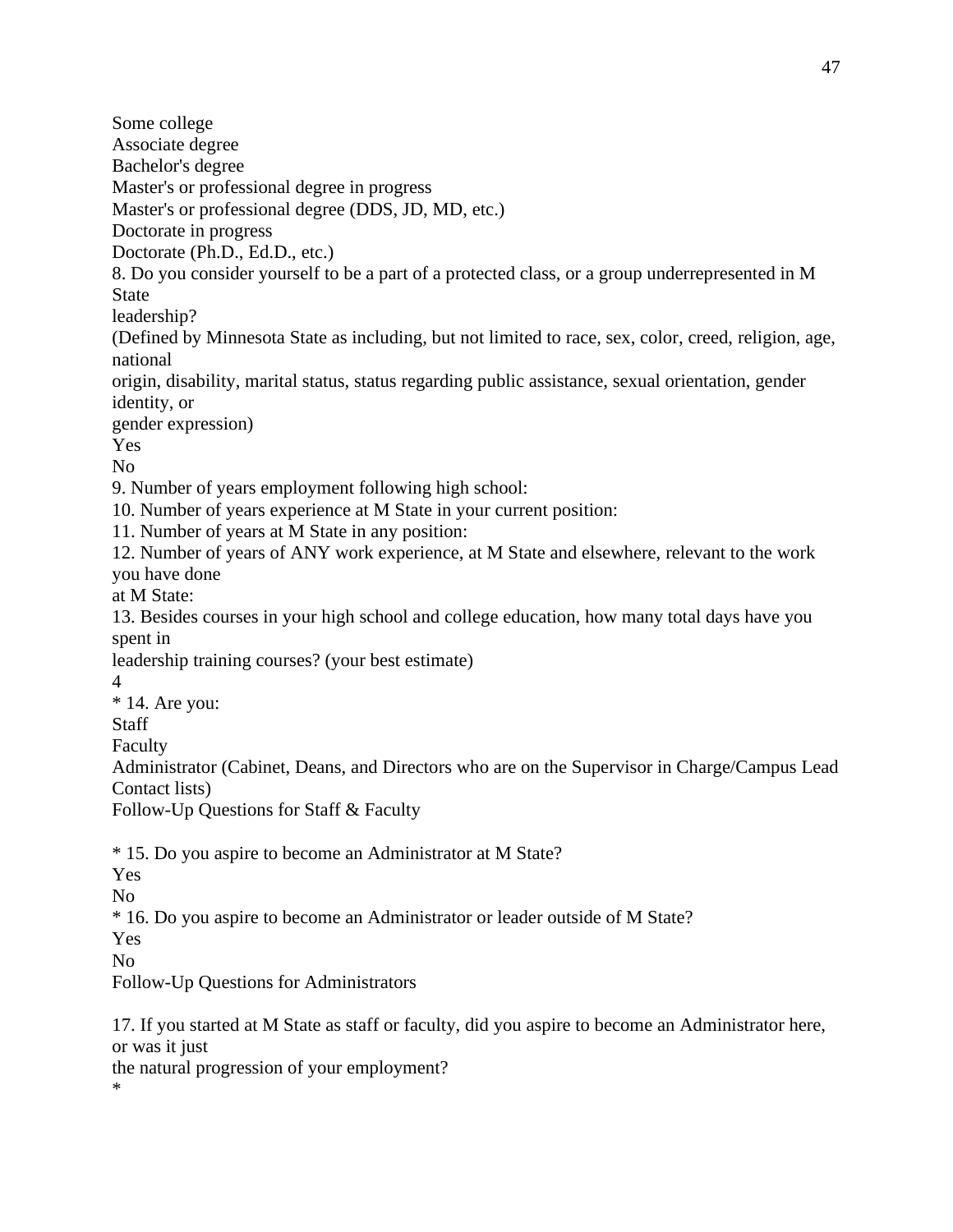Some college
Associate degree
Bachelor's degree
Master's or professional degree in progress
Master's or professional degree (DDS, JD, MD, etc.)
Doctorate in progress
Doctorate (Ph.D., Ed.D., etc.)
8. Do you consider yourself to be a part of a protected class, or a group underrepresented in M State
leadership?
(Defined by Minnesota State as including, but not limited to race, sex, color, creed, religion, age, national
origin, disability, marital status, status regarding public assistance, sexual orientation, gender identity, or
gender expression)
Yes
No
9. Number of years employment following high school:
10. Number of years experience at M State in your current position:
11. Number of years at M State in any position:
12. Number of years of ANY work experience, at M State and elsewhere, relevant to the work you have done
at M State:
13. Besides courses in your high school and college education, how many total days have you spent in
leadership training courses? (your best estimate)
4
* 14. Are you:
Staff
Faculty
Administrator (Cabinet, Deans, and Directors who are on the Supervisor in Charge/Campus Lead Contact lists)
Follow-Up Questions for Staff & Faculty

* 15. Do you aspire to become an Administrator at M State?
Yes
No
* 16. Do you aspire to become an Administrator or leader outside of M State?
Yes
No
Follow-Up Questions for Administrators

17. If you started at M State as staff or faculty, did you aspire to become an Administrator here, or was it just
the natural progression of your employment?
*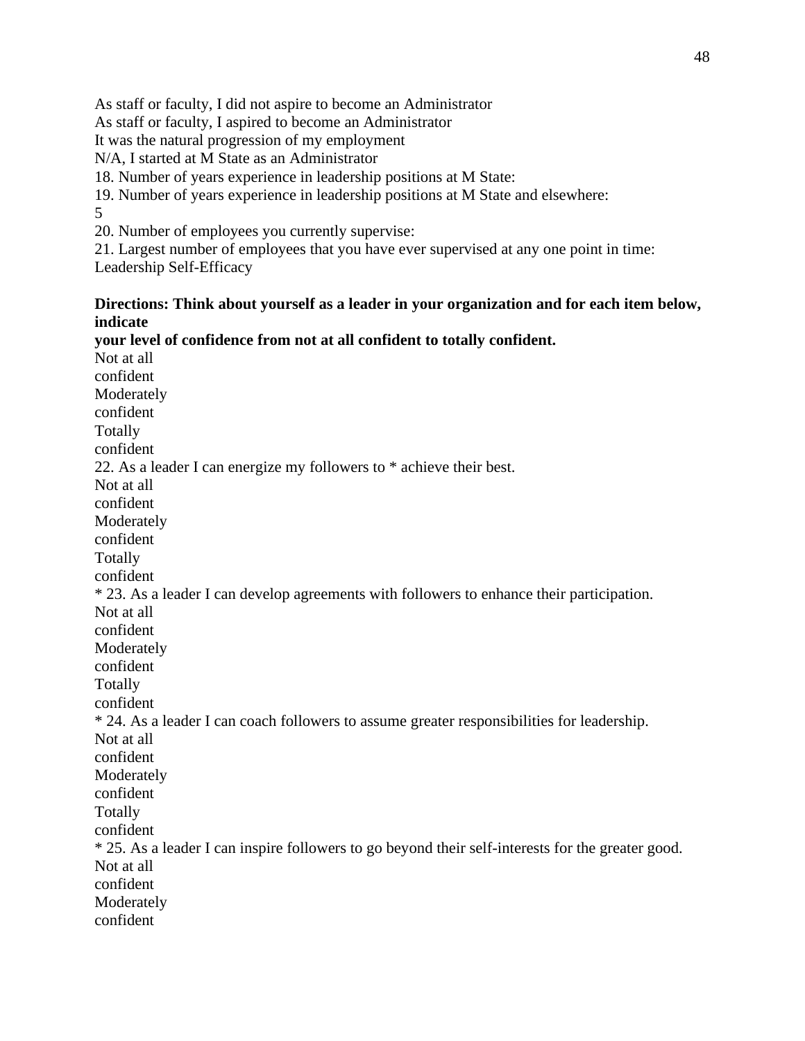As staff or faculty, I did not aspire to become an Administrator
As staff or faculty, I aspired to become an Administrator
It was the natural progression of my employment
N/A, I started at M State as an Administrator
18. Number of years experience in leadership positions at M State:
19. Number of years experience in leadership positions at M State and elsewhere:
5
20. Number of employees you currently supervise:
21. Largest number of employees that you have ever supervised at any one point in time:
Leadership Self-Efficacy

**Directions: Think about yourself as a leader in your organization and for each item below, indicate your level of confidence from not at all confident to totally confident.**

Not at all
confident
Moderately
confident
Totally
confident
22. As a leader I can energize my followers to * achieve their best.
Not at all
confident
Moderately
confident
Totally
confident
* 23. As a leader I can develop agreements with followers to enhance their participation.
Not at all
confident
Moderately
confident
Totally
confident
* 24. As a leader I can coach followers to assume greater responsibilities for leadership.
Not at all
confident
Moderately
confident
Totally
confident
* 25. As a leader I can inspire followers to go beyond their self-interests for the greater good.
Not at all
confident
Moderately
confident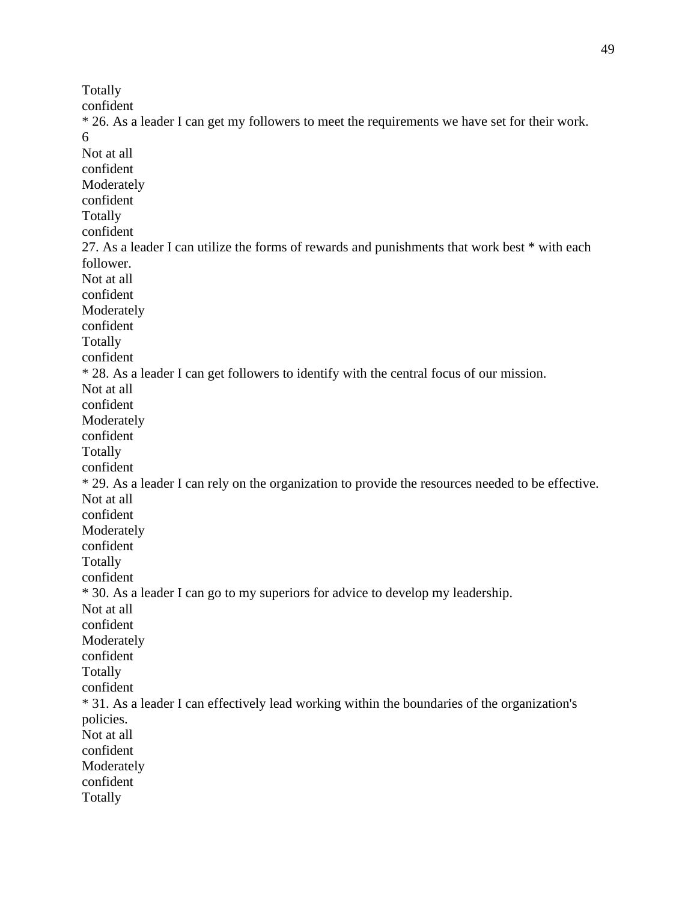Totally
confident
* 26. As a leader I can get my followers to meet the requirements we have set for their work.
6
Not at all
confident
Moderately
confident
Totally
confident
27. As a leader I can utilize the forms of rewards and punishments that work best * with each follower.
Not at all
confident
Moderately
confident
Totally
confident
* 28. As a leader I can get followers to identify with the central focus of our mission.
Not at all
confident
Moderately
confident
Totally
confident
* 29. As a leader I can rely on the organization to provide the resources needed to be effective.
Not at all
confident
Moderately
confident
Totally
confident
* 30. As a leader I can go to my superiors for advice to develop my leadership.
Not at all
confident
Moderately
confident
Totally
confident
* 31. As a leader I can effectively lead working within the boundaries of the organization's policies.
Not at all
confident
Moderately
confident
Totally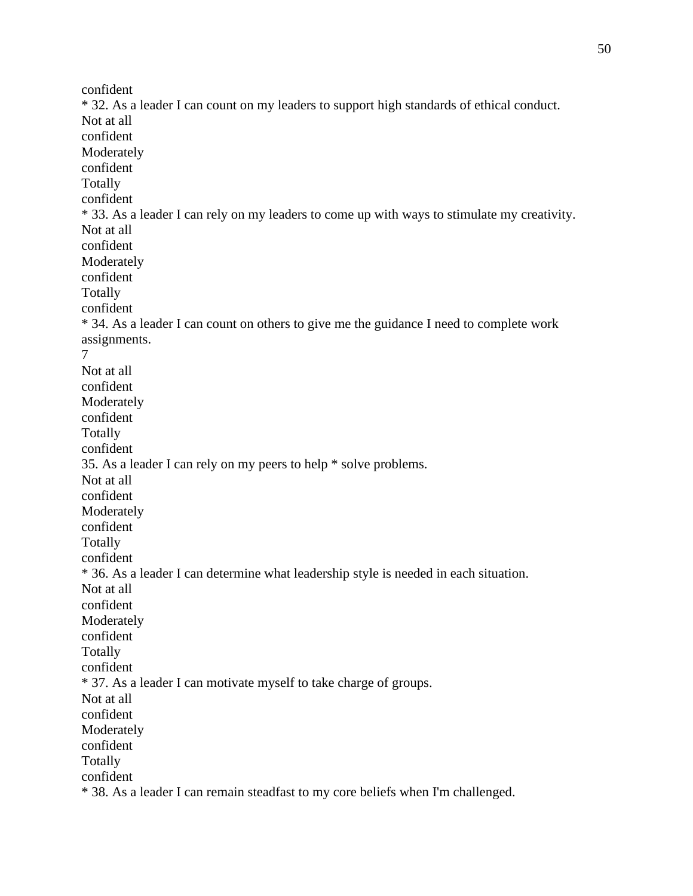confident

* 32. As a leader I can count on my leaders to support high standards of ethical conduct.

Not at all
confident
Moderately
confident
Totally
confident

* 33. As a leader I can rely on my leaders to come up with ways to stimulate my creativity.

Not at all
confident
Moderately
confident
Totally
confident

* 34. As a leader I can count on others to give me the guidance I need to complete work assignments.

7

Not at all
confident
Moderately
confident
Totally
confident

35. As a leader I can rely on my peers to help * solve problems.

Not at all
confident
Moderately
confident
Totally
confident

* 36. As a leader I can determine what leadership style is needed in each situation.

Not at all
confident
Moderately
confident
Totally
confident

* 37. As a leader I can motivate myself to take charge of groups.

Not at all
confident
Moderately
confident
Totally
confident

* 38. As a leader I can remain steadfast to my core beliefs when I'm challenged.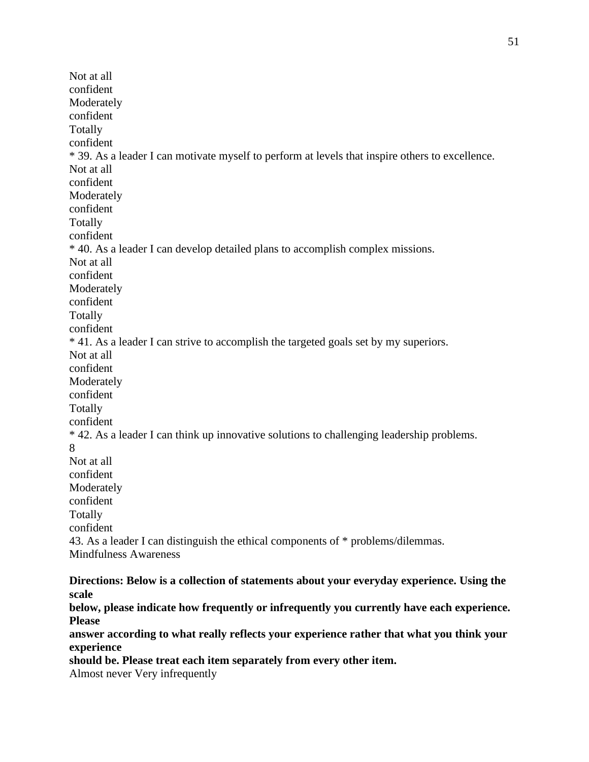Not at all
confident
Moderately
confident
Totally
confident
* 39. As a leader I can motivate myself to perform at levels that inspire others to excellence.
Not at all
confident
Moderately
confident
Totally
confident
* 40. As a leader I can develop detailed plans to accomplish complex missions.
Not at all
confident
Moderately
confident
Totally
confident
* 41. As a leader I can strive to accomplish the targeted goals set by my superiors.
Not at all
confident
Moderately
confident
Totally
confident
* 42. As a leader I can think up innovative solutions to challenging leadership problems.
8
Not at all
confident
Moderately
confident
Totally
confident
43. As a leader I can distinguish the ethical components of * problems/dilemmas.
Mindfulness Awareness

**Directions: Below is a collection of statements about your everyday experience. Using the scale below, please indicate how frequently or infrequently you currently have each experience. Please answer according to what really reflects your experience rather that what you think your experience should be. Please treat each item separately from every other item.**

Almost never Very infrequently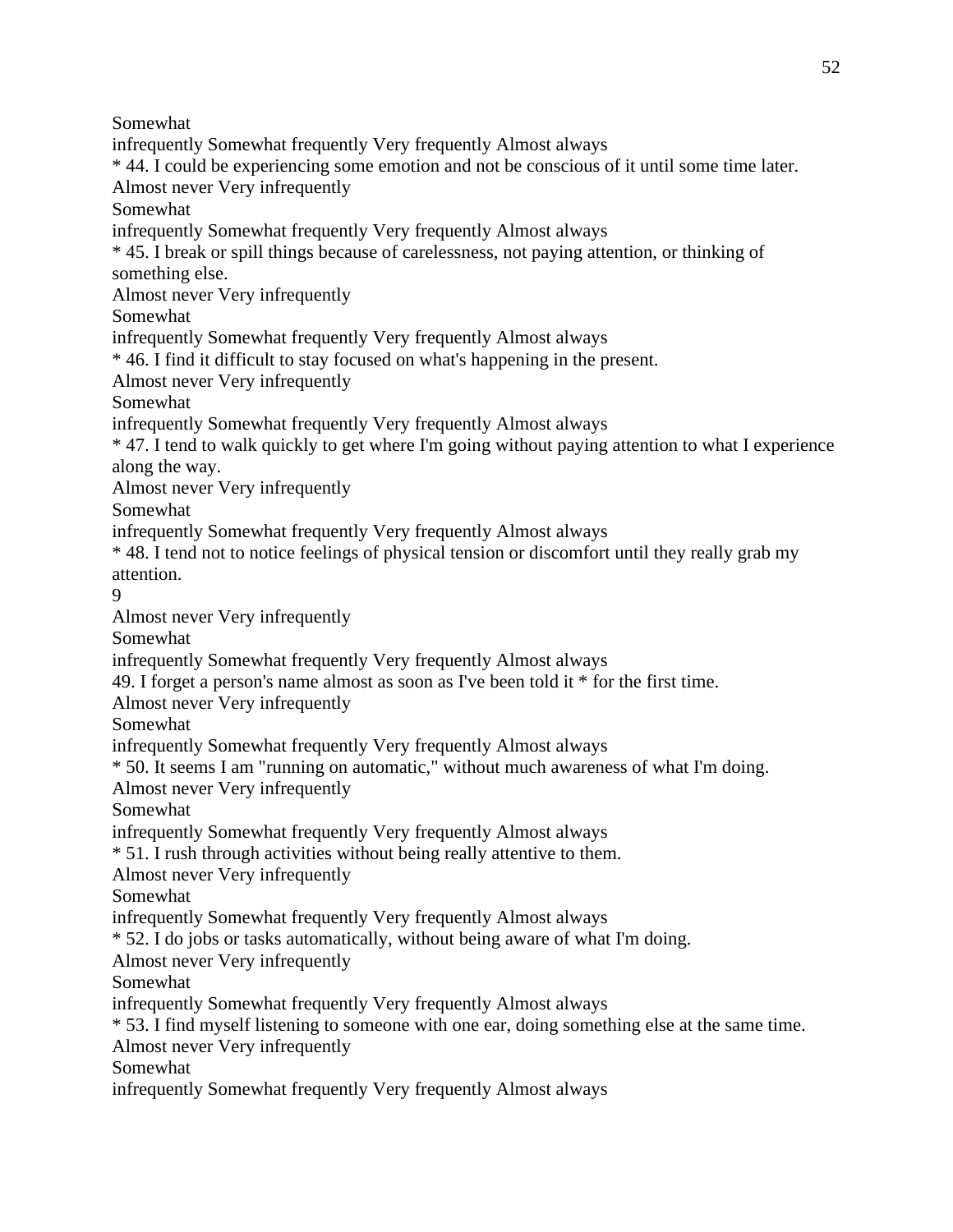Somewhat
infrequently Somewhat frequently Very frequently Almost always

* 44. I could be experiencing some emotion and not be conscious of it until some time later.

Almost never Very infrequently
Somewhat
infrequently Somewhat frequently Very frequently Almost always

* 45. I break or spill things because of carelessness, not paying attention, or thinking of something else.

Almost never Very infrequently
Somewhat
infrequently Somewhat frequently Very frequently Almost always

* 46. I find it difficult to stay focused on what's happening in the present.

Almost never Very infrequently
Somewhat
infrequently Somewhat frequently Very frequently Almost always

* 47. I tend to walk quickly to get where I'm going without paying attention to what I experience along the way.

Almost never Very infrequently
Somewhat
infrequently Somewhat frequently Very frequently Almost always

* 48. I tend not to notice feelings of physical tension or discomfort until they really grab my attention.

9

Almost never Very infrequently
Somewhat
infrequently Somewhat frequently Very frequently Almost always

49. I forget a person's name almost as soon as I've been told it * for the first time.

Almost never Very infrequently
Somewhat
infrequently Somewhat frequently Very frequently Almost always

* 50. It seems I am "running on automatic," without much awareness of what I'm doing.

Almost never Very infrequently
Somewhat
infrequently Somewhat frequently Very frequently Almost always

* 51. I rush through activities without being really attentive to them.

Almost never Very infrequently
Somewhat
infrequently Somewhat frequently Very frequently Almost always

* 52. I do jobs or tasks automatically, without being aware of what I'm doing.

Almost never Very infrequently
Somewhat
infrequently Somewhat frequently Very frequently Almost always

* 53. I find myself listening to someone with one ear, doing something else at the same time.

Almost never Very infrequently
Somewhat
infrequently Somewhat frequently Very frequently Almost always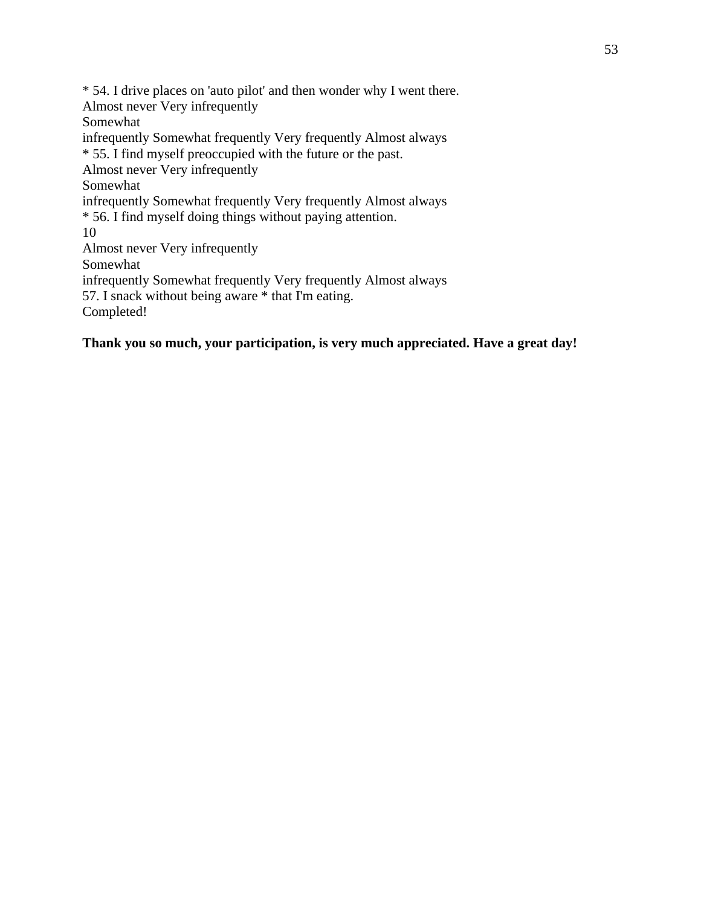* 54. I drive places on 'auto pilot' and then wonder why I went there.
Almost never Very infrequently
Somewhat
infrequently Somewhat frequently Very frequently Almost always
* 55. I find myself preoccupied with the future or the past.
Almost never Very infrequently
Somewhat
infrequently Somewhat frequently Very frequently Almost always
* 56. I find myself doing things without paying attention.
10
Almost never Very infrequently
Somewhat
infrequently Somewhat frequently Very frequently Almost always
57. I snack without being aware * that I'm eating.
Completed!

**Thank you so much, your participation, is very much appreciated. Have a great day!**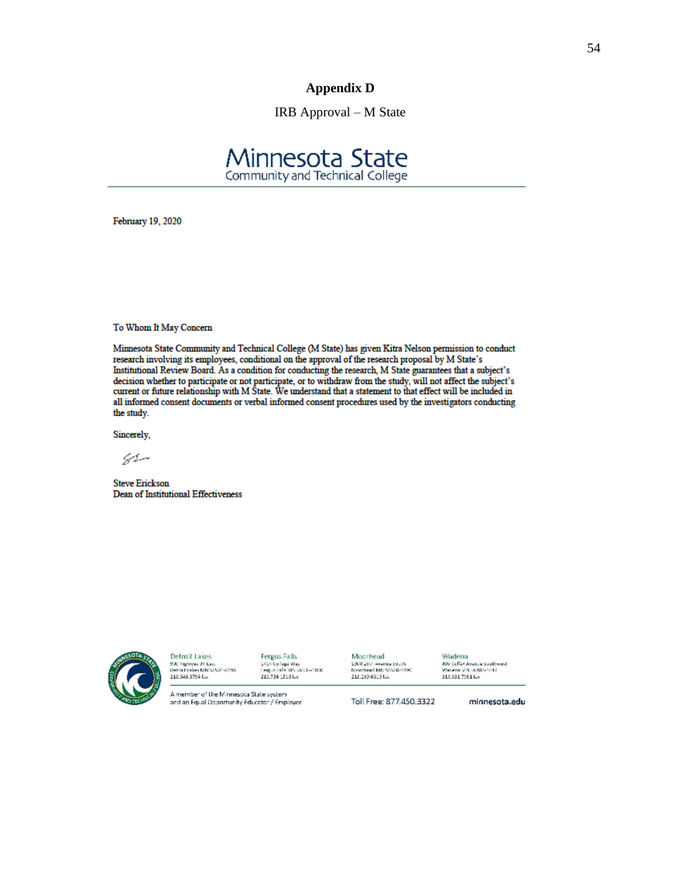**Appendix D**

IRB Approval – M State

Minnesota State
Community and Technical College

February 19, 2020

To Whom It May Concern

Minnesota State Community and Technical College (M State) has given Kitra Nelson permission to conduct research involving its employees, conditional on the approval of the research proposal by M State's Institutional Review Board. As a condition for conducting the research, M State guarantees that a subject's decision whether to participate or not participate, or to withdraw from the study, will not affect the subject's current or future relationship with M State. We understand that a statement to that effect will be included in all informed consent documents or verbal informed consent procedures used by the investigators conducting the study.

Sincerely,

Steve Erickson
Dean of Institutional Effectiveness

Detroit Lakes
900 Highway 34 East
Detroit Lakes MN 56501-2698
218.846.3794 fax

Fergus Falls
1414 College Way
Fergus Falls MN 56537-1000
218.736.1510 fax

Moorhead
1900 28th Avenue South
Moorhead MN 56560-4899
218.299.6810 fax

Wadena
405 Colfax Avenue Southwest
Wadena MN 56482-1447
218.631.7901 fax

A member of the Minnesota State system and an Equal Opportunity Educator / Employer.

Toll Free: 877.450.3322

minnesota.edu